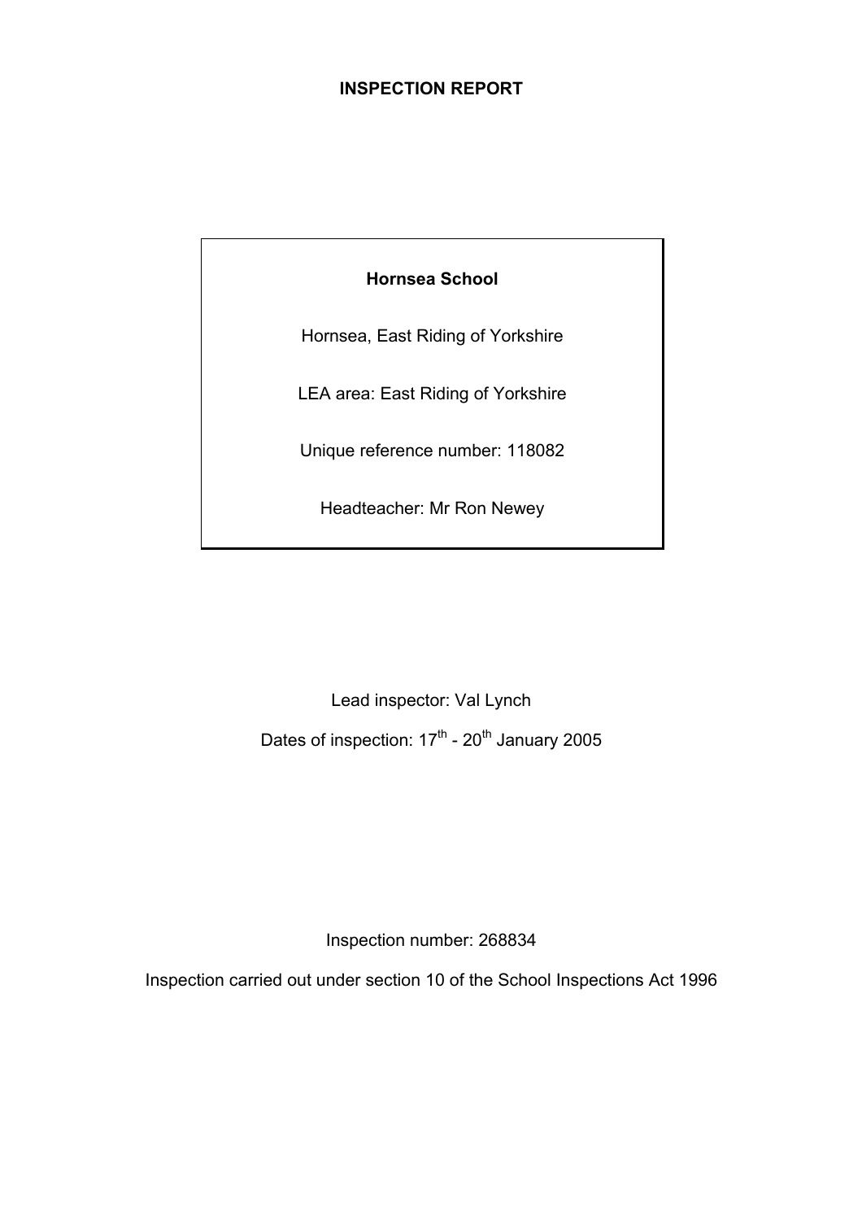# INSPECTION REPORT

**Hornsea School**

Hornsea, East Riding of Yorkshire

LEA area: East Riding of Yorkshire

Unique reference number: 118082

Headteacher: Mr Ron Newey

Lead inspector: Val Lynch

Dates of inspection: 17th - 20th January 2005

Inspection number: 268834

Inspection carried out under section 10 of the School Inspections Act 1996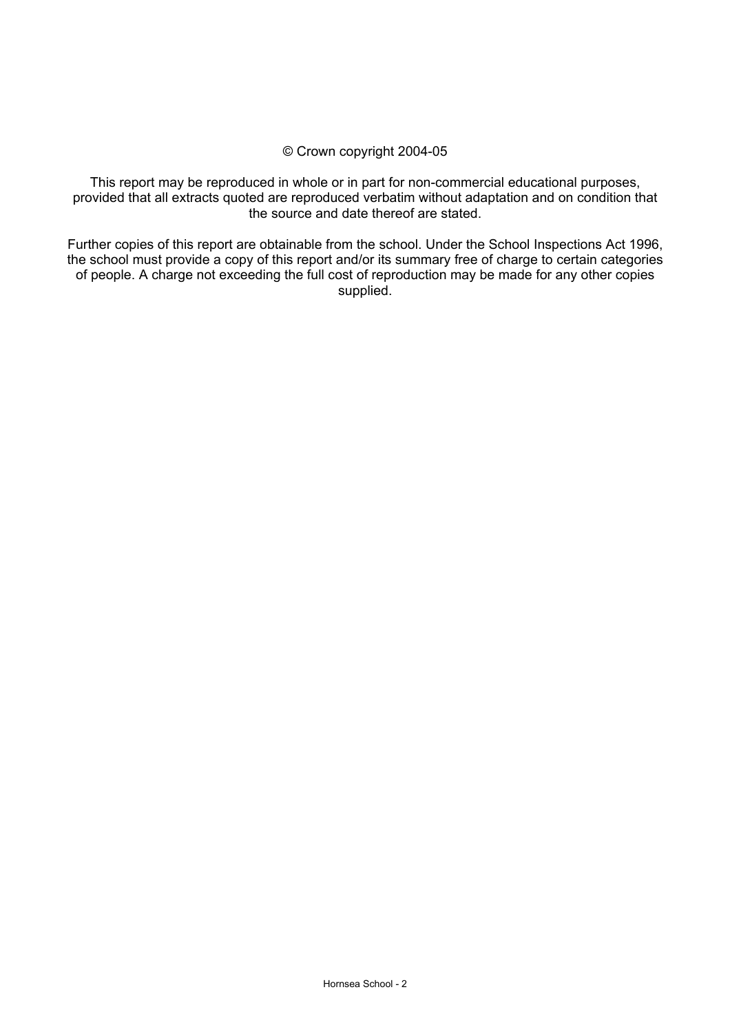© Crown copyright 2004-05

This report may be reproduced in whole or in part for non-commercial educational purposes, provided that all extracts quoted are reproduced verbatim without adaptation and on condition that the source and date thereof are stated.

Further copies of this report are obtainable from the school. Under the School Inspections Act 1996, the school must provide a copy of this report and/or its summary free of charge to certain categories of people. A charge not exceeding the full cost of reproduction may be made for any other copies supplied.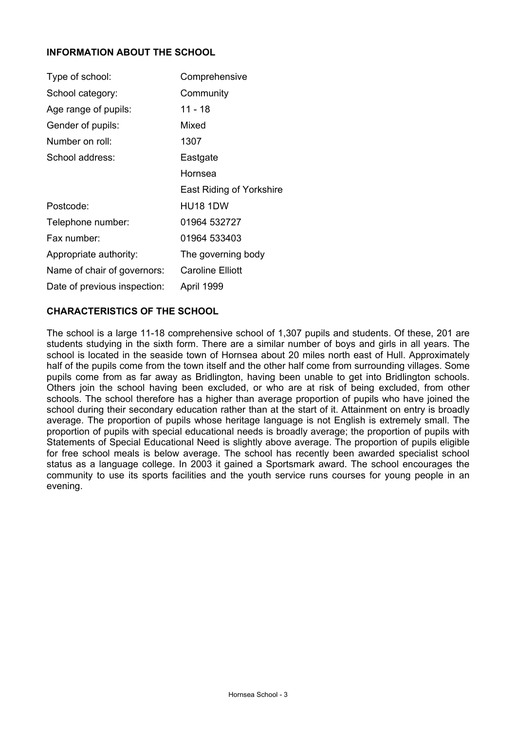## INFORMATION ABOUT THE SCHOOL

| | |
|---|---|
| Type of school: | Comprehensive |
| School category: | Community |
| Age range of pupils: | 11 - 18 |
| Gender of pupils: | Mixed |
| Number on roll: | 1307 |
| School address: | Eastgate |
| | Hornsea |
| | East Riding of Yorkshire |
| Postcode: | HU18 1DW |
| Telephone number: | 01964 532727 |
| Fax number: | 01964 533403 |
| Appropriate authority: | The governing body |
| Name of chair of governors: | Caroline Elliott |
| Date of previous inspection: | April 1999 |

## CHARACTERISTICS OF THE SCHOOL

The school is a large 11-18 comprehensive school of 1,307 pupils and students. Of these, 201 are students studying in the sixth form. There are a similar number of boys and girls in all years. The school is located in the seaside town of Hornsea about 20 miles north east of Hull. Approximately half of the pupils come from the town itself and the other half come from surrounding villages. Some pupils come from as far away as Bridlington, having been unable to get into Bridlington schools. Others join the school having been excluded, or who are at risk of being excluded, from other schools. The school therefore has a higher than average proportion of pupils who have joined the school during their secondary education rather than at the start of it. Attainment on entry is broadly average. The proportion of pupils whose heritage language is not English is extremely small. The proportion of pupils with special educational needs is broadly average; the proportion of pupils with Statements of Special Educational Need is slightly above average. The proportion of pupils eligible for free school meals is below average. The school has recently been awarded specialist school status as a language college. In 2003 it gained a Sportsmark award. The school encourages the community to use its sports facilities and the youth service runs courses for young people in an evening.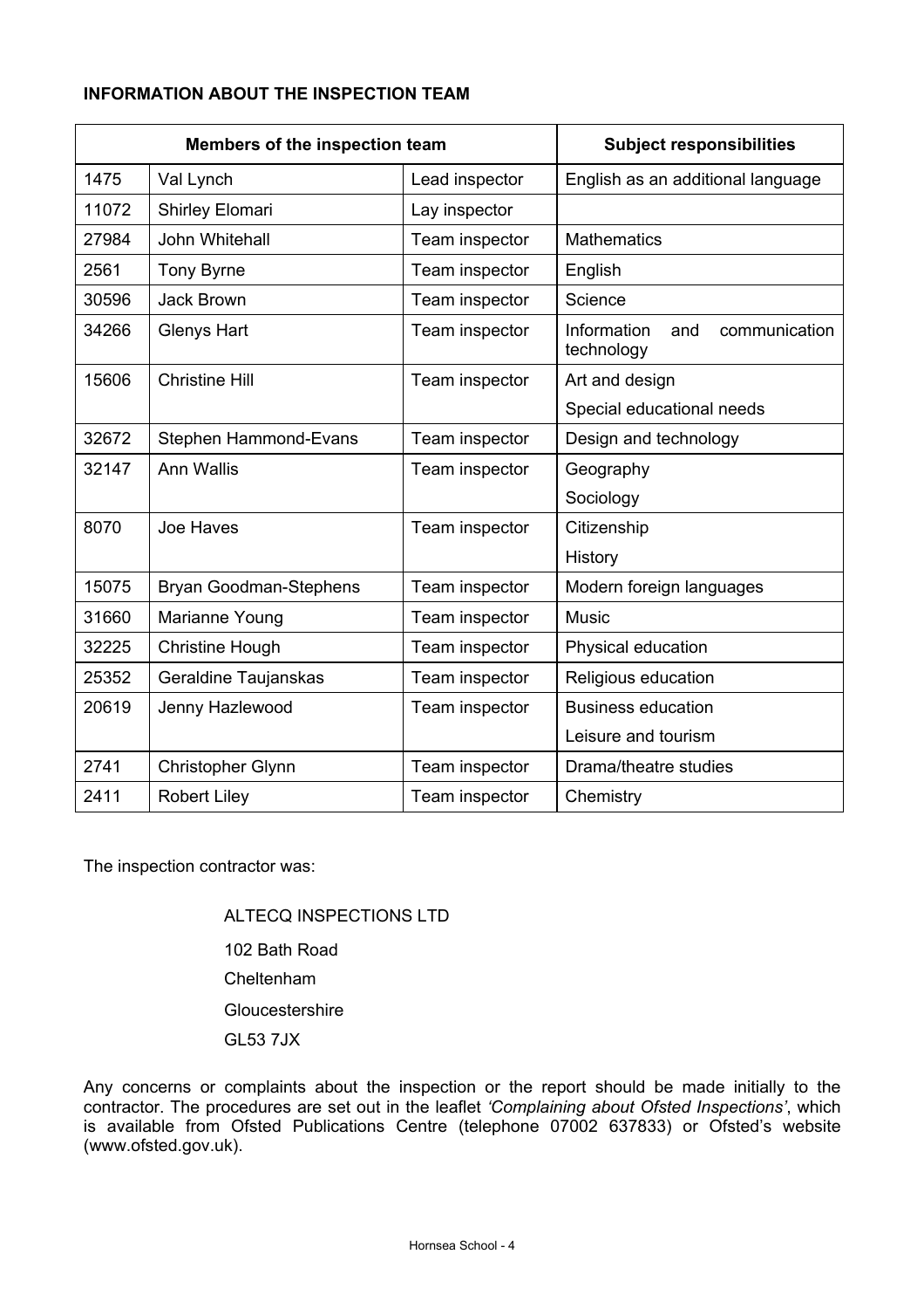**INFORMATION ABOUT THE INSPECTION TEAM**

| Members of the inspection team | | | Subject responsibilities |
|---|---|---|---|
| 1475 | Val Lynch | Lead inspector | English as an additional language |
| 11072 | Shirley Elomari | Lay inspector | |
| 27984 | John Whitehall | Team inspector | Mathematics |
| 2561 | Tony Byrne | Team inspector | English |
| 30596 | Jack Brown | Team inspector | Science |
| 34266 | Glenys Hart | Team inspector | Information and communication technology |
| 15606 | Christine Hill | Team inspector | Art and design<br>Special educational needs |
| 32672 | Stephen Hammond-Evans | Team inspector | Design and technology |
| 32147 | Ann Wallis | Team inspector | Geography<br>Sociology |
| 8070 | Joe Haves | Team inspector | Citizenship<br>History |
| 15075 | Bryan Goodman-Stephens | Team inspector | Modern foreign languages |
| 31660 | Marianne Young | Team inspector | Music |
| 32225 | Christine Hough | Team inspector | Physical education |
| 25352 | Geraldine Taujanskas | Team inspector | Religious education |
| 20619 | Jenny Hazlewood | Team inspector | Business education<br>Leisure and tourism |
| 2741 | Christopher Glynn | Team inspector | Drama/theatre studies |
| 2411 | Robert Liley | Team inspector | Chemistry |

The inspection contractor was:

ALTECQ INSPECTIONS LTD
102 Bath Road
Cheltenham
Gloucestershire
GL53 7JX

Any concerns or complaints about the inspection or the report should be made initially to the contractor. The procedures are set out in the leaflet *'Complaining about Ofsted Inspections'*, which is available from Ofsted Publications Centre (telephone 07002 637833) or Ofsted's website (www.ofsted.gov.uk).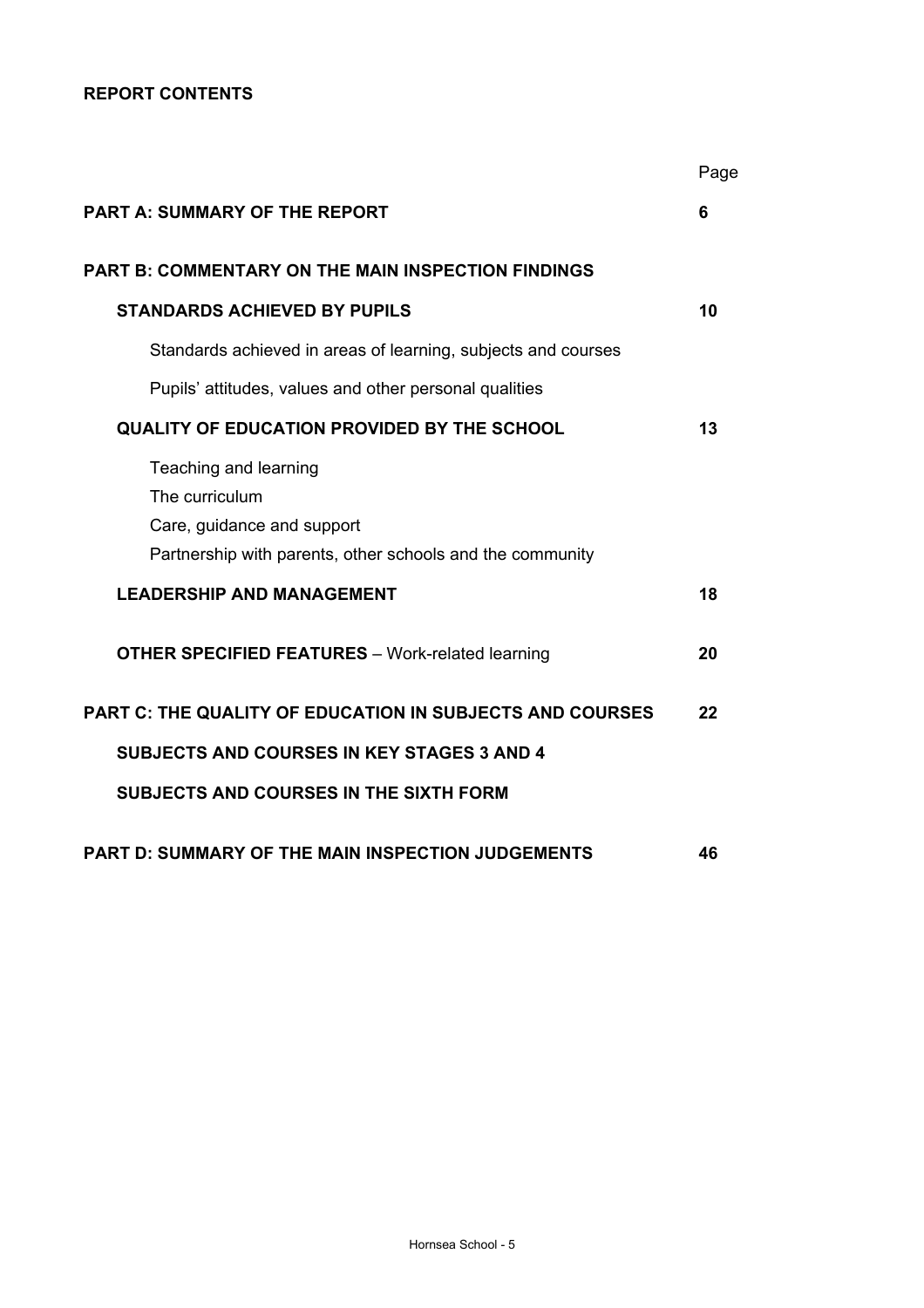**REPORT CONTENTS**

| | Page |
|---|---|
| **PART A: SUMMARY OF THE REPORT** | **6** |
| **PART B: COMMENTARY ON THE MAIN INSPECTION FINDINGS** | |
| **STANDARDS ACHIEVED BY PUPILS** | **10** |
| Standards achieved in areas of learning, subjects and courses | |
| Pupils' attitudes, values and other personal qualities | |
| **QUALITY OF EDUCATION PROVIDED BY THE SCHOOL** | **13** |
| Teaching and learning<br>The curriculum<br>Care, guidance and support<br>Partnership with parents, other schools and the community | |
| **LEADERSHIP AND MANAGEMENT** | **18** |
| **OTHER SPECIFIED FEATURES** – Work-related learning | **20** |
| **PART C: THE QUALITY OF EDUCATION IN SUBJECTS AND COURSES** | **22** |
| **SUBJECTS AND COURSES IN KEY STAGES 3 AND 4** | |
| **SUBJECTS AND COURSES IN THE SIXTH FORM** | |
| **PART D: SUMMARY OF THE MAIN INSPECTION JUDGEMENTS** | **46** |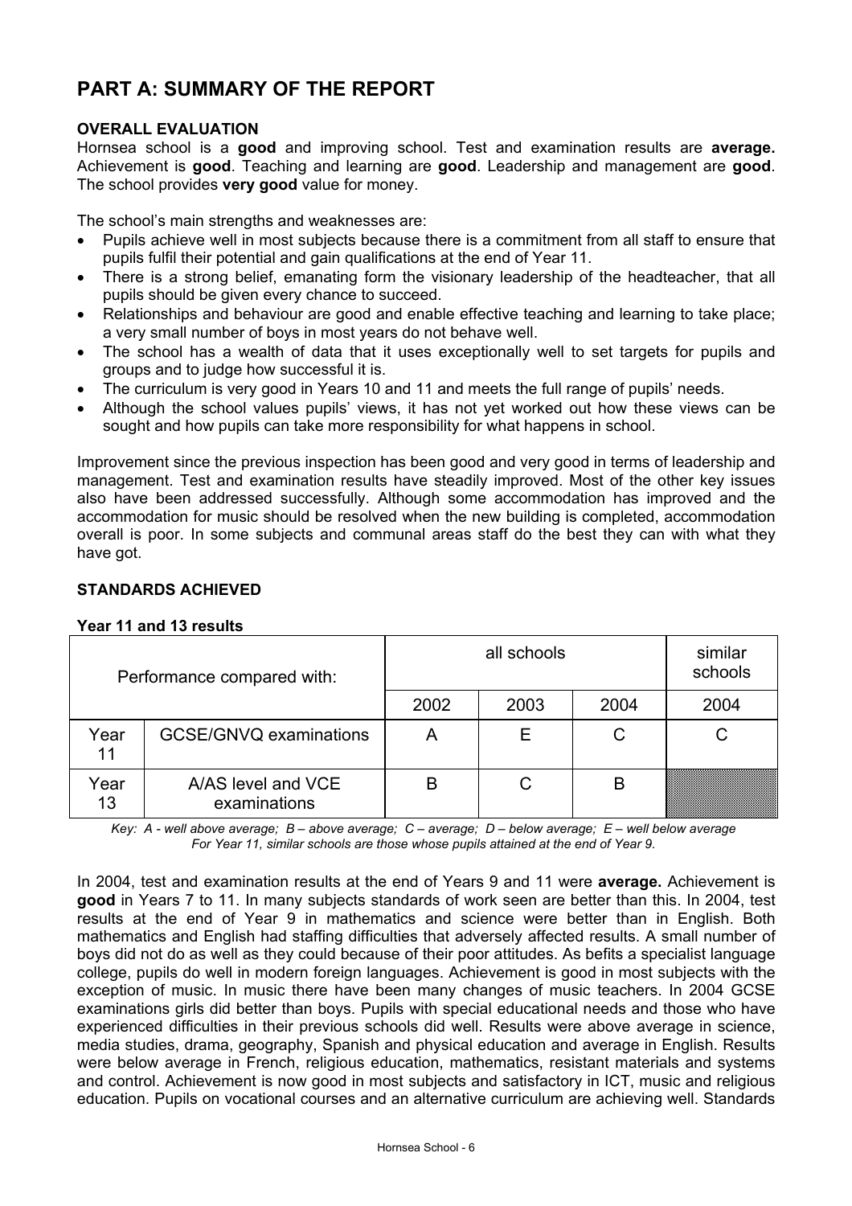# PART A: SUMMARY OF THE REPORT

**OVERALL EVALUATION**

Hornsea school is a **good** and improving school. Test and examination results are **average.** Achievement is **good**. Teaching and learning are **good**. Leadership and management are **good**. The school provides **very good** value for money.

The school's main strengths and weaknesses are:

- Pupils achieve well in most subjects because there is a commitment from all staff to ensure that pupils fulfil their potential and gain qualifications at the end of Year 11.
- There is a strong belief, emanating form the visionary leadership of the headteacher, that all pupils should be given every chance to succeed.
- Relationships and behaviour are good and enable effective teaching and learning to take place; a very small number of boys in most years do not behave well.
- The school has a wealth of data that it uses exceptionally well to set targets for pupils and groups and to judge how successful it is.
- The curriculum is very good in Years 10 and 11 and meets the full range of pupils' needs.
- Although the school values pupils' views, it has not yet worked out how these views can be sought and how pupils can take more responsibility for what happens in school.

Improvement since the previous inspection has been good and very good in terms of leadership and management. Test and examination results have steadily improved. Most of the other key issues also have been addressed successfully. Although some accommodation has improved and the accommodation for music should be resolved when the new building is completed, accommodation overall is poor. In some subjects and communal areas staff do the best they can with what they have got.

**STANDARDS ACHIEVED**

**Year 11 and 13 results**

| Performance compared with: | | all schools | | | similar schools |
|---|---|---|---|---|---|
| | | 2002 | 2003 | 2004 | 2004 |
| Year 11 | GCSE/GNVQ examinations | A | E | C | C |
| Year 13 | A/AS level and VCE examinations | B | C | B | |

*Key: A - well above average; B – above average; C – average; D – below average; E – well below average*
*For Year 11, similar schools are those whose pupils attained at the end of Year 9.*

In 2004, test and examination results at the end of Years 9 and 11 were **average.** Achievement is **good** in Years 7 to 11. In many subjects standards of work seen are better than this. In 2004, test results at the end of Year 9 in mathematics and science were better than in English. Both mathematics and English had staffing difficulties that adversely affected results. A small number of boys did not do as well as they could because of their poor attitudes. As befits a specialist language college, pupils do well in modern foreign languages. Achievement is good in most subjects with the exception of music. In music there have been many changes of music teachers. In 2004 GCSE examinations girls did better than boys. Pupils with special educational needs and those who have experienced difficulties in their previous schools did well. Results were above average in science, media studies, drama, geography, Spanish and physical education and average in English. Results were below average in French, religious education, mathematics, resistant materials and systems and control. Achievement is now good in most subjects and satisfactory in ICT, music and religious education. Pupils on vocational courses and an alternative curriculum are achieving well. Standards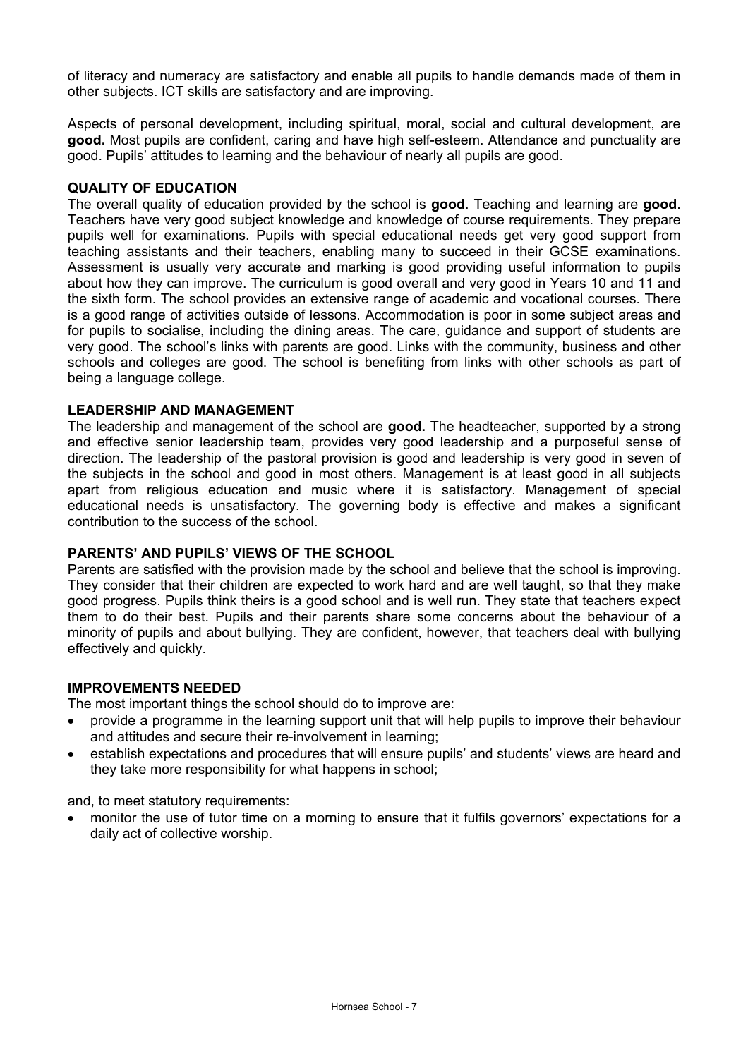of literacy and numeracy are satisfactory and enable all pupils to handle demands made of them in other subjects. ICT skills are satisfactory and are improving.

Aspects of personal development, including spiritual, moral, social and cultural development, are **good.** Most pupils are confident, caring and have high self-esteem. Attendance and punctuality are good. Pupils' attitudes to learning and the behaviour of nearly all pupils are good.

**QUALITY OF EDUCATION**

The overall quality of education provided by the school is **good**. Teaching and learning are **good**. Teachers have very good subject knowledge and knowledge of course requirements. They prepare pupils well for examinations. Pupils with special educational needs get very good support from teaching assistants and their teachers, enabling many to succeed in their GCSE examinations. Assessment is usually very accurate and marking is good providing useful information to pupils about how they can improve. The curriculum is good overall and very good in Years 10 and 11 and the sixth form. The school provides an extensive range of academic and vocational courses. There is a good range of activities outside of lessons. Accommodation is poor in some subject areas and for pupils to socialise, including the dining areas. The care, guidance and support of students are very good. The school's links with parents are good. Links with the community, business and other schools and colleges are good. The school is benefiting from links with other schools as part of being a language college.

**LEADERSHIP AND MANAGEMENT**

The leadership and management of the school are **good.** The headteacher, supported by a strong and effective senior leadership team, provides very good leadership and a purposeful sense of direction. The leadership of the pastoral provision is good and leadership is very good in seven of the subjects in the school and good in most others. Management is at least good in all subjects apart from religious education and music where it is satisfactory. Management of special educational needs is unsatisfactory. The governing body is effective and makes a significant contribution to the success of the school.

**PARENTS' AND PUPILS' VIEWS OF THE SCHOOL**

Parents are satisfied with the provision made by the school and believe that the school is improving. They consider that their children are expected to work hard and are well taught, so that they make good progress. Pupils think theirs is a good school and is well run. They state that teachers expect them to do their best. Pupils and their parents share some concerns about the behaviour of a minority of pupils and about bullying. They are confident, however, that teachers deal with bullying effectively and quickly.

**IMPROVEMENTS NEEDED**

The most important things the school should do to improve are:

- provide a programme in the learning support unit that will help pupils to improve their behaviour and attitudes and secure their re-involvement in learning;
- establish expectations and procedures that will ensure pupils' and students' views are heard and they take more responsibility for what happens in school;

and, to meet statutory requirements:

- monitor the use of tutor time on a morning to ensure that it fulfils governors' expectations for a daily act of collective worship.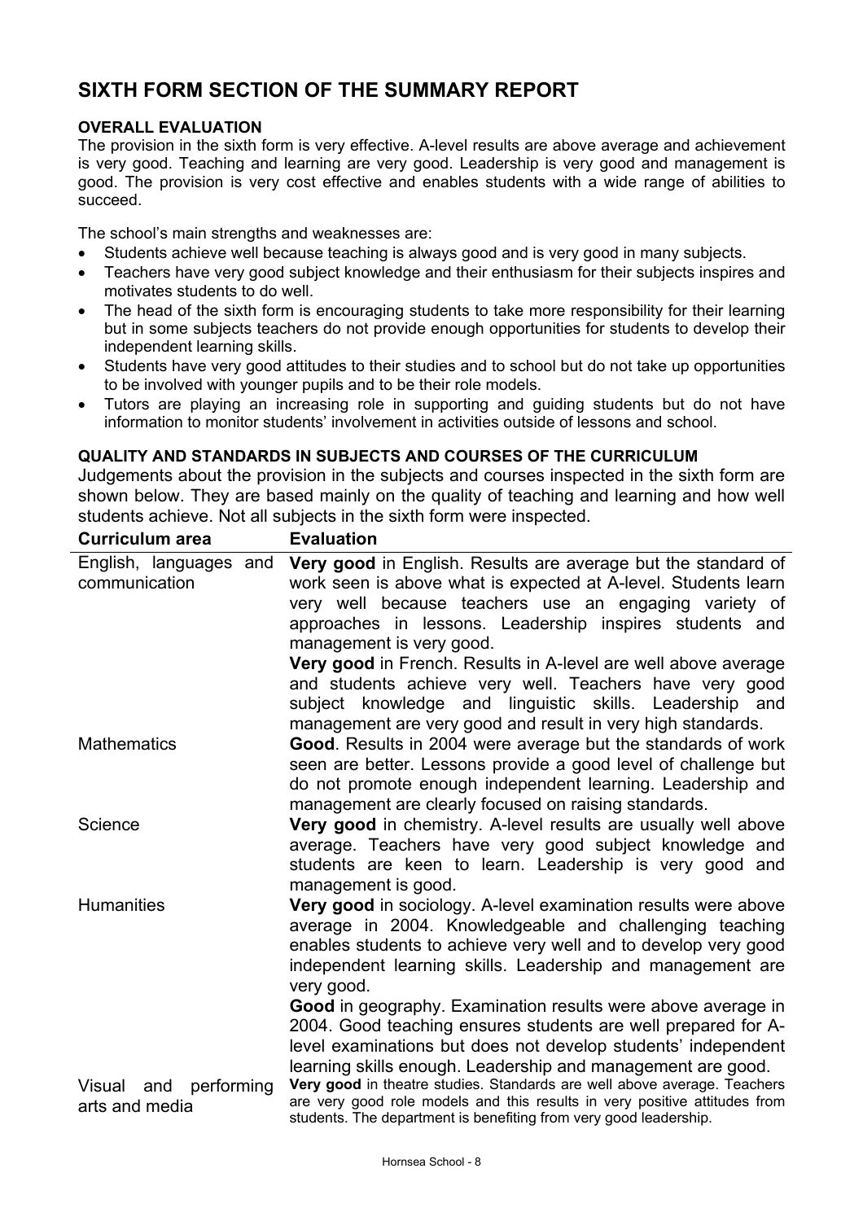# SIXTH FORM SECTION OF THE SUMMARY REPORT

**OVERALL EVALUATION**

The provision in the sixth form is very effective. A-level results are above average and achievement is very good. Teaching and learning are very good. Leadership is very good and management is good. The provision is very cost effective and enables students with a wide range of abilities to succeed.

The school's main strengths and weaknesses are:

- Students achieve well because teaching is always good and is very good in many subjects.
- Teachers have very good subject knowledge and their enthusiasm for their subjects inspires and motivates students to do well.
- The head of the sixth form is encouraging students to take more responsibility for their learning but in some subjects teachers do not provide enough opportunities for students to develop their independent learning skills.
- Students have very good attitudes to their studies and to school but do not take up opportunities to be involved with younger pupils and to be their role models.
- Tutors are playing an increasing role in supporting and guiding students but do not have information to monitor students' involvement in activities outside of lessons and school.

**QUALITY AND STANDARDS IN SUBJECTS AND COURSES OF THE CURRICULUM**

Judgements about the provision in the subjects and courses inspected in the sixth form are shown below. They are based mainly on the quality of teaching and learning and how well students achieve. Not all subjects in the sixth form were inspected.

| Curriculum area | Evaluation |
|---|---|
| English, languages and communication | **Very good** in English. Results are average but the standard of work seen is above what is expected at A-level. Students learn very well because teachers use an engaging variety of approaches in lessons. Leadership inspires students and management is very good. |
| | **Very good** in French. Results in A-level are well above average and students achieve very well. Teachers have very good subject knowledge and linguistic skills. Leadership and management are very good and result in very high standards. |
| Mathematics | **Good**. Results in 2004 were average but the standards of work seen are better. Lessons provide a good level of challenge but do not promote enough independent learning. Leadership and management are clearly focused on raising standards. |
| Science | **Very good** in chemistry. A-level results are usually well above average. Teachers have very good subject knowledge and students are keen to learn. Leadership is very good and management is good. |
| Humanities | **Very good** in sociology. A-level examination results were above average in 2004. Knowledgeable and challenging teaching enables students to achieve very well and to develop very good independent learning skills. Leadership and management are very good. |
| | **Good** in geography. Examination results were above average in 2004. Good teaching ensures students are well prepared for A-level examinations but does not develop students' independent learning skills enough. Leadership and management are good. |
| Visual and performing arts and media | **Very good** in theatre studies. Standards are well above average. Teachers are very good role models and this results in very positive attitudes from students. The department is benefiting from very good leadership. |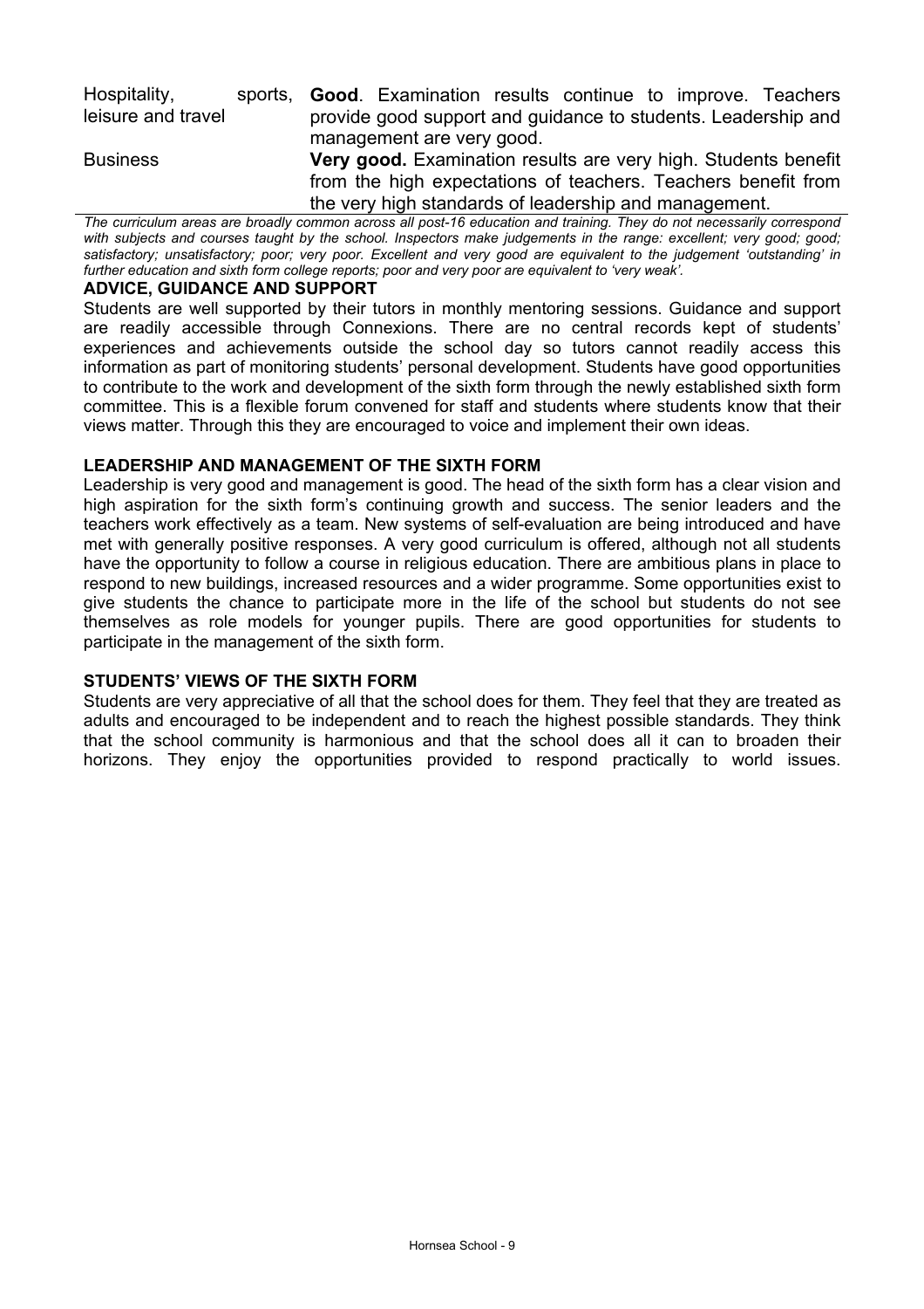| | |
|---|---|
| Hospitality, sports, leisure and travel | **Good**. Examination results continue to improve. Teachers provide good support and guidance to students. Leadership and management are very good. |
| Business | **Very good.** Examination results are very high. Students benefit from the high expectations of teachers. Teachers benefit from the very high standards of leadership and management. |

*The curriculum areas are broadly common across all post-16 education and training. They do not necessarily correspond with subjects and courses taught by the school. Inspectors make judgements in the range: excellent; very good; good; satisfactory; unsatisfactory; poor; very poor. Excellent and very good are equivalent to the judgement 'outstanding' in further education and sixth form college reports; poor and very poor are equivalent to 'very weak'.*

**ADVICE, GUIDANCE AND SUPPORT**

Students are well supported by their tutors in monthly mentoring sessions. Guidance and support are readily accessible through Connexions. There are no central records kept of students' experiences and achievements outside the school day so tutors cannot readily access this information as part of monitoring students' personal development. Students have good opportunities to contribute to the work and development of the sixth form through the newly established sixth form committee. This is a flexible forum convened for staff and students where students know that their views matter. Through this they are encouraged to voice and implement their own ideas.

**LEADERSHIP AND MANAGEMENT OF THE SIXTH FORM**

Leadership is very good and management is good. The head of the sixth form has a clear vision and high aspiration for the sixth form's continuing growth and success. The senior leaders and the teachers work effectively as a team. New systems of self-evaluation are being introduced and have met with generally positive responses. A very good curriculum is offered, although not all students have the opportunity to follow a course in religious education. There are ambitious plans in place to respond to new buildings, increased resources and a wider programme. Some opportunities exist to give students the chance to participate more in the life of the school but students do not see themselves as role models for younger pupils. There are good opportunities for students to participate in the management of the sixth form.

**STUDENTS' VIEWS OF THE SIXTH FORM**

Students are very appreciative of all that the school does for them. They feel that they are treated as adults and encouraged to be independent and to reach the highest possible standards. They think that the school community is harmonious and that the school does all it can to broaden their horizons. They enjoy the opportunities provided to respond practically to world issues.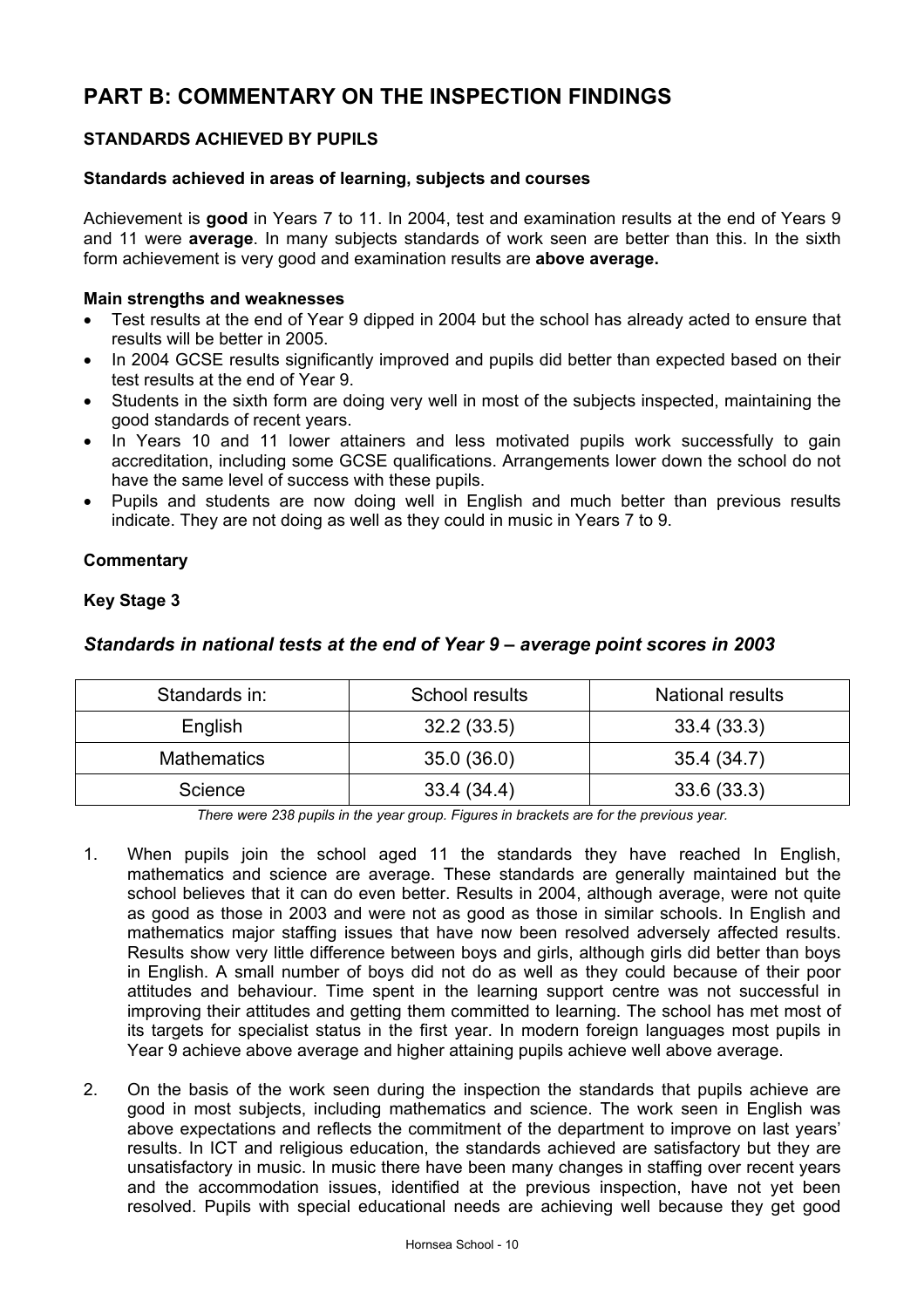# PART B: COMMENTARY ON THE INSPECTION FINDINGS

## STANDARDS ACHIEVED BY PUPILS

### Standards achieved in areas of learning, subjects and courses

Achievement is **good** in Years 7 to 11. In 2004, test and examination results at the end of Years 9 and 11 were **average**. In many subjects standards of work seen are better than this. In the sixth form achievement is very good and examination results are **above average.**

**Main strengths and weaknesses**

- Test results at the end of Year 9 dipped in 2004 but the school has already acted to ensure that results will be better in 2005.
- In 2004 GCSE results significantly improved and pupils did better than expected based on their test results at the end of Year 9.
- Students in the sixth form are doing very well in most of the subjects inspected, maintaining the good standards of recent years.
- In Years 10 and 11 lower attainers and less motivated pupils work successfully to gain accreditation, including some GCSE qualifications. Arrangements lower down the school do not have the same level of success with these pupils.
- Pupils and students are now doing well in English and much better than previous results indicate. They are not doing as well as they could in music in Years 7 to 9.

**Commentary**

**Key Stage 3**

### *Standards in national tests at the end of Year 9 – average point scores in 2003*

| Standards in: | School results | National results |
|---|---|---|
| English | 32.2 (33.5) | 33.4 (33.3) |
| Mathematics | 35.0 (36.0) | 35.4 (34.7) |
| Science | 33.4 (34.4) | 33.6 (33.3) |

*There were 238 pupils in the year group. Figures in brackets are for the previous year.*

1. When pupils join the school aged 11 the standards they have reached In English, mathematics and science are average. These standards are generally maintained but the school believes that it can do even better. Results in 2004, although average, were not quite as good as those in 2003 and were not as good as those in similar schools. In English and mathematics major staffing issues that have now been resolved adversely affected results. Results show very little difference between boys and girls, although girls did better than boys in English. A small number of boys did not do as well as they could because of their poor attitudes and behaviour. Time spent in the learning support centre was not successful in improving their attitudes and getting them committed to learning. The school has met most of its targets for specialist status in the first year. In modern foreign languages most pupils in Year 9 achieve above average and higher attaining pupils achieve well above average.

2. On the basis of the work seen during the inspection the standards that pupils achieve are good in most subjects, including mathematics and science. The work seen in English was above expectations and reflects the commitment of the department to improve on last years' results. In ICT and religious education, the standards achieved are satisfactory but they are unsatisfactory in music. In music there have been many changes in staffing over recent years and the accommodation issues, identified at the previous inspection, have not yet been resolved. Pupils with special educational needs are achieving well because they get good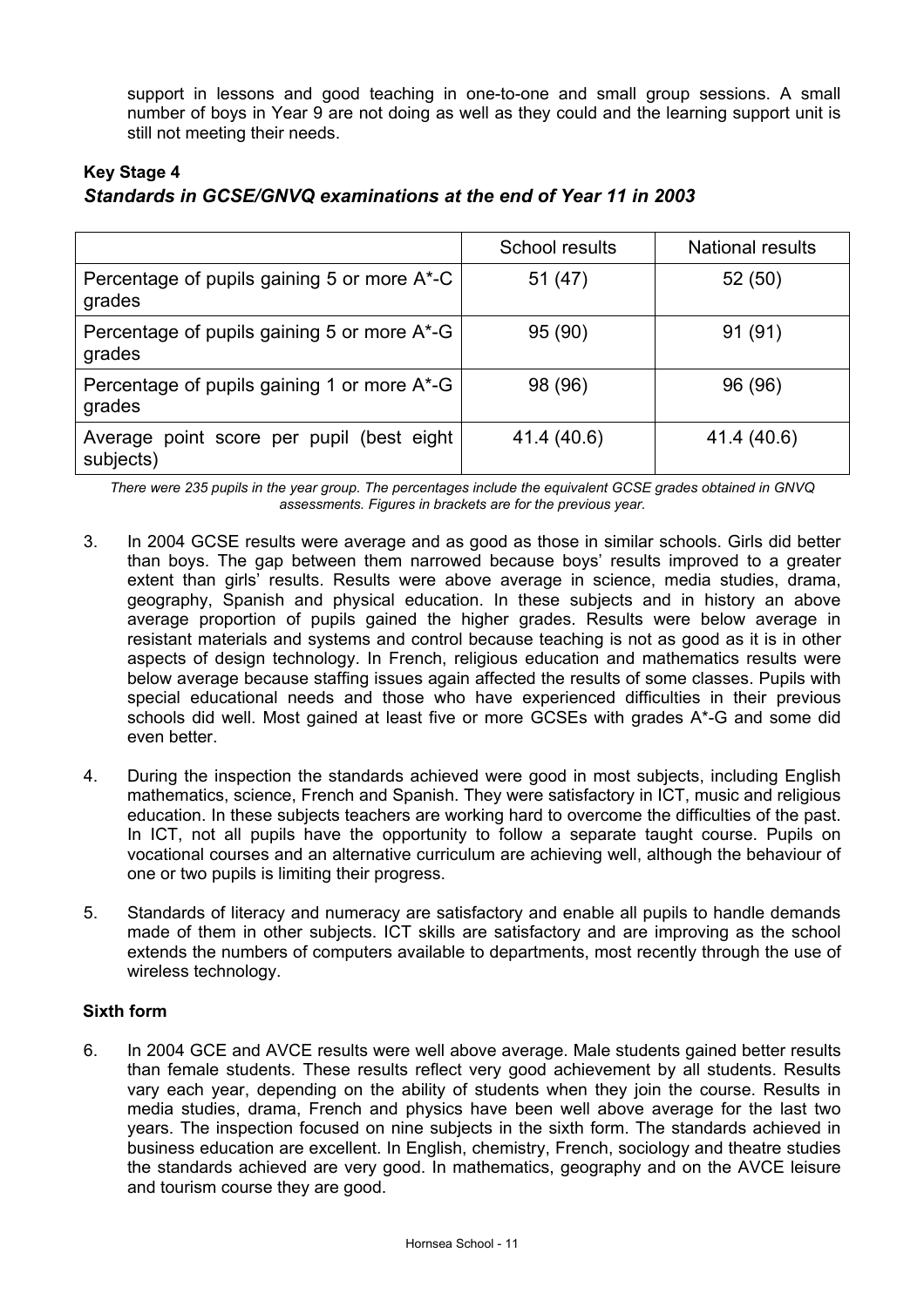support in lessons and good teaching in one-to-one and small group sessions. A small number of boys in Year 9 are not doing as well as they could and the learning support unit is still not meeting their needs.

**Key Stage 4**

***Standards in GCSE/GNVQ examinations at the end of Year 11 in 2003***

| | School results | National results |
|---|---|---|
| Percentage of pupils gaining 5 or more A*-C grades | 51 (47) | 52 (50) |
| Percentage of pupils gaining 5 or more A*-G grades | 95 (90) | 91 (91) |
| Percentage of pupils gaining 1 or more A*-G grades | 98 (96) | 96 (96) |
| Average point score per pupil (best eight subjects) | 41.4 (40.6) | 41.4 (40.6) |

*There were 235 pupils in the year group. The percentages include the equivalent GCSE grades obtained in GNVQ assessments. Figures in brackets are for the previous year.*

3. In 2004 GCSE results were average and as good as those in similar schools. Girls did better than boys. The gap between them narrowed because boys' results improved to a greater extent than girls' results. Results were above average in science, media studies, drama, geography, Spanish and physical education. In these subjects and in history an above average proportion of pupils gained the higher grades. Results were below average in resistant materials and systems and control because teaching is not as good as it is in other aspects of design technology. In French, religious education and mathematics results were below average because staffing issues again affected the results of some classes. Pupils with special educational needs and those who have experienced difficulties in their previous schools did well. Most gained at least five or more GCSEs with grades A*-G and some did even better.

4. During the inspection the standards achieved were good in most subjects, including English mathematics, science, French and Spanish. They were satisfactory in ICT, music and religious education. In these subjects teachers are working hard to overcome the difficulties of the past. In ICT, not all pupils have the opportunity to follow a separate taught course. Pupils on vocational courses and an alternative curriculum are achieving well, although the behaviour of one or two pupils is limiting their progress.

5. Standards of literacy and numeracy are satisfactory and enable all pupils to handle demands made of them in other subjects. ICT skills are satisfactory and are improving as the school extends the numbers of computers available to departments, most recently through the use of wireless technology.

**Sixth form**

6. In 2004 GCE and AVCE results were well above average. Male students gained better results than female students. These results reflect very good achievement by all students. Results vary each year, depending on the ability of students when they join the course. Results in media studies, drama, French and physics have been well above average for the last two years. The inspection focused on nine subjects in the sixth form. The standards achieved in business education are excellent. In English, chemistry, French, sociology and theatre studies the standards achieved are very good. In mathematics, geography and on the AVCE leisure and tourism course they are good.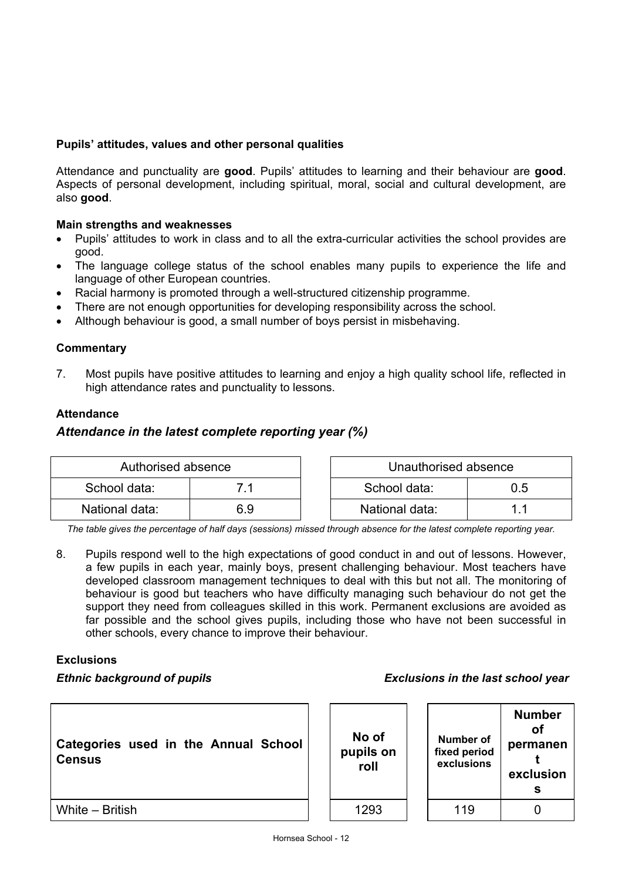### Pupils' attitudes, values and other personal qualities

Attendance and punctuality are **good**. Pupils' attitudes to learning and their behaviour are **good**. Aspects of personal development, including spiritual, moral, social and cultural development, are also **good**.

#### Main strengths and weaknesses

- Pupils' attitudes to work in class and to all the extra-curricular activities the school provides are good.
- The language college status of the school enables many pupils to experience the life and language of other European countries.
- Racial harmony is promoted through a well-structured citizenship programme.
- There are not enough opportunities for developing responsibility across the school.
- Although behaviour is good, a small number of boys persist in misbehaving.

#### Commentary

7. Most pupils have positive attitudes to learning and enjoy a high quality school life, reflected in high attendance rates and punctuality to lessons.

#### Attendance

*Attendance in the latest complete reporting year (%)*

| Authorised absence | |
|---|---|
| School data: | 7.1 |
| National data: | 6.9 |

| Unauthorised absence | |
|---|---|
| School data: | 0.5 |
| National data: | 1.1 |

*The table gives the percentage of half days (sessions) missed through absence for the latest complete reporting year.*

8. Pupils respond well to the high expectations of good conduct in and out of lessons. However, a few pupils in each year, mainly boys, present challenging behaviour. Most teachers have developed classroom management techniques to deal with this but not all. The monitoring of behaviour is good but teachers who have difficulty managing such behaviour do not get the support they need from colleagues skilled in this work. Permanent exclusions are avoided as far possible and the school gives pupils, including those who have not been successful in other schools, every chance to improve their behaviour.

#### Exclusions

*Ethnic background of pupils* / *Exclusions in the last school year*

| Categories used in the Annual School Census | No of pupils on roll | Number of fixed period exclusions | Number of permanent exclusions |
|---|---|---|---|
| White – British | 1293 | 119 | 0 |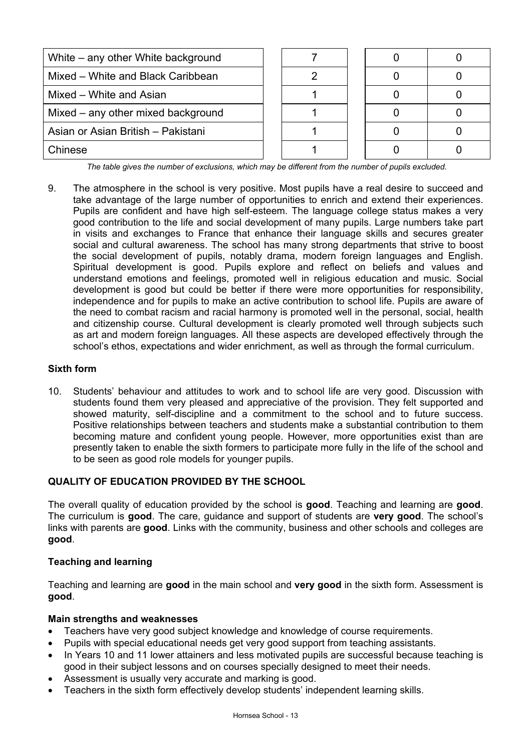| | | | |
|---|---|---|---|
| White – any other White background | 7 | 0 | 0 |
| Mixed – White and Black Caribbean | 2 | 0 | 0 |
| Mixed – White and Asian | 1 | 0 | 0 |
| Mixed – any other mixed background | 1 | 0 | 0 |
| Asian or Asian British – Pakistani | 1 | 0 | 0 |
| Chinese | 1 | 0 | 0 |

*The table gives the number of exclusions, which may be different from the number of pupils excluded.*

9. The atmosphere in the school is very positive. Most pupils have a real desire to succeed and take advantage of the large number of opportunities to enrich and extend their experiences. Pupils are confident and have high self-esteem. The language college status makes a very good contribution to the life and social development of many pupils. Large numbers take part in visits and exchanges to France that enhance their language skills and secures greater social and cultural awareness. The school has many strong departments that strive to boost the social development of pupils, notably drama, modern foreign languages and English. Spiritual development is good. Pupils explore and reflect on beliefs and values and understand emotions and feelings, promoted well in religious education and music. Social development is good but could be better if there were more opportunities for responsibility, independence and for pupils to make an active contribution to school life. Pupils are aware of the need to combat racism and racial harmony is promoted well in the personal, social, health and citizenship course. Cultural development is clearly promoted well through subjects such as art and modern foreign languages. All these aspects are developed effectively through the school's ethos, expectations and wider enrichment, as well as through the formal curriculum.

**Sixth form**

10. Students' behaviour and attitudes to work and to school life are very good. Discussion with students found them very pleased and appreciative of the provision. They felt supported and showed maturity, self-discipline and a commitment to the school and to future success. Positive relationships between teachers and students make a substantial contribution to them becoming mature and confident young people. However, more opportunities exist than are presently taken to enable the sixth formers to participate more fully in the life of the school and to be seen as good role models for younger pupils.

## QUALITY OF EDUCATION PROVIDED BY THE SCHOOL

The overall quality of education provided by the school is **good**. Teaching and learning are **good**. The curriculum is **good**. The care, guidance and support of students are **very good**. The school's links with parents are **good**. Links with the community, business and other schools and colleges are **good**.

### Teaching and learning

Teaching and learning are **good** in the main school and **very good** in the sixth form. Assessment is **good**.

**Main strengths and weaknesses**

- Teachers have very good subject knowledge and knowledge of course requirements.
- Pupils with special educational needs get very good support from teaching assistants.
- In Years 10 and 11 lower attainers and less motivated pupils are successful because teaching is good in their subject lessons and on courses specially designed to meet their needs.
- Assessment is usually very accurate and marking is good.
- Teachers in the sixth form effectively develop students' independent learning skills.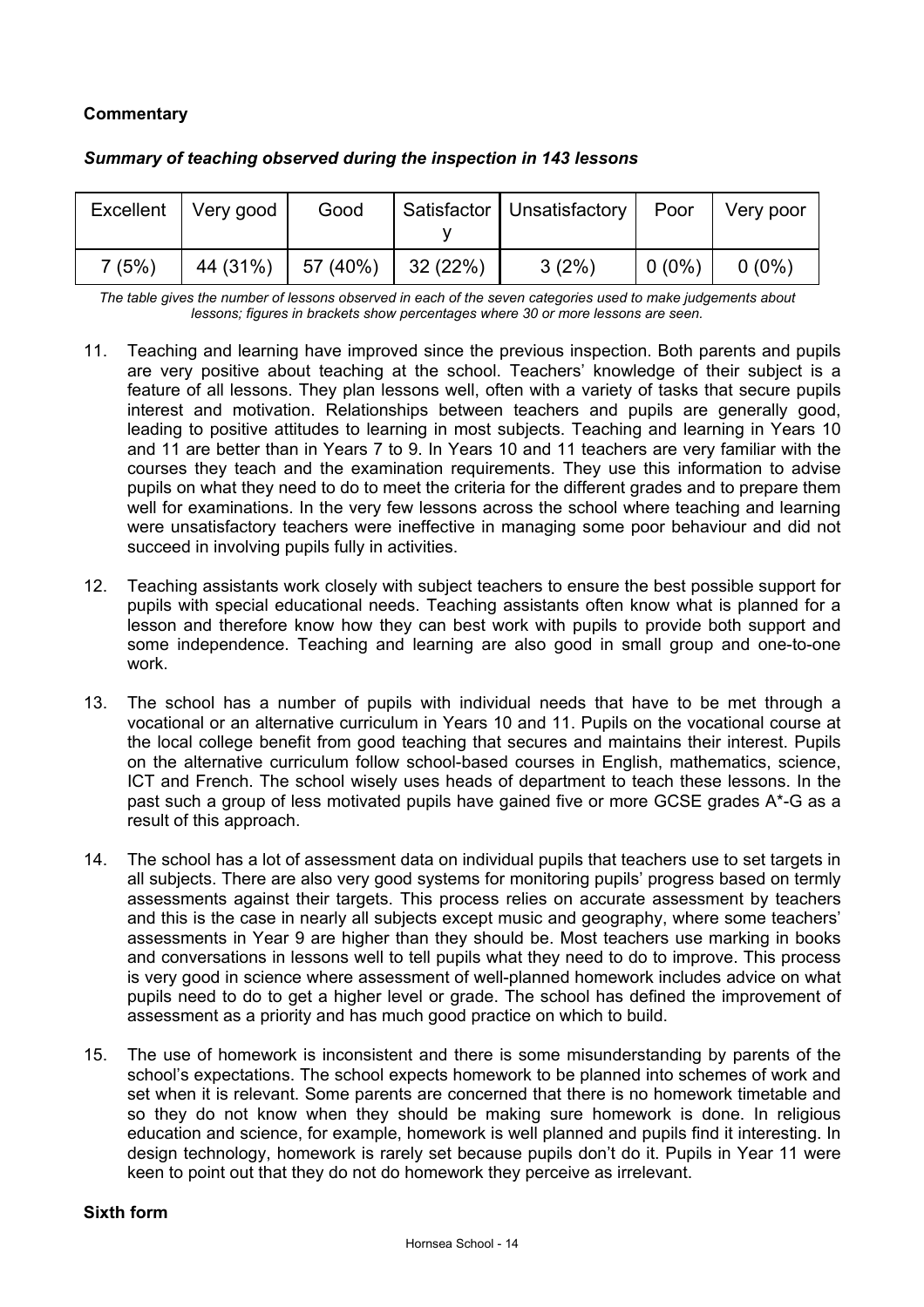**Commentary**

***Summary of teaching observed during the inspection in 143 lessons***

| Excellent | Very good | Good | Satisfactory | Unsatisfactory | Poor | Very poor |
|---|---|---|---|---|---|---|
| 7 (5%) | 44 (31%) | 57 (40%) | 32 (22%) | 3 (2%) | 0 (0%) | 0 (0%) |

*The table gives the number of lessons observed in each of the seven categories used to make judgements about lessons; figures in brackets show percentages where 30 or more lessons are seen.*

11. Teaching and learning have improved since the previous inspection. Both parents and pupils are very positive about teaching at the school. Teachers' knowledge of their subject is a feature of all lessons. They plan lessons well, often with a variety of tasks that secure pupils interest and motivation. Relationships between teachers and pupils are generally good, leading to positive attitudes to learning in most subjects. Teaching and learning in Years 10 and 11 are better than in Years 7 to 9. In Years 10 and 11 teachers are very familiar with the courses they teach and the examination requirements. They use this information to advise pupils on what they need to do to meet the criteria for the different grades and to prepare them well for examinations. In the very few lessons across the school where teaching and learning were unsatisfactory teachers were ineffective in managing some poor behaviour and did not succeed in involving pupils fully in activities.

12. Teaching assistants work closely with subject teachers to ensure the best possible support for pupils with special educational needs. Teaching assistants often know what is planned for a lesson and therefore know how they can best work with pupils to provide both support and some independence. Teaching and learning are also good in small group and one-to-one work.

13. The school has a number of pupils with individual needs that have to be met through a vocational or an alternative curriculum in Years 10 and 11. Pupils on the vocational course at the local college benefit from good teaching that secures and maintains their interest. Pupils on the alternative curriculum follow school-based courses in English, mathematics, science, ICT and French. The school wisely uses heads of department to teach these lessons. In the past such a group of less motivated pupils have gained five or more GCSE grades A*-G as a result of this approach.

14. The school has a lot of assessment data on individual pupils that teachers use to set targets in all subjects. There are also very good systems for monitoring pupils' progress based on termly assessments against their targets. This process relies on accurate assessment by teachers and this is the case in nearly all subjects except music and geography, where some teachers' assessments in Year 9 are higher than they should be. Most teachers use marking in books and conversations in lessons well to tell pupils what they need to do to improve. This process is very good in science where assessment of well-planned homework includes advice on what pupils need to do to get a higher level or grade. The school has defined the improvement of assessment as a priority and has much good practice on which to build.

15. The use of homework is inconsistent and there is some misunderstanding by parents of the school's expectations. The school expects homework to be planned into schemes of work and set when it is relevant. Some parents are concerned that there is no homework timetable and so they do not know when they should be making sure homework is done. In religious education and science, for example, homework is well planned and pupils find it interesting. In design technology, homework is rarely set because pupils don't do it. Pupils in Year 11 were keen to point out that they do not do homework they perceive as irrelevant.

**Sixth form**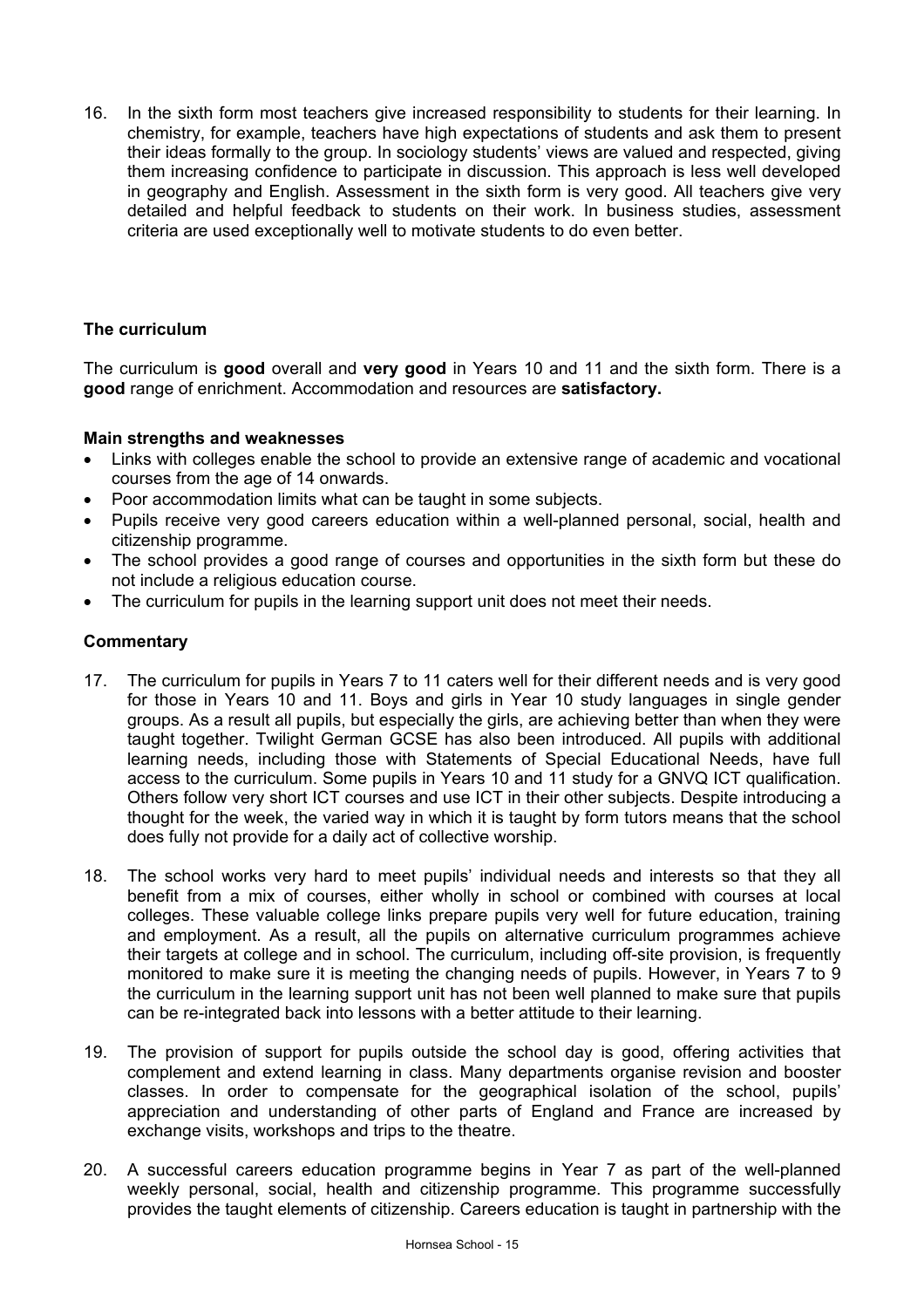16. In the sixth form most teachers give increased responsibility to students for their learning. In chemistry, for example, teachers have high expectations of students and ask them to present their ideas formally to the group. In sociology students' views are valued and respected, giving them increasing confidence to participate in discussion. This approach is less well developed in geography and English. Assessment in the sixth form is very good. All teachers give very detailed and helpful feedback to students on their work. In business studies, assessment criteria are used exceptionally well to motivate students to do even better.

### The curriculum

The curriculum is **good** overall and **very good** in Years 10 and 11 and the sixth form. There is a **good** range of enrichment. Accommodation and resources are **satisfactory.**

#### Main strengths and weaknesses

- Links with colleges enable the school to provide an extensive range of academic and vocational courses from the age of 14 onwards.
- Poor accommodation limits what can be taught in some subjects.
- Pupils receive very good careers education within a well-planned personal, social, health and citizenship programme.
- The school provides a good range of courses and opportunities in the sixth form but these do not include a religious education course.
- The curriculum for pupils in the learning support unit does not meet their needs.

#### Commentary

17. The curriculum for pupils in Years 7 to 11 caters well for their different needs and is very good for those in Years 10 and 11. Boys and girls in Year 10 study languages in single gender groups. As a result all pupils, but especially the girls, are achieving better than when they were taught together. Twilight German GCSE has also been introduced. All pupils with additional learning needs, including those with Statements of Special Educational Needs, have full access to the curriculum. Some pupils in Years 10 and 11 study for a GNVQ ICT qualification. Others follow very short ICT courses and use ICT in their other subjects. Despite introducing a thought for the week, the varied way in which it is taught by form tutors means that the school does fully not provide for a daily act of collective worship.

18. The school works very hard to meet pupils' individual needs and interests so that they all benefit from a mix of courses, either wholly in school or combined with courses at local colleges. These valuable college links prepare pupils very well for future education, training and employment. As a result, all the pupils on alternative curriculum programmes achieve their targets at college and in school. The curriculum, including off-site provision, is frequently monitored to make sure it is meeting the changing needs of pupils. However, in Years 7 to 9 the curriculum in the learning support unit has not been well planned to make sure that pupils can be re-integrated back into lessons with a better attitude to their learning.

19. The provision of support for pupils outside the school day is good, offering activities that complement and extend learning in class. Many departments organise revision and booster classes. In order to compensate for the geographical isolation of the school, pupils' appreciation and understanding of other parts of England and France are increased by exchange visits, workshops and trips to the theatre.

20. A successful careers education programme begins in Year 7 as part of the well-planned weekly personal, social, health and citizenship programme. This programme successfully provides the taught elements of citizenship. Careers education is taught in partnership with the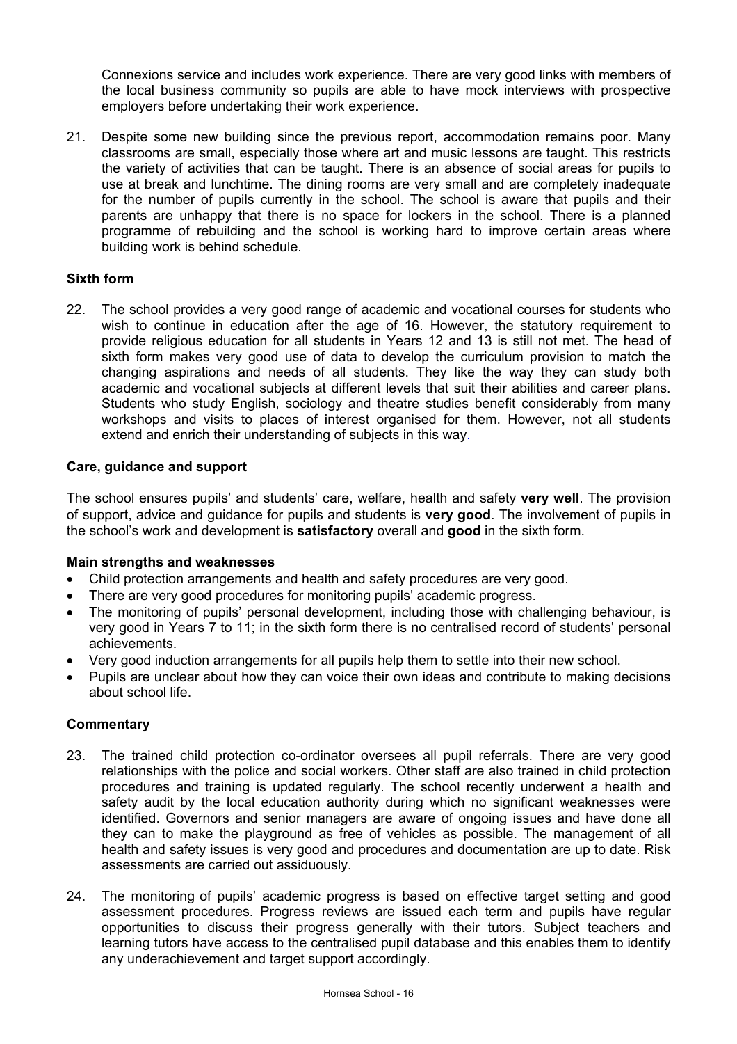Connexions service and includes work experience. There are very good links with members of the local business community so pupils are able to have mock interviews with prospective employers before undertaking their work experience.

21. Despite some new building since the previous report, accommodation remains poor. Many classrooms are small, especially those where art and music lessons are taught. This restricts the variety of activities that can be taught. There is an absence of social areas for pupils to use at break and lunchtime. The dining rooms are very small and are completely inadequate for the number of pupils currently in the school. The school is aware that pupils and their parents are unhappy that there is no space for lockers in the school. There is a planned programme of rebuilding and the school is working hard to improve certain areas where building work is behind schedule.

### Sixth form

22. The school provides a very good range of academic and vocational courses for students who wish to continue in education after the age of 16. However, the statutory requirement to provide religious education for all students in Years 12 and 13 is still not met. The head of sixth form makes very good use of data to develop the curriculum provision to match the changing aspirations and needs of all students. They like the way they can study both academic and vocational subjects at different levels that suit their abilities and career plans. Students who study English, sociology and theatre studies benefit considerably from many workshops and visits to places of interest organised for them. However, not all students extend and enrich their understanding of subjects in this way.

### Care, guidance and support

The school ensures pupils' and students' care, welfare, health and safety **very well**. The provision of support, advice and guidance for pupils and students is **very good**. The involvement of pupils in the school's work and development is **satisfactory** overall and **good** in the sixth form.

#### Main strengths and weaknesses

- Child protection arrangements and health and safety procedures are very good.
- There are very good procedures for monitoring pupils' academic progress.
- The monitoring of pupils' personal development, including those with challenging behaviour, is very good in Years 7 to 11; in the sixth form there is no centralised record of students' personal achievements.
- Very good induction arrangements for all pupils help them to settle into their new school.
- Pupils are unclear about how they can voice their own ideas and contribute to making decisions about school life.

#### Commentary

23. The trained child protection co-ordinator oversees all pupil referrals. There are very good relationships with the police and social workers. Other staff are also trained in child protection procedures and training is updated regularly. The school recently underwent a health and safety audit by the local education authority during which no significant weaknesses were identified. Governors and senior managers are aware of ongoing issues and have done all they can to make the playground as free of vehicles as possible. The management of all health and safety issues is very good and procedures and documentation are up to date. Risk assessments are carried out assiduously.

24. The monitoring of pupils' academic progress is based on effective target setting and good assessment procedures. Progress reviews are issued each term and pupils have regular opportunities to discuss their progress generally with their tutors. Subject teachers and learning tutors have access to the centralised pupil database and this enables them to identify any underachievement and target support accordingly.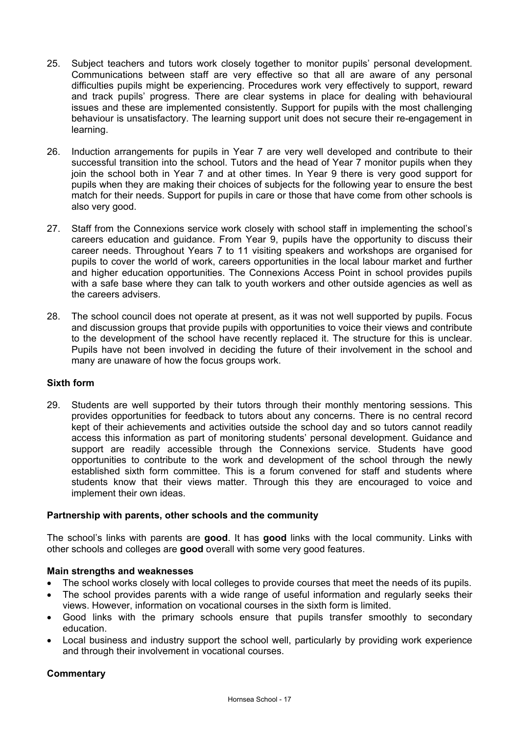25. Subject teachers and tutors work closely together to monitor pupils' personal development. Communications between staff are very effective so that all are aware of any personal difficulties pupils might be experiencing. Procedures work very effectively to support, reward and track pupils' progress. There are clear systems in place for dealing with behavioural issues and these are implemented consistently. Support for pupils with the most challenging behaviour is unsatisfactory. The learning support unit does not secure their re-engagement in learning.

26. Induction arrangements for pupils in Year 7 are very well developed and contribute to their successful transition into the school. Tutors and the head of Year 7 monitor pupils when they join the school both in Year 7 and at other times. In Year 9 there is very good support for pupils when they are making their choices of subjects for the following year to ensure the best match for their needs. Support for pupils in care or those that have come from other schools is also very good.

27. Staff from the Connexions service work closely with school staff in implementing the school's careers education and guidance. From Year 9, pupils have the opportunity to discuss their career needs. Throughout Years 7 to 11 visiting speakers and workshops are organised for pupils to cover the world of work, careers opportunities in the local labour market and further and higher education opportunities. The Connexions Access Point in school provides pupils with a safe base where they can talk to youth workers and other outside agencies as well as the careers advisers.

28. The school council does not operate at present, as it was not well supported by pupils. Focus and discussion groups that provide pupils with opportunities to voice their views and contribute to the development of the school have recently replaced it. The structure for this is unclear. Pupils have not been involved in deciding the future of their involvement in the school and many are unaware of how the focus groups work.

**Sixth form**

29. Students are well supported by their tutors through their monthly mentoring sessions. This provides opportunities for feedback to tutors about any concerns. There is no central record kept of their achievements and activities outside the school day and so tutors cannot readily access this information as part of monitoring students' personal development. Guidance and support are readily accessible through the Connexions service. Students have good opportunities to contribute to the work and development of the school through the newly established sixth form committee. This is a forum convened for staff and students where students know that their views matter. Through this they are encouraged to voice and implement their own ideas.

**Partnership with parents, other schools and the community**

The school's links with parents are **good**. It has **good** links with the local community. Links with other schools and colleges are **good** overall with some very good features.

**Main strengths and weaknesses**

- The school works closely with local colleges to provide courses that meet the needs of its pupils.
- The school provides parents with a wide range of useful information and regularly seeks their views. However, information on vocational courses in the sixth form is limited.
- Good links with the primary schools ensure that pupils transfer smoothly to secondary education.
- Local business and industry support the school well, particularly by providing work experience and through their involvement in vocational courses.

**Commentary**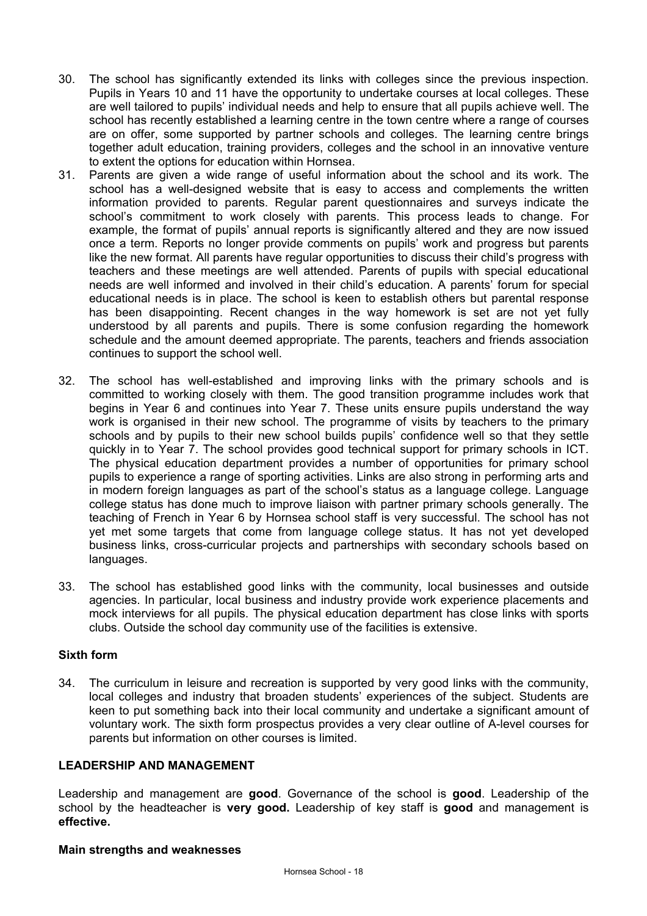30. The school has significantly extended its links with colleges since the previous inspection. Pupils in Years 10 and 11 have the opportunity to undertake courses at local colleges. These are well tailored to pupils' individual needs and help to ensure that all pupils achieve well. The school has recently established a learning centre in the town centre where a range of courses are on offer, some supported by partner schools and colleges. The learning centre brings together adult education, training providers, colleges and the school in an innovative venture to extent the options for education within Hornsea.

31. Parents are given a wide range of useful information about the school and its work. The school has a well-designed website that is easy to access and complements the written information provided to parents. Regular parent questionnaires and surveys indicate the school's commitment to work closely with parents. This process leads to change. For example, the format of pupils' annual reports is significantly altered and they are now issued once a term. Reports no longer provide comments on pupils' work and progress but parents like the new format. All parents have regular opportunities to discuss their child's progress with teachers and these meetings are well attended. Parents of pupils with special educational needs are well informed and involved in their child's education. A parents' forum for special educational needs is in place. The school is keen to establish others but parental response has been disappointing. Recent changes in the way homework is set are not yet fully understood by all parents and pupils. There is some confusion regarding the homework schedule and the amount deemed appropriate. The parents, teachers and friends association continues to support the school well.

32. The school has well-established and improving links with the primary schools and is committed to working closely with them. The good transition programme includes work that begins in Year 6 and continues into Year 7. These units ensure pupils understand the way work is organised in their new school. The programme of visits by teachers to the primary schools and by pupils to their new school builds pupils' confidence well so that they settle quickly in to Year 7. The school provides good technical support for primary schools in ICT. The physical education department provides a number of opportunities for primary school pupils to experience a range of sporting activities. Links are also strong in performing arts and in modern foreign languages as part of the school's status as a language college. Language college status has done much to improve liaison with partner primary schools generally. The teaching of French in Year 6 by Hornsea school staff is very successful. The school has not yet met some targets that come from language college status. It has not yet developed business links, cross-curricular projects and partnerships with secondary schools based on languages.

33. The school has established good links with the community, local businesses and outside agencies. In particular, local business and industry provide work experience placements and mock interviews for all pupils. The physical education department has close links with sports clubs. Outside the school day community use of the facilities is extensive.

### Sixth form

34. The curriculum in leisure and recreation is supported by very good links with the community, local colleges and industry that broaden students' experiences of the subject. Students are keen to put something back into their local community and undertake a significant amount of voluntary work. The sixth form prospectus provides a very clear outline of A-level courses for parents but information on other courses is limited.

## LEADERSHIP AND MANAGEMENT

Leadership and management are **good**. Governance of the school is **good**. Leadership of the school by the headteacher is **very good.** Leadership of key staff is **good** and management is **effective.**

### Main strengths and weaknesses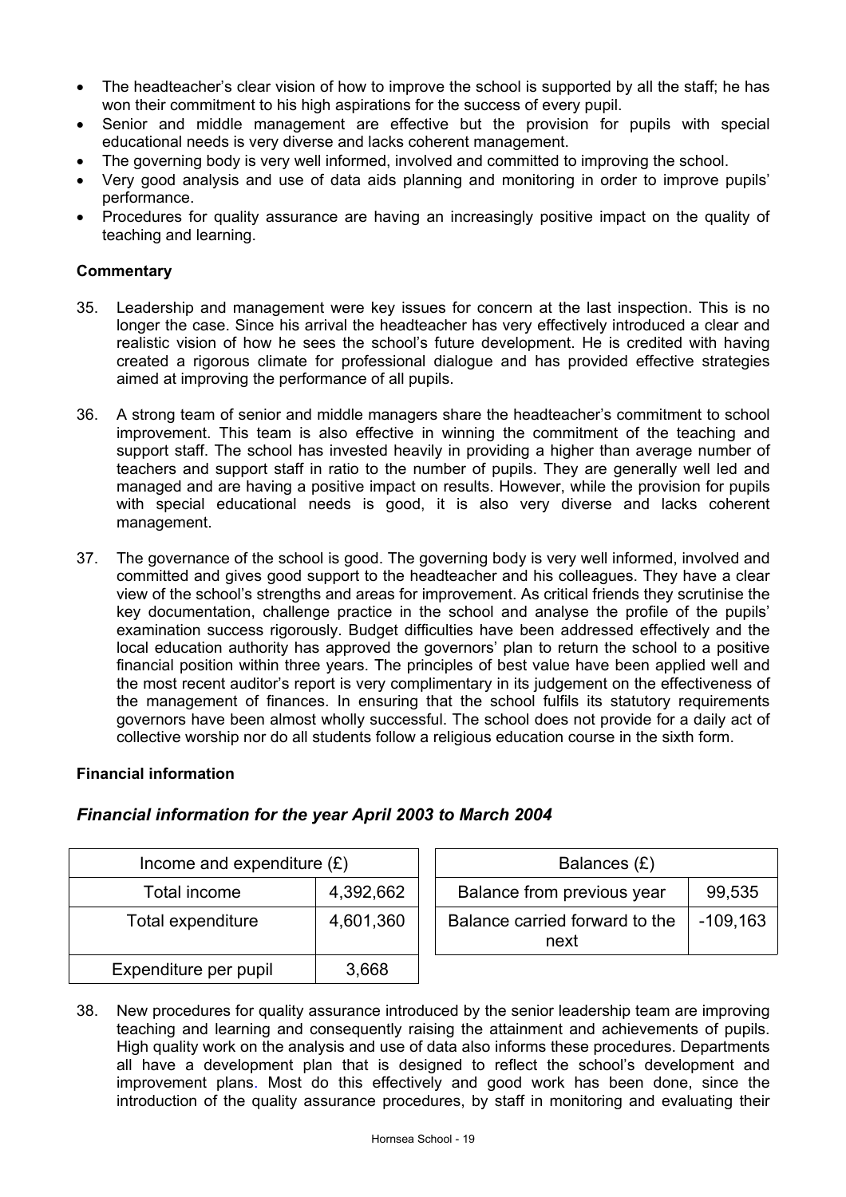- The headteacher's clear vision of how to improve the school is supported by all the staff; he has won their commitment to his high aspirations for the success of every pupil.
- Senior and middle management are effective but the provision for pupils with special educational needs is very diverse and lacks coherent management.
- The governing body is very well informed, involved and committed to improving the school.
- Very good analysis and use of data aids planning and monitoring in order to improve pupils' performance.
- Procedures for quality assurance are having an increasingly positive impact on the quality of teaching and learning.

**Commentary**

35. Leadership and management were key issues for concern at the last inspection. This is no longer the case. Since his arrival the headteacher has very effectively introduced a clear and realistic vision of how he sees the school's future development. He is credited with having created a rigorous climate for professional dialogue and has provided effective strategies aimed at improving the performance of all pupils.

36. A strong team of senior and middle managers share the headteacher's commitment to school improvement. This team is also effective in winning the commitment of the teaching and support staff. The school has invested heavily in providing a higher than average number of teachers and support staff in ratio to the number of pupils. They are generally well led and managed and are having a positive impact on results. However, while the provision for pupils with special educational needs is good, it is also very diverse and lacks coherent management.

37. The governance of the school is good. The governing body is very well informed, involved and committed and gives good support to the headteacher and his colleagues. They have a clear view of the school's strengths and areas for improvement. As critical friends they scrutinise the key documentation, challenge practice in the school and analyse the profile of the pupils' examination success rigorously. Budget difficulties have been addressed effectively and the local education authority has approved the governors' plan to return the school to a positive financial position within three years. The principles of best value have been applied well and the most recent auditor's report is very complimentary in its judgement on the effectiveness of the management of finances. In ensuring that the school fulfils its statutory requirements governors have been almost wholly successful. The school does not provide for a daily act of collective worship nor do all students follow a religious education course in the sixth form.

**Financial information**

### *Financial information for the year April 2003 to March 2004*

| Income and expenditure (£) | |
|---|---|
| Total income | 4,392,662 |
| Total expenditure | 4,601,360 |
| Expenditure per pupil | 3,668 |

| Balances (£) | |
|---|---|
| Balance from previous year | 99,535 |
| Balance carried forward to the next | -109,163 |

38. New procedures for quality assurance introduced by the senior leadership team are improving teaching and learning and consequently raising the attainment and achievements of pupils. High quality work on the analysis and use of data also informs these procedures. Departments all have a development plan that is designed to reflect the school's development and improvement plans. Most do this effectively and good work has been done, since the introduction of the quality assurance procedures, by staff in monitoring and evaluating their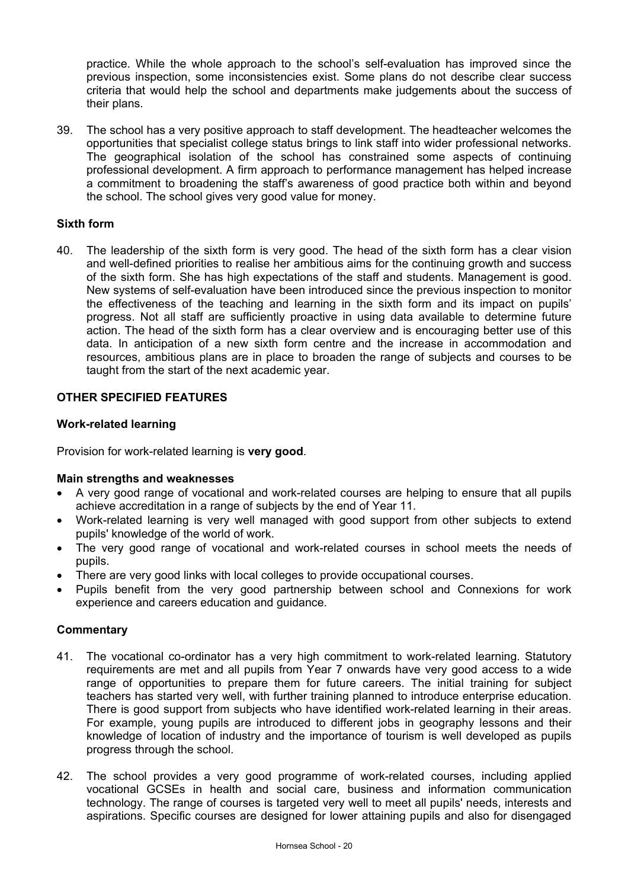practice. While the whole approach to the school's self-evaluation has improved since the previous inspection, some inconsistencies exist. Some plans do not describe clear success criteria that would help the school and departments make judgements about the success of their plans.

39. The school has a very positive approach to staff development. The headteacher welcomes the opportunities that specialist college status brings to link staff into wider professional networks. The geographical isolation of the school has constrained some aspects of continuing professional development. A firm approach to performance management has helped increase a commitment to broadening the staff's awareness of good practice both within and beyond the school. The school gives very good value for money.

### Sixth form

40. The leadership of the sixth form is very good. The head of the sixth form has a clear vision and well-defined priorities to realise her ambitious aims for the continuing growth and success of the sixth form. She has high expectations of the staff and students. Management is good. New systems of self-evaluation have been introduced since the previous inspection to monitor the effectiveness of the teaching and learning in the sixth form and its impact on pupils' progress. Not all staff are sufficiently proactive in using data available to determine future action. The head of the sixth form has a clear overview and is encouraging better use of this data. In anticipation of a new sixth form centre and the increase in accommodation and resources, ambitious plans are in place to broaden the range of subjects and courses to be taught from the start of the next academic year.

## OTHER SPECIFIED FEATURES

### Work-related learning

Provision for work-related learning is **very good**.

### Main strengths and weaknesses

- A very good range of vocational and work-related courses are helping to ensure that all pupils achieve accreditation in a range of subjects by the end of Year 11.
- Work-related learning is very well managed with good support from other subjects to extend pupils' knowledge of the world of work.
- The very good range of vocational and work-related courses in school meets the needs of pupils.
- There are very good links with local colleges to provide occupational courses.
- Pupils benefit from the very good partnership between school and Connexions for work experience and careers education and guidance.

### Commentary

41. The vocational co-ordinator has a very high commitment to work-related learning. Statutory requirements are met and all pupils from Year 7 onwards have very good access to a wide range of opportunities to prepare them for future careers. The initial training for subject teachers has started very well, with further training planned to introduce enterprise education. There is good support from subjects who have identified work-related learning in their areas. For example, young pupils are introduced to different jobs in geography lessons and their knowledge of location of industry and the importance of tourism is well developed as pupils progress through the school.

42. The school provides a very good programme of work-related courses, including applied vocational GCSEs in health and social care, business and information communication technology. The range of courses is targeted very well to meet all pupils' needs, interests and aspirations. Specific courses are designed for lower attaining pupils and also for disengaged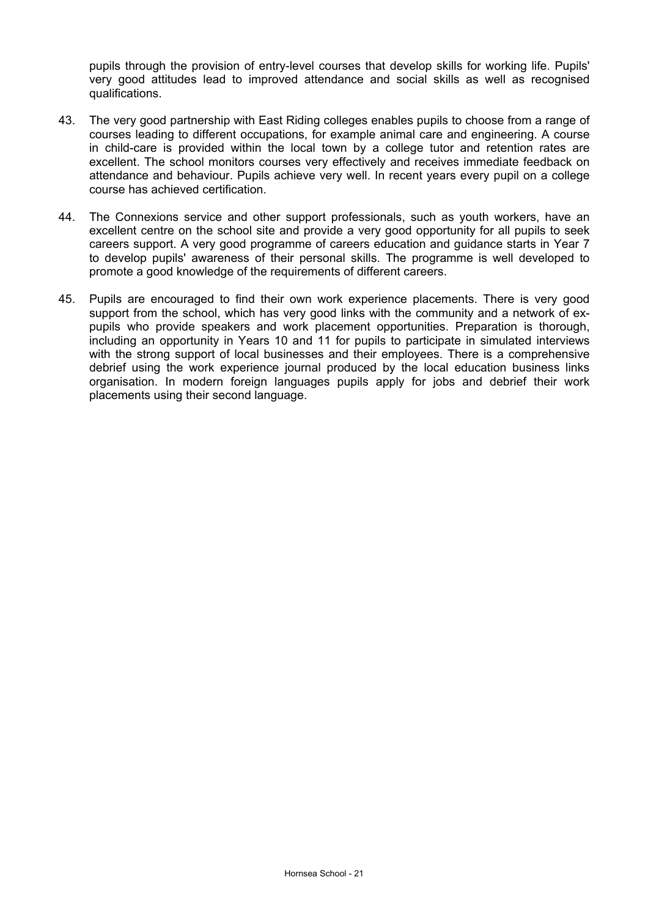pupils through the provision of entry-level courses that develop skills for working life. Pupils' very good attitudes lead to improved attendance and social skills as well as recognised qualifications.

43. The very good partnership with East Riding colleges enables pupils to choose from a range of courses leading to different occupations, for example animal care and engineering. A course in child-care is provided within the local town by a college tutor and retention rates are excellent. The school monitors courses very effectively and receives immediate feedback on attendance and behaviour. Pupils achieve very well. In recent years every pupil on a college course has achieved certification.

44. The Connexions service and other support professionals, such as youth workers, have an excellent centre on the school site and provide a very good opportunity for all pupils to seek careers support. A very good programme of careers education and guidance starts in Year 7 to develop pupils' awareness of their personal skills. The programme is well developed to promote a good knowledge of the requirements of different careers.

45. Pupils are encouraged to find their own work experience placements. There is very good support from the school, which has very good links with the community and a network of ex-pupils who provide speakers and work placement opportunities. Preparation is thorough, including an opportunity in Years 10 and 11 for pupils to participate in simulated interviews with the strong support of local businesses and their employees. There is a comprehensive debrief using the work experience journal produced by the local education business links organisation. In modern foreign languages pupils apply for jobs and debrief their work placements using their second language.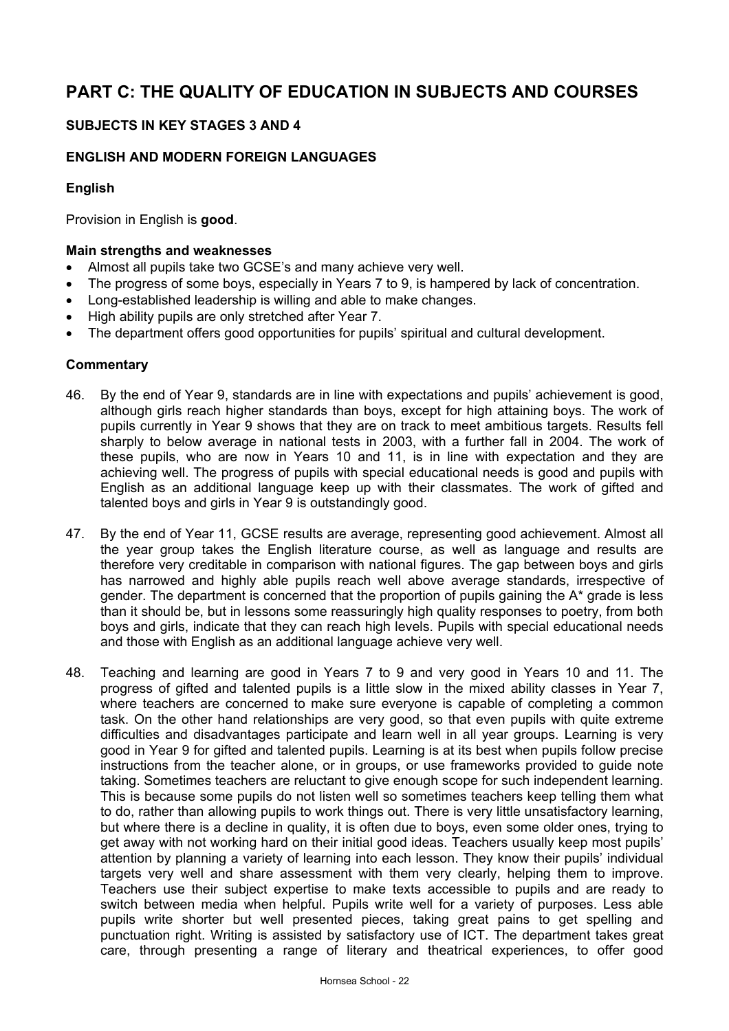# PART C: THE QUALITY OF EDUCATION IN SUBJECTS AND COURSES

## SUBJECTS IN KEY STAGES 3 AND 4

### ENGLISH AND MODERN FOREIGN LANGUAGES

#### English

Provision in English is **good**.

**Main strengths and weaknesses**

- Almost all pupils take two GCSE's and many achieve very well.
- The progress of some boys, especially in Years 7 to 9, is hampered by lack of concentration.
- Long-established leadership is willing and able to make changes.
- High ability pupils are only stretched after Year 7.
- The department offers good opportunities for pupils' spiritual and cultural development.

**Commentary**

46. By the end of Year 9, standards are in line with expectations and pupils' achievement is good, although girls reach higher standards than boys, except for high attaining boys. The work of pupils currently in Year 9 shows that they are on track to meet ambitious targets. Results fell sharply to below average in national tests in 2003, with a further fall in 2004. The work of these pupils, who are now in Years 10 and 11, is in line with expectation and they are achieving well. The progress of pupils with special educational needs is good and pupils with English as an additional language keep up with their classmates. The work of gifted and talented boys and girls in Year 9 is outstandingly good.

47. By the end of Year 11, GCSE results are average, representing good achievement. Almost all the year group takes the English literature course, as well as language and results are therefore very creditable in comparison with national figures. The gap between boys and girls has narrowed and highly able pupils reach well above average standards, irrespective of gender. The department is concerned that the proportion of pupils gaining the A* grade is less than it should be, but in lessons some reassuringly high quality responses to poetry, from both boys and girls, indicate that they can reach high levels. Pupils with special educational needs and those with English as an additional language achieve very well.

48. Teaching and learning are good in Years 7 to 9 and very good in Years 10 and 11. The progress of gifted and talented pupils is a little slow in the mixed ability classes in Year 7, where teachers are concerned to make sure everyone is capable of completing a common task. On the other hand relationships are very good, so that even pupils with quite extreme difficulties and disadvantages participate and learn well in all year groups. Learning is very good in Year 9 for gifted and talented pupils. Learning is at its best when pupils follow precise instructions from the teacher alone, or in groups, or use frameworks provided to guide note taking. Sometimes teachers are reluctant to give enough scope for such independent learning. This is because some pupils do not listen well so sometimes teachers keep telling them what to do, rather than allowing pupils to work things out. There is very little unsatisfactory learning, but where there is a decline in quality, it is often due to boys, even some older ones, trying to get away with not working hard on their initial good ideas. Teachers usually keep most pupils' attention by planning a variety of learning into each lesson. They know their pupils' individual targets very well and share assessment with them very clearly, helping them to improve. Teachers use their subject expertise to make texts accessible to pupils and are ready to switch between media when helpful. Pupils write well for a variety of purposes. Less able pupils write shorter but well presented pieces, taking great pains to get spelling and punctuation right. Writing is assisted by satisfactory use of ICT. The department takes great care, through presenting a range of literary and theatrical experiences, to offer good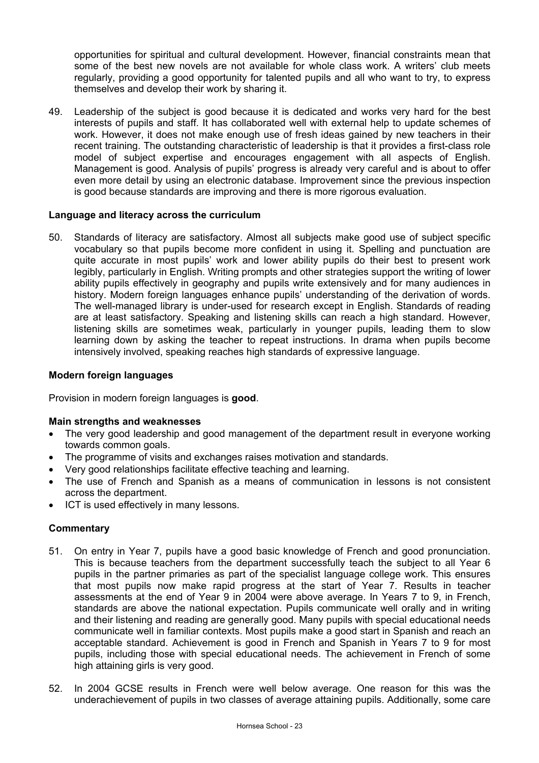opportunities for spiritual and cultural development. However, financial constraints mean that some of the best new novels are not available for whole class work. A writers' club meets regularly, providing a good opportunity for talented pupils and all who want to try, to express themselves and develop their work by sharing it.

49. Leadership of the subject is good because it is dedicated and works very hard for the best interests of pupils and staff. It has collaborated well with external help to update schemes of work. However, it does not make enough use of fresh ideas gained by new teachers in their recent training. The outstanding characteristic of leadership is that it provides a first-class role model of subject expertise and encourages engagement with all aspects of English. Management is good. Analysis of pupils' progress is already very careful and is about to offer even more detail by using an electronic database. Improvement since the previous inspection is good because standards are improving and there is more rigorous evaluation.

**Language and literacy across the curriculum**

50. Standards of literacy are satisfactory. Almost all subjects make good use of subject specific vocabulary so that pupils become more confident in using it. Spelling and punctuation are quite accurate in most pupils' work and lower ability pupils do their best to present work legibly, particularly in English. Writing prompts and other strategies support the writing of lower ability pupils effectively in geography and pupils write extensively and for many audiences in history. Modern foreign languages enhance pupils' understanding of the derivation of words. The well-managed library is under-used for research except in English. Standards of reading are at least satisfactory. Speaking and listening skills can reach a high standard. However, listening skills are sometimes weak, particularly in younger pupils, leading them to slow learning down by asking the teacher to repeat instructions. In drama when pupils become intensively involved, speaking reaches high standards of expressive language.

**Modern foreign languages**

Provision in modern foreign languages is **good**.

**Main strengths and weaknesses**

- The very good leadership and good management of the department result in everyone working towards common goals.
- The programme of visits and exchanges raises motivation and standards.
- Very good relationships facilitate effective teaching and learning.
- The use of French and Spanish as a means of communication in lessons is not consistent across the department.
- ICT is used effectively in many lessons.

**Commentary**

51. On entry in Year 7, pupils have a good basic knowledge of French and good pronunciation. This is because teachers from the department successfully teach the subject to all Year 6 pupils in the partner primaries as part of the specialist language college work. This ensures that most pupils now make rapid progress at the start of Year 7. Results in teacher assessments at the end of Year 9 in 2004 were above average. In Years 7 to 9, in French, standards are above the national expectation. Pupils communicate well orally and in writing and their listening and reading are generally good. Many pupils with special educational needs communicate well in familiar contexts. Most pupils make a good start in Spanish and reach an acceptable standard. Achievement is good in French and Spanish in Years 7 to 9 for most pupils, including those with special educational needs. The achievement in French of some high attaining girls is very good.

52. In 2004 GCSE results in French were well below average. One reason for this was the underachievement of pupils in two classes of average attaining pupils. Additionally, some care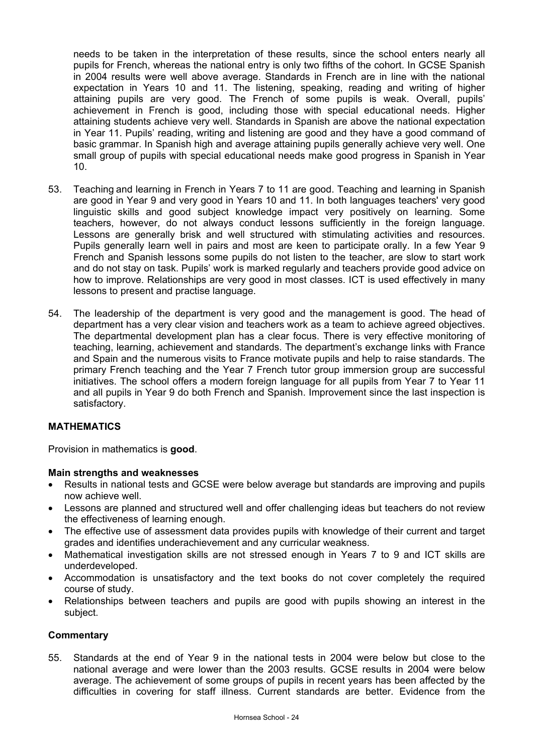needs to be taken in the interpretation of these results, since the school enters nearly all pupils for French, whereas the national entry is only two fifths of the cohort. In GCSE Spanish in 2004 results were well above average. Standards in French are in line with the national expectation in Years 10 and 11. The listening, speaking, reading and writing of higher attaining pupils are very good. The French of some pupils is weak. Overall, pupils' achievement in French is good, including those with special educational needs. Higher attaining students achieve very well. Standards in Spanish are above the national expectation in Year 11. Pupils' reading, writing and listening are good and they have a good command of basic grammar. In Spanish high and average attaining pupils generally achieve very well. One small group of pupils with special educational needs make good progress in Spanish in Year 10.

53. Teaching and learning in French in Years 7 to 11 are good. Teaching and learning in Spanish are good in Year 9 and very good in Years 10 and 11. In both languages teachers' very good linguistic skills and good subject knowledge impact very positively on learning. Some teachers, however, do not always conduct lessons sufficiently in the foreign language. Lessons are generally brisk and well structured with stimulating activities and resources. Pupils generally learn well in pairs and most are keen to participate orally. In a few Year 9 French and Spanish lessons some pupils do not listen to the teacher, are slow to start work and do not stay on task. Pupils' work is marked regularly and teachers provide good advice on how to improve. Relationships are very good in most classes. ICT is used effectively in many lessons to present and practise language.

54. The leadership of the department is very good and the management is good. The head of department has a very clear vision and teachers work as a team to achieve agreed objectives. The departmental development plan has a clear focus. There is very effective monitoring of teaching, learning, achievement and standards. The department's exchange links with France and Spain and the numerous visits to France motivate pupils and help to raise standards. The primary French teaching and the Year 7 French tutor group immersion group are successful initiatives. The school offers a modern foreign language for all pupils from Year 7 to Year 11 and all pupils in Year 9 do both French and Spanish. Improvement since the last inspection is satisfactory.

## MATHEMATICS

Provision in mathematics is **good**.

### Main strengths and weaknesses

- Results in national tests and GCSE were below average but standards are improving and pupils now achieve well.
- Lessons are planned and structured well and offer challenging ideas but teachers do not review the effectiveness of learning enough.
- The effective use of assessment data provides pupils with knowledge of their current and target grades and identifies underachievement and any curricular weakness.
- Mathematical investigation skills are not stressed enough in Years 7 to 9 and ICT skills are underdeveloped.
- Accommodation is unsatisfactory and the text books do not cover completely the required course of study.
- Relationships between teachers and pupils are good with pupils showing an interest in the subject.

### Commentary

55. Standards at the end of Year 9 in the national tests in 2004 were below but close to the national average and were lower than the 2003 results. GCSE results in 2004 were below average. The achievement of some groups of pupils in recent years has been affected by the difficulties in covering for staff illness. Current standards are better. Evidence from the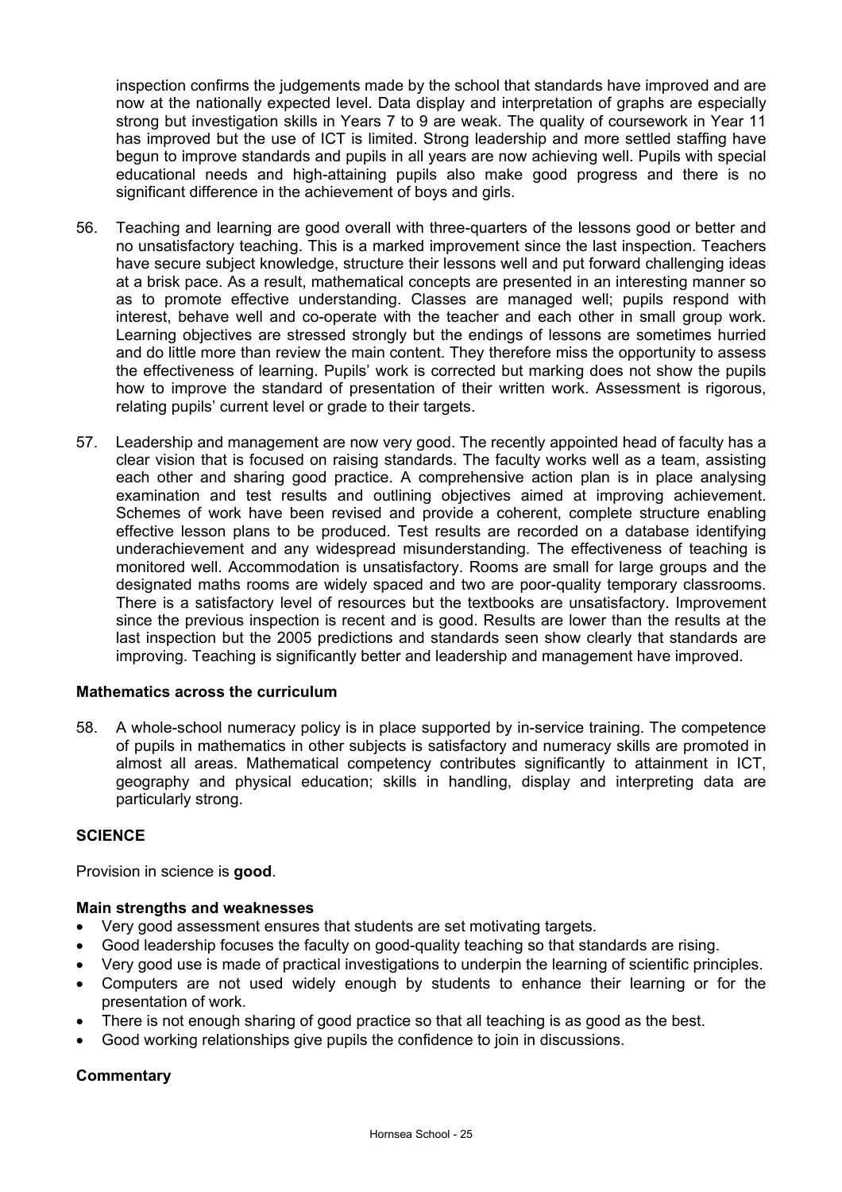inspection confirms the judgements made by the school that standards have improved and are now at the nationally expected level. Data display and interpretation of graphs are especially strong but investigation skills in Years 7 to 9 are weak. The quality of coursework in Year 11 has improved but the use of ICT is limited. Strong leadership and more settled staffing have begun to improve standards and pupils in all years are now achieving well. Pupils with special educational needs and high-attaining pupils also make good progress and there is no significant difference in the achievement of boys and girls.

56. Teaching and learning are good overall with three-quarters of the lessons good or better and no unsatisfactory teaching. This is a marked improvement since the last inspection. Teachers have secure subject knowledge, structure their lessons well and put forward challenging ideas at a brisk pace. As a result, mathematical concepts are presented in an interesting manner so as to promote effective understanding. Classes are managed well; pupils respond with interest, behave well and co-operate with the teacher and each other in small group work. Learning objectives are stressed strongly but the endings of lessons are sometimes hurried and do little more than review the main content. They therefore miss the opportunity to assess the effectiveness of learning. Pupils' work is corrected but marking does not show the pupils how to improve the standard of presentation of their written work. Assessment is rigorous, relating pupils' current level or grade to their targets.

57. Leadership and management are now very good. The recently appointed head of faculty has a clear vision that is focused on raising standards. The faculty works well as a team, assisting each other and sharing good practice. A comprehensive action plan is in place analysing examination and test results and outlining objectives aimed at improving achievement. Schemes of work have been revised and provide a coherent, complete structure enabling effective lesson plans to be produced. Test results are recorded on a database identifying underachievement and any widespread misunderstanding. The effectiveness of teaching is monitored well. Accommodation is unsatisfactory. Rooms are small for large groups and the designated maths rooms are widely spaced and two are poor-quality temporary classrooms. There is a satisfactory level of resources but the textbooks are unsatisfactory. Improvement since the previous inspection is recent and is good. Results are lower than the results at the last inspection but the 2005 predictions and standards seen show clearly that standards are improving. Teaching is significantly better and leadership and management have improved.

### Mathematics across the curriculum

58. A whole-school numeracy policy is in place supported by in-service training. The competence of pupils in mathematics in other subjects is satisfactory and numeracy skills are promoted in almost all areas. Mathematical competency contributes significantly to attainment in ICT, geography and physical education; skills in handling, display and interpreting data are particularly strong.

## SCIENCE

Provision in science is **good**.

### Main strengths and weaknesses

- Very good assessment ensures that students are set motivating targets.
- Good leadership focuses the faculty on good-quality teaching so that standards are rising.
- Very good use is made of practical investigations to underpin the learning of scientific principles.
- Computers are not used widely enough by students to enhance their learning or for the presentation of work.
- There is not enough sharing of good practice so that all teaching is as good as the best.
- Good working relationships give pupils the confidence to join in discussions.

### Commentary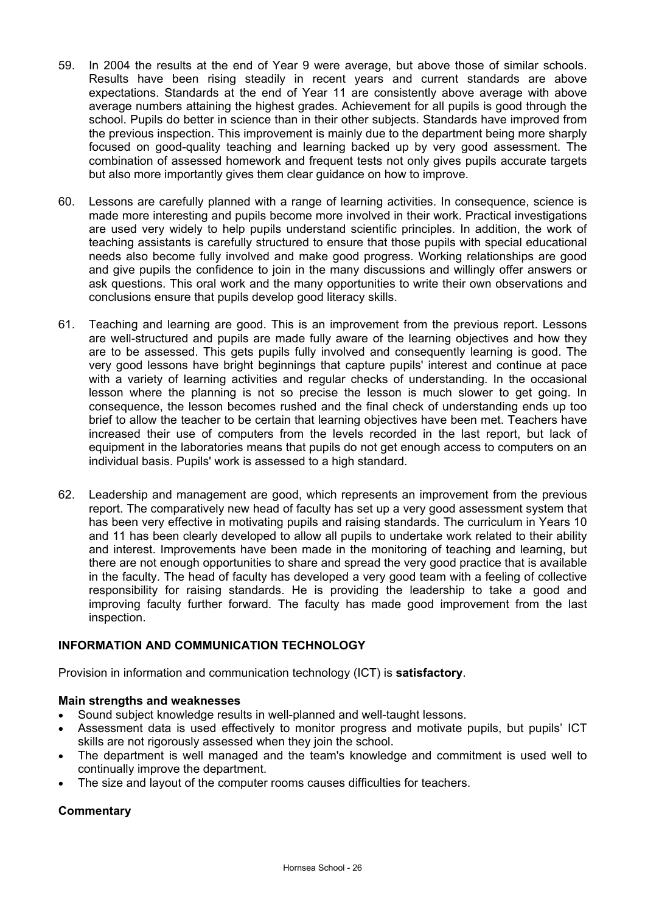59. In 2004 the results at the end of Year 9 were average, but above those of similar schools. Results have been rising steadily in recent years and current standards are above expectations. Standards at the end of Year 11 are consistently above average with above average numbers attaining the highest grades. Achievement for all pupils is good through the school. Pupils do better in science than in their other subjects. Standards have improved from the previous inspection. This improvement is mainly due to the department being more sharply focused on good-quality teaching and learning backed up by very good assessment. The combination of assessed homework and frequent tests not only gives pupils accurate targets but also more importantly gives them clear guidance on how to improve.

60. Lessons are carefully planned with a range of learning activities. In consequence, science is made more interesting and pupils become more involved in their work. Practical investigations are used very widely to help pupils understand scientific principles. In addition, the work of teaching assistants is carefully structured to ensure that those pupils with special educational needs also become fully involved and make good progress. Working relationships are good and give pupils the confidence to join in the many discussions and willingly offer answers or ask questions. This oral work and the many opportunities to write their own observations and conclusions ensure that pupils develop good literacy skills.

61. Teaching and learning are good. This is an improvement from the previous report. Lessons are well-structured and pupils are made fully aware of the learning objectives and how they are to be assessed. This gets pupils fully involved and consequently learning is good. The very good lessons have bright beginnings that capture pupils' interest and continue at pace with a variety of learning activities and regular checks of understanding. In the occasional lesson where the planning is not so precise the lesson is much slower to get going. In consequence, the lesson becomes rushed and the final check of understanding ends up too brief to allow the teacher to be certain that learning objectives have been met. Teachers have increased their use of computers from the levels recorded in the last report, but lack of equipment in the laboratories means that pupils do not get enough access to computers on an individual basis. Pupils' work is assessed to a high standard.

62. Leadership and management are good, which represents an improvement from the previous report. The comparatively new head of faculty has set up a very good assessment system that has been very effective in motivating pupils and raising standards. The curriculum in Years 10 and 11 has been clearly developed to allow all pupils to undertake work related to their ability and interest. Improvements have been made in the monitoring of teaching and learning, but there are not enough opportunities to share and spread the very good practice that is available in the faculty. The head of faculty has developed a very good team with a feeling of collective responsibility for raising standards. He is providing the leadership to take a good and improving faculty further forward. The faculty has made good improvement from the last inspection.

## INFORMATION AND COMMUNICATION TECHNOLOGY

Provision in information and communication technology (ICT) is **satisfactory**.

### Main strengths and weaknesses

- Sound subject knowledge results in well-planned and well-taught lessons.
- Assessment data is used effectively to monitor progress and motivate pupils, but pupils' ICT skills are not rigorously assessed when they join the school.
- The department is well managed and the team's knowledge and commitment is used well to continually improve the department.
- The size and layout of the computer rooms causes difficulties for teachers.

### Commentary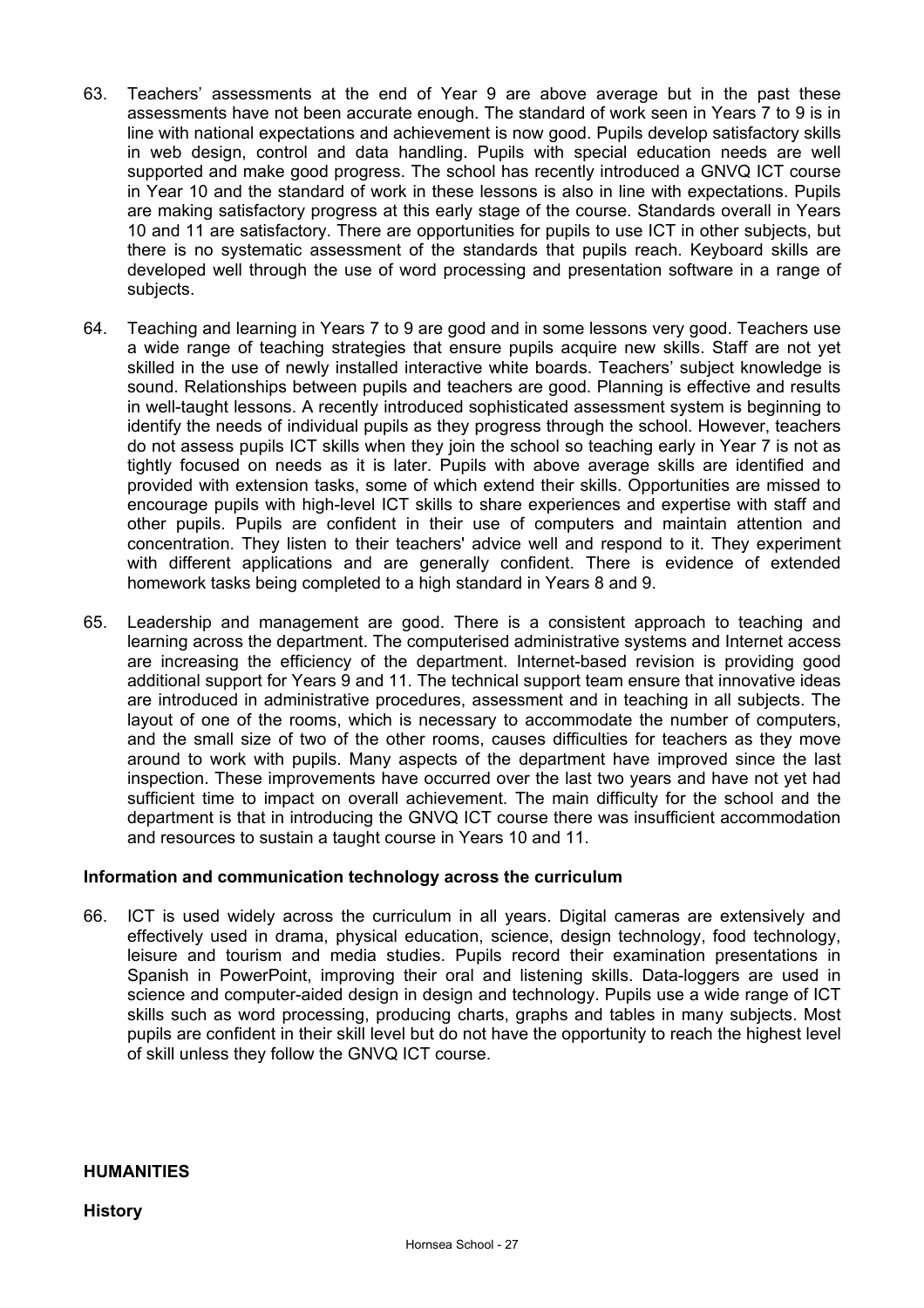63. Teachers' assessments at the end of Year 9 are above average but in the past these assessments have not been accurate enough. The standard of work seen in Years 7 to 9 is in line with national expectations and achievement is now good. Pupils develop satisfactory skills in web design, control and data handling. Pupils with special education needs are well supported and make good progress. The school has recently introduced a GNVQ ICT course in Year 10 and the standard of work in these lessons is also in line with expectations. Pupils are making satisfactory progress at this early stage of the course. Standards overall in Years 10 and 11 are satisfactory. There are opportunities for pupils to use ICT in other subjects, but there is no systematic assessment of the standards that pupils reach. Keyboard skills are developed well through the use of word processing and presentation software in a range of subjects.

64. Teaching and learning in Years 7 to 9 are good and in some lessons very good. Teachers use a wide range of teaching strategies that ensure pupils acquire new skills. Staff are not yet skilled in the use of newly installed interactive white boards. Teachers' subject knowledge is sound. Relationships between pupils and teachers are good. Planning is effective and results in well-taught lessons. A recently introduced sophisticated assessment system is beginning to identify the needs of individual pupils as they progress through the school. However, teachers do not assess pupils ICT skills when they join the school so teaching early in Year 7 is not as tightly focused on needs as it is later. Pupils with above average skills are identified and provided with extension tasks, some of which extend their skills. Opportunities are missed to encourage pupils with high-level ICT skills to share experiences and expertise with staff and other pupils. Pupils are confident in their use of computers and maintain attention and concentration. They listen to their teachers' advice well and respond to it. They experiment with different applications and are generally confident. There is evidence of extended homework tasks being completed to a high standard in Years 8 and 9.

65. Leadership and management are good. There is a consistent approach to teaching and learning across the department. The computerised administrative systems and Internet access are increasing the efficiency of the department. Internet-based revision is providing good additional support for Years 9 and 11. The technical support team ensure that innovative ideas are introduced in administrative procedures, assessment and in teaching in all subjects. The layout of one of the rooms, which is necessary to accommodate the number of computers, and the small size of two of the other rooms, causes difficulties for teachers as they move around to work with pupils. Many aspects of the department have improved since the last inspection. These improvements have occurred over the last two years and have not yet had sufficient time to impact on overall achievement. The main difficulty for the school and the department is that in introducing the GNVQ ICT course there was insufficient accommodation and resources to sustain a taught course in Years 10 and 11.

**Information and communication technology across the curriculum**

66. ICT is used widely across the curriculum in all years. Digital cameras are extensively and effectively used in drama, physical education, science, design technology, food technology, leisure and tourism and media studies. Pupils record their examination presentations in Spanish in PowerPoint, improving their oral and listening skills. Data-loggers are used in science and computer-aided design in design and technology. Pupils use a wide range of ICT skills such as word processing, producing charts, graphs and tables in many subjects. Most pupils are confident in their skill level but do not have the opportunity to reach the highest level of skill unless they follow the GNVQ ICT course.

## HUMANITIES

**History**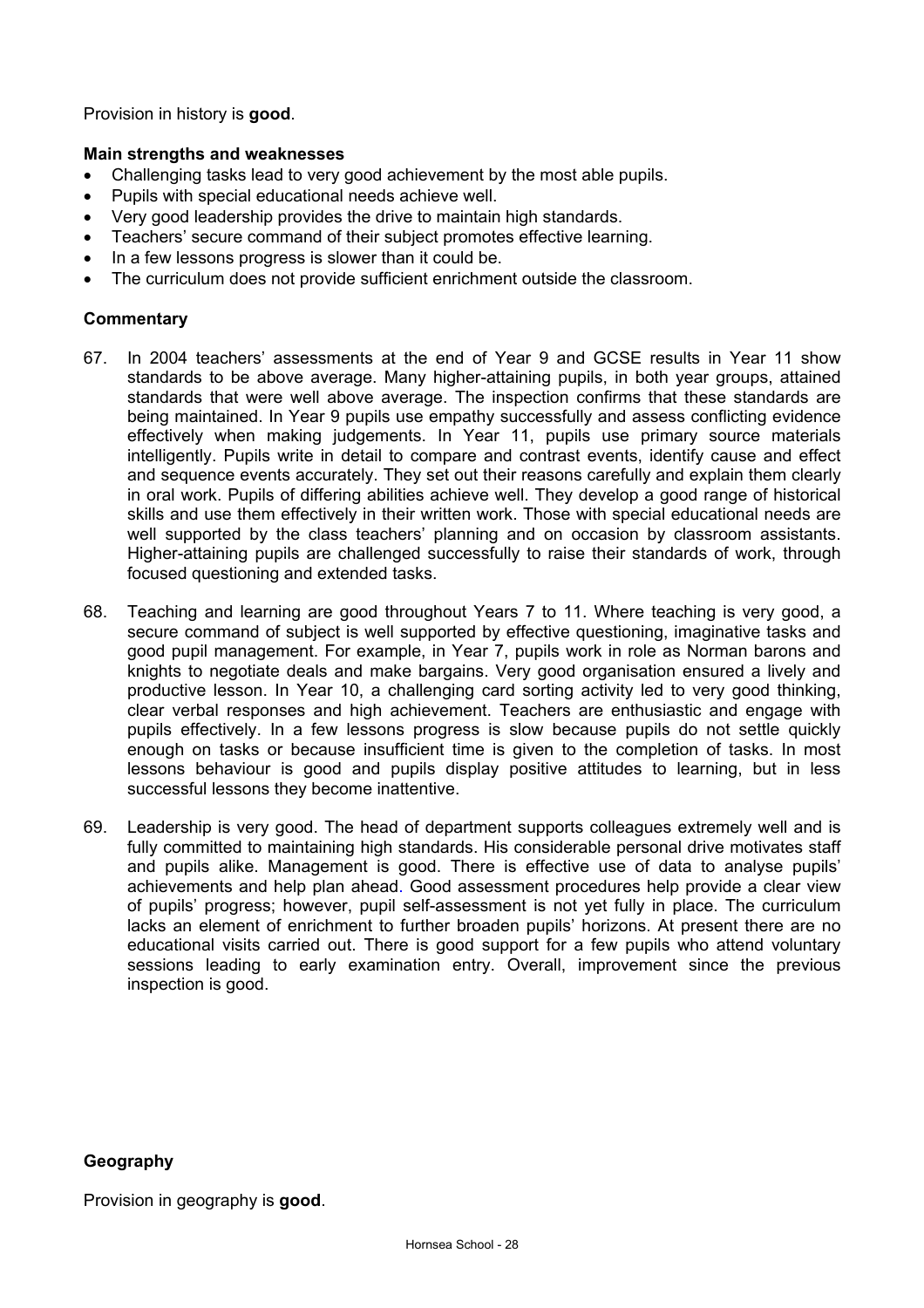Provision in history is **good**.

**Main strengths and weaknesses**

- Challenging tasks lead to very good achievement by the most able pupils.
- Pupils with special educational needs achieve well.
- Very good leadership provides the drive to maintain high standards.
- Teachers' secure command of their subject promotes effective learning.
- In a few lessons progress is slower than it could be.
- The curriculum does not provide sufficient enrichment outside the classroom.

**Commentary**

67. In 2004 teachers' assessments at the end of Year 9 and GCSE results in Year 11 show standards to be above average. Many higher-attaining pupils, in both year groups, attained standards that were well above average. The inspection confirms that these standards are being maintained. In Year 9 pupils use empathy successfully and assess conflicting evidence effectively when making judgements. In Year 11, pupils use primary source materials intelligently. Pupils write in detail to compare and contrast events, identify cause and effect and sequence events accurately. They set out their reasons carefully and explain them clearly in oral work. Pupils of differing abilities achieve well. They develop a good range of historical skills and use them effectively in their written work. Those with special educational needs are well supported by the class teachers' planning and on occasion by classroom assistants. Higher-attaining pupils are challenged successfully to raise their standards of work, through focused questioning and extended tasks.

68. Teaching and learning are good throughout Years 7 to 11. Where teaching is very good, a secure command of subject is well supported by effective questioning, imaginative tasks and good pupil management. For example, in Year 7, pupils work in role as Norman barons and knights to negotiate deals and make bargains. Very good organisation ensured a lively and productive lesson. In Year 10, a challenging card sorting activity led to very good thinking, clear verbal responses and high achievement. Teachers are enthusiastic and engage with pupils effectively. In a few lessons progress is slow because pupils do not settle quickly enough on tasks or because insufficient time is given to the completion of tasks. In most lessons behaviour is good and pupils display positive attitudes to learning, but in less successful lessons they become inattentive.

69. Leadership is very good. The head of department supports colleagues extremely well and is fully committed to maintaining high standards. His considerable personal drive motivates staff and pupils alike. Management is good. There is effective use of data to analyse pupils' achievements and help plan ahead. Good assessment procedures help provide a clear view of pupils' progress; however, pupil self-assessment is not yet fully in place. The curriculum lacks an element of enrichment to further broaden pupils' horizons. At present there are no educational visits carried out. There is good support for a few pupils who attend voluntary sessions leading to early examination entry. Overall, improvement since the previous inspection is good.

**Geography**

Provision in geography is **good**.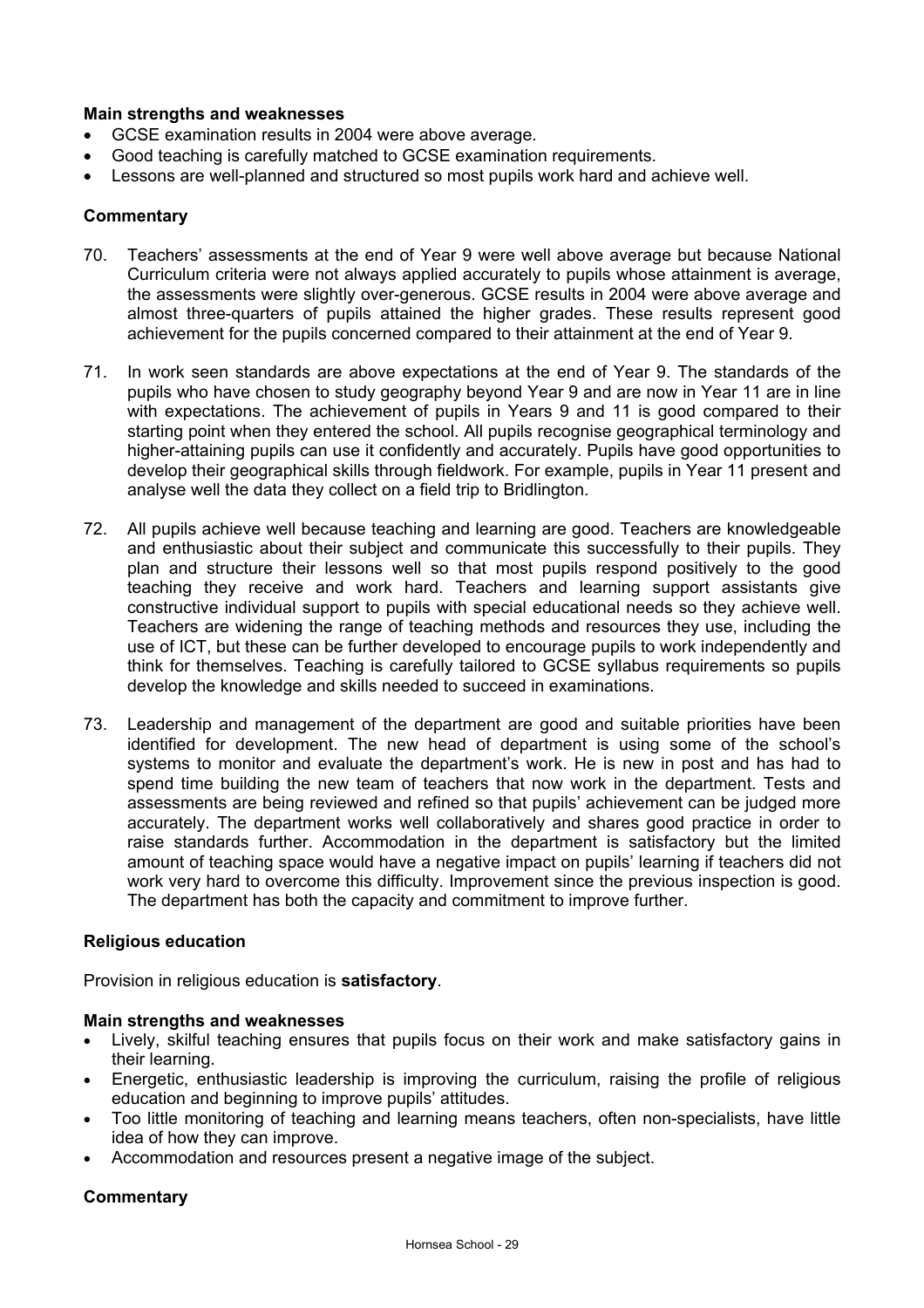**Main strengths and weaknesses**

- GCSE examination results in 2004 were above average.
- Good teaching is carefully matched to GCSE examination requirements.
- Lessons are well-planned and structured so most pupils work hard and achieve well.

**Commentary**

70. Teachers' assessments at the end of Year 9 were well above average but because National Curriculum criteria were not always applied accurately to pupils whose attainment is average, the assessments were slightly over-generous. GCSE results in 2004 were above average and almost three-quarters of pupils attained the higher grades. These results represent good achievement for the pupils concerned compared to their attainment at the end of Year 9.

71. In work seen standards are above expectations at the end of Year 9. The standards of the pupils who have chosen to study geography beyond Year 9 and are now in Year 11 are in line with expectations. The achievement of pupils in Years 9 and 11 is good compared to their starting point when they entered the school. All pupils recognise geographical terminology and higher-attaining pupils can use it confidently and accurately. Pupils have good opportunities to develop their geographical skills through fieldwork. For example, pupils in Year 11 present and analyse well the data they collect on a field trip to Bridlington.

72. All pupils achieve well because teaching and learning are good. Teachers are knowledgeable and enthusiastic about their subject and communicate this successfully to their pupils. They plan and structure their lessons well so that most pupils respond positively to the good teaching they receive and work hard. Teachers and learning support assistants give constructive individual support to pupils with special educational needs so they achieve well. Teachers are widening the range of teaching methods and resources they use, including the use of ICT, but these can be further developed to encourage pupils to work independently and think for themselves. Teaching is carefully tailored to GCSE syllabus requirements so pupils develop the knowledge and skills needed to succeed in examinations.

73. Leadership and management of the department are good and suitable priorities have been identified for development. The new head of department is using some of the school's systems to monitor and evaluate the department's work. He is new in post and has had to spend time building the new team of teachers that now work in the department. Tests and assessments are being reviewed and refined so that pupils' achievement can be judged more accurately. The department works well collaboratively and shares good practice in order to raise standards further. Accommodation in the department is satisfactory but the limited amount of teaching space would have a negative impact on pupils' learning if teachers did not work very hard to overcome this difficulty. Improvement since the previous inspection is good. The department has both the capacity and commitment to improve further.

**Religious education**

Provision in religious education is **satisfactory**.

**Main strengths and weaknesses**

- Lively, skilful teaching ensures that pupils focus on their work and make satisfactory gains in their learning.
- Energetic, enthusiastic leadership is improving the curriculum, raising the profile of religious education and beginning to improve pupils' attitudes.
- Too little monitoring of teaching and learning means teachers, often non-specialists, have little idea of how they can improve.
- Accommodation and resources present a negative image of the subject.

**Commentary**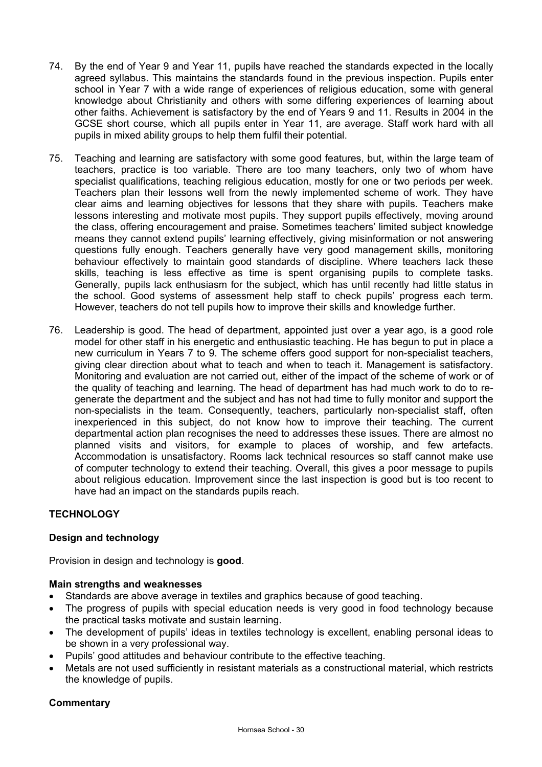74. By the end of Year 9 and Year 11, pupils have reached the standards expected in the locally agreed syllabus. This maintains the standards found in the previous inspection. Pupils enter school in Year 7 with a wide range of experiences of religious education, some with general knowledge about Christianity and others with some differing experiences of learning about other faiths. Achievement is satisfactory by the end of Years 9 and 11. Results in 2004 in the GCSE short course, which all pupils enter in Year 11, are average. Staff work hard with all pupils in mixed ability groups to help them fulfil their potential.

75. Teaching and learning are satisfactory with some good features, but, within the large team of teachers, practice is too variable. There are too many teachers, only two of whom have specialist qualifications, teaching religious education, mostly for one or two periods per week. Teachers plan their lessons well from the newly implemented scheme of work. They have clear aims and learning objectives for lessons that they share with pupils. Teachers make lessons interesting and motivate most pupils. They support pupils effectively, moving around the class, offering encouragement and praise. Sometimes teachers' limited subject knowledge means they cannot extend pupils' learning effectively, giving misinformation or not answering questions fully enough. Teachers generally have very good management skills, monitoring behaviour effectively to maintain good standards of discipline. Where teachers lack these skills, teaching is less effective as time is spent organising pupils to complete tasks. Generally, pupils lack enthusiasm for the subject, which has until recently had little status in the school. Good systems of assessment help staff to check pupils' progress each term. However, teachers do not tell pupils how to improve their skills and knowledge further.

76. Leadership is good. The head of department, appointed just over a year ago, is a good role model for other staff in his energetic and enthusiastic teaching. He has begun to put in place a new curriculum in Years 7 to 9. The scheme offers good support for non-specialist teachers, giving clear direction about what to teach and when to teach it. Management is satisfactory. Monitoring and evaluation are not carried out, either of the impact of the scheme of work or of the quality of teaching and learning. The head of department has had much work to do to re-generate the department and the subject and has not had time to fully monitor and support the non-specialists in the team. Consequently, teachers, particularly non-specialist staff, often inexperienced in this subject, do not know how to improve their teaching. The current departmental action plan recognises the need to addresses these issues. There are almost no planned visits and visitors, for example to places of worship, and few artefacts. Accommodation is unsatisfactory. Rooms lack technical resources so staff cannot make use of computer technology to extend their teaching. Overall, this gives a poor message to pupils about religious education. Improvement since the last inspection is good but is too recent to have had an impact on the standards pupils reach.

## TECHNOLOGY

### Design and technology

Provision in design and technology is **good**.

**Main strengths and weaknesses**

- Standards are above average in textiles and graphics because of good teaching.
- The progress of pupils with special education needs is very good in food technology because the practical tasks motivate and sustain learning.
- The development of pupils' ideas in textiles technology is excellent, enabling personal ideas to be shown in a very professional way.
- Pupils' good attitudes and behaviour contribute to the effective teaching.
- Metals are not used sufficiently in resistant materials as a constructional material, which restricts the knowledge of pupils.

**Commentary**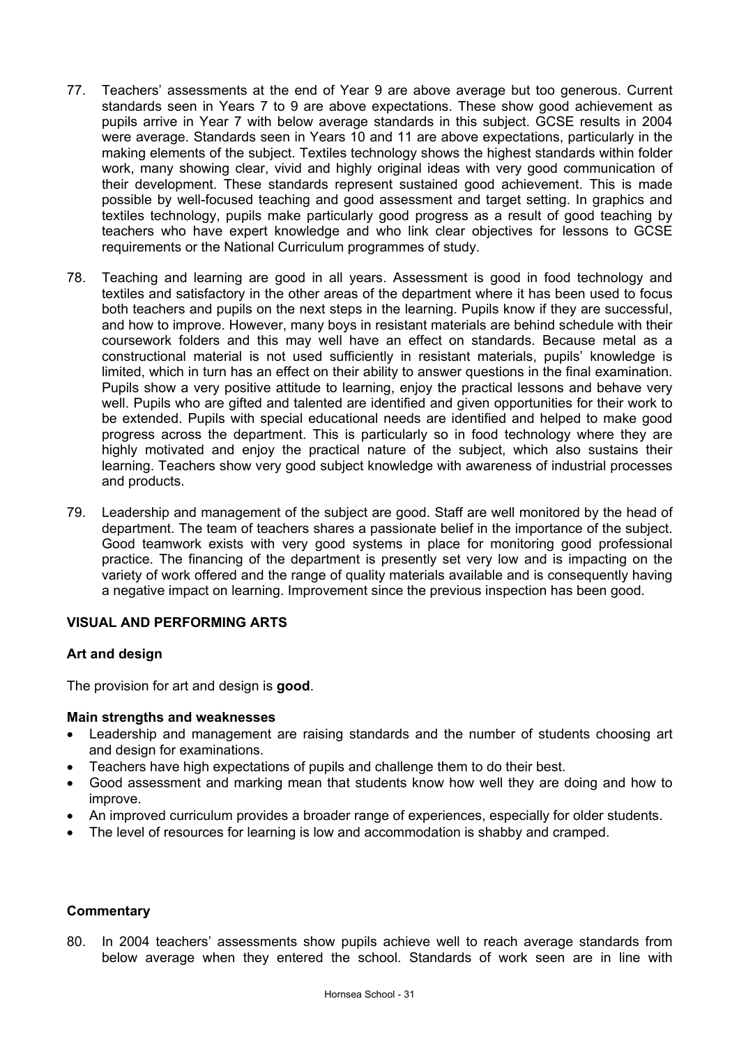77. Teachers' assessments at the end of Year 9 are above average but too generous. Current standards seen in Years 7 to 9 are above expectations. These show good achievement as pupils arrive in Year 7 with below average standards in this subject. GCSE results in 2004 were average. Standards seen in Years 10 and 11 are above expectations, particularly in the making elements of the subject. Textiles technology shows the highest standards within folder work, many showing clear, vivid and highly original ideas with very good communication of their development. These standards represent sustained good achievement. This is made possible by well-focused teaching and good assessment and target setting. In graphics and textiles technology, pupils make particularly good progress as a result of good teaching by teachers who have expert knowledge and who link clear objectives for lessons to GCSE requirements or the National Curriculum programmes of study.

78. Teaching and learning are good in all years. Assessment is good in food technology and textiles and satisfactory in the other areas of the department where it has been used to focus both teachers and pupils on the next steps in the learning. Pupils know if they are successful, and how to improve. However, many boys in resistant materials are behind schedule with their coursework folders and this may well have an effect on standards. Because metal as a constructional material is not used sufficiently in resistant materials, pupils' knowledge is limited, which in turn has an effect on their ability to answer questions in the final examination. Pupils show a very positive attitude to learning, enjoy the practical lessons and behave very well. Pupils who are gifted and talented are identified and given opportunities for their work to be extended. Pupils with special educational needs are identified and helped to make good progress across the department. This is particularly so in food technology where they are highly motivated and enjoy the practical nature of the subject, which also sustains their learning. Teachers show very good subject knowledge with awareness of industrial processes and products.

79. Leadership and management of the subject are good. Staff are well monitored by the head of department. The team of teachers shares a passionate belief in the importance of the subject. Good teamwork exists with very good systems in place for monitoring good professional practice. The financing of the department is presently set very low and is impacting on the variety of work offered and the range of quality materials available and is consequently having a negative impact on learning. Improvement since the previous inspection has been good.

## VISUAL AND PERFORMING ARTS

### Art and design

The provision for art and design is **good**.

#### Main strengths and weaknesses

- Leadership and management are raising standards and the number of students choosing art and design for examinations.
- Teachers have high expectations of pupils and challenge them to do their best.
- Good assessment and marking mean that students know how well they are doing and how to improve.
- An improved curriculum provides a broader range of experiences, especially for older students.
- The level of resources for learning is low and accommodation is shabby and cramped.

#### Commentary

80. In 2004 teachers' assessments show pupils achieve well to reach average standards from below average when they entered the school. Standards of work seen are in line with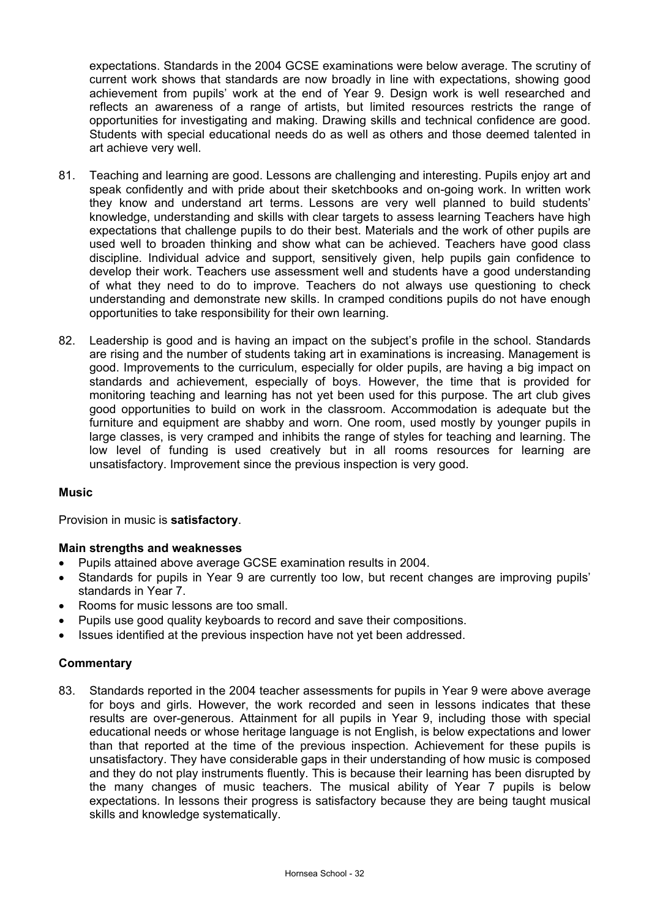expectations. Standards in the 2004 GCSE examinations were below average. The scrutiny of current work shows that standards are now broadly in line with expectations, showing good achievement from pupils' work at the end of Year 9. Design work is well researched and reflects an awareness of a range of artists, but limited resources restricts the range of opportunities for investigating and making. Drawing skills and technical confidence are good. Students with special educational needs do as well as others and those deemed talented in art achieve very well.

81. Teaching and learning are good. Lessons are challenging and interesting. Pupils enjoy art and speak confidently and with pride about their sketchbooks and on-going work. In written work they know and understand art terms. Lessons are very well planned to build students' knowledge, understanding and skills with clear targets to assess learning Teachers have high expectations that challenge pupils to do their best. Materials and the work of other pupils are used well to broaden thinking and show what can be achieved. Teachers have good class discipline. Individual advice and support, sensitively given, help pupils gain confidence to develop their work. Teachers use assessment well and students have a good understanding of what they need to do to improve. Teachers do not always use questioning to check understanding and demonstrate new skills. In cramped conditions pupils do not have enough opportunities to take responsibility for their own learning.

82. Leadership is good and is having an impact on the subject's profile in the school. Standards are rising and the number of students taking art in examinations is increasing. Management is good. Improvements to the curriculum, especially for older pupils, are having a big impact on standards and achievement, especially of boys. However, the time that is provided for monitoring teaching and learning has not yet been used for this purpose. The art club gives good opportunities to build on work in the classroom. Accommodation is adequate but the furniture and equipment are shabby and worn. One room, used mostly by younger pupils in large classes, is very cramped and inhibits the range of styles for teaching and learning. The low level of funding is used creatively but in all rooms resources for learning are unsatisfactory. Improvement since the previous inspection is very good.

### Music

Provision in music is **satisfactory**.

#### Main strengths and weaknesses

- Pupils attained above average GCSE examination results in 2004.
- Standards for pupils in Year 9 are currently too low, but recent changes are improving pupils' standards in Year 7.
- Rooms for music lessons are too small.
- Pupils use good quality keyboards to record and save their compositions.
- Issues identified at the previous inspection have not yet been addressed.

#### Commentary

83. Standards reported in the 2004 teacher assessments for pupils in Year 9 were above average for boys and girls. However, the work recorded and seen in lessons indicates that these results are over-generous. Attainment for all pupils in Year 9, including those with special educational needs or whose heritage language is not English, is below expectations and lower than that reported at the time of the previous inspection. Achievement for these pupils is unsatisfactory. They have considerable gaps in their understanding of how music is composed and they do not play instruments fluently. This is because their learning has been disrupted by the many changes of music teachers. The musical ability of Year 7 pupils is below expectations. In lessons their progress is satisfactory because they are being taught musical skills and knowledge systematically.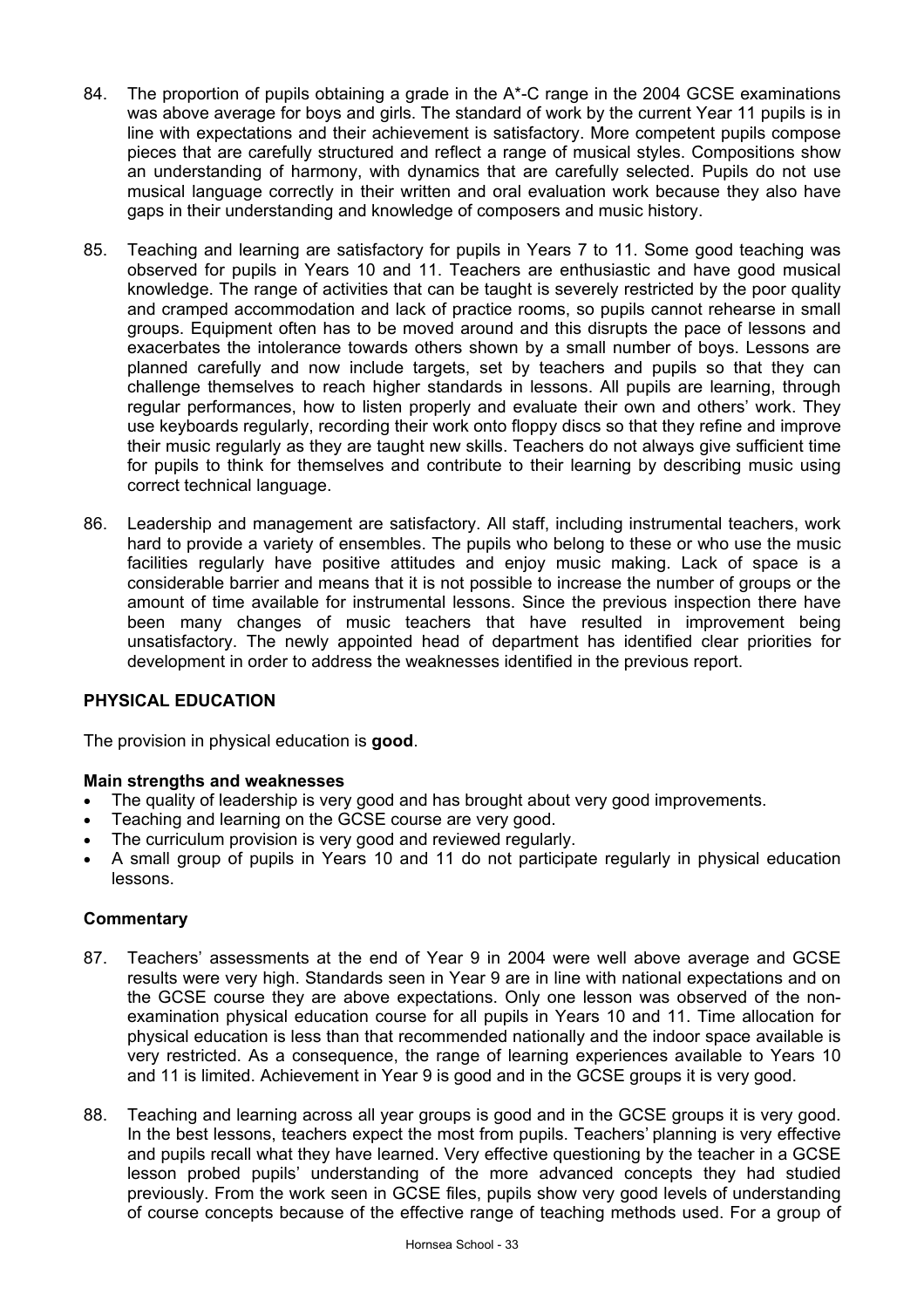84. The proportion of pupils obtaining a grade in the A*-C range in the 2004 GCSE examinations was above average for boys and girls. The standard of work by the current Year 11 pupils is in line with expectations and their achievement is satisfactory. More competent pupils compose pieces that are carefully structured and reflect a range of musical styles. Compositions show an understanding of harmony, with dynamics that are carefully selected. Pupils do not use musical language correctly in their written and oral evaluation work because they also have gaps in their understanding and knowledge of composers and music history.

85. Teaching and learning are satisfactory for pupils in Years 7 to 11. Some good teaching was observed for pupils in Years 10 and 11. Teachers are enthusiastic and have good musical knowledge. The range of activities that can be taught is severely restricted by the poor quality and cramped accommodation and lack of practice rooms, so pupils cannot rehearse in small groups. Equipment often has to be moved around and this disrupts the pace of lessons and exacerbates the intolerance towards others shown by a small number of boys. Lessons are planned carefully and now include targets, set by teachers and pupils so that they can challenge themselves to reach higher standards in lessons. All pupils are learning, through regular performances, how to listen properly and evaluate their own and others' work. They use keyboards regularly, recording their work onto floppy discs so that they refine and improve their music regularly as they are taught new skills. Teachers do not always give sufficient time for pupils to think for themselves and contribute to their learning by describing music using correct technical language.

86. Leadership and management are satisfactory. All staff, including instrumental teachers, work hard to provide a variety of ensembles. The pupils who belong to these or who use the music facilities regularly have positive attitudes and enjoy music making. Lack of space is a considerable barrier and means that it is not possible to increase the number of groups or the amount of time available for instrumental lessons. Since the previous inspection there have been many changes of music teachers that have resulted in improvement being unsatisfactory. The newly appointed head of department has identified clear priorities for development in order to address the weaknesses identified in the previous report.

## PHYSICAL EDUCATION

The provision in physical education is **good**.

### Main strengths and weaknesses

- The quality of leadership is very good and has brought about very good improvements.
- Teaching and learning on the GCSE course are very good.
- The curriculum provision is very good and reviewed regularly.
- A small group of pupils in Years 10 and 11 do not participate regularly in physical education lessons.

### Commentary

87. Teachers' assessments at the end of Year 9 in 2004 were well above average and GCSE results were very high. Standards seen in Year 9 are in line with national expectations and on the GCSE course they are above expectations. Only one lesson was observed of the non-examination physical education course for all pupils in Years 10 and 11. Time allocation for physical education is less than that recommended nationally and the indoor space available is very restricted. As a consequence, the range of learning experiences available to Years 10 and 11 is limited. Achievement in Year 9 is good and in the GCSE groups it is very good.

88. Teaching and learning across all year groups is good and in the GCSE groups it is very good. In the best lessons, teachers expect the most from pupils. Teachers' planning is very effective and pupils recall what they have learned. Very effective questioning by the teacher in a GCSE lesson probed pupils' understanding of the more advanced concepts they had studied previously. From the work seen in GCSE files, pupils show very good levels of understanding of course concepts because of the effective range of teaching methods used. For a group of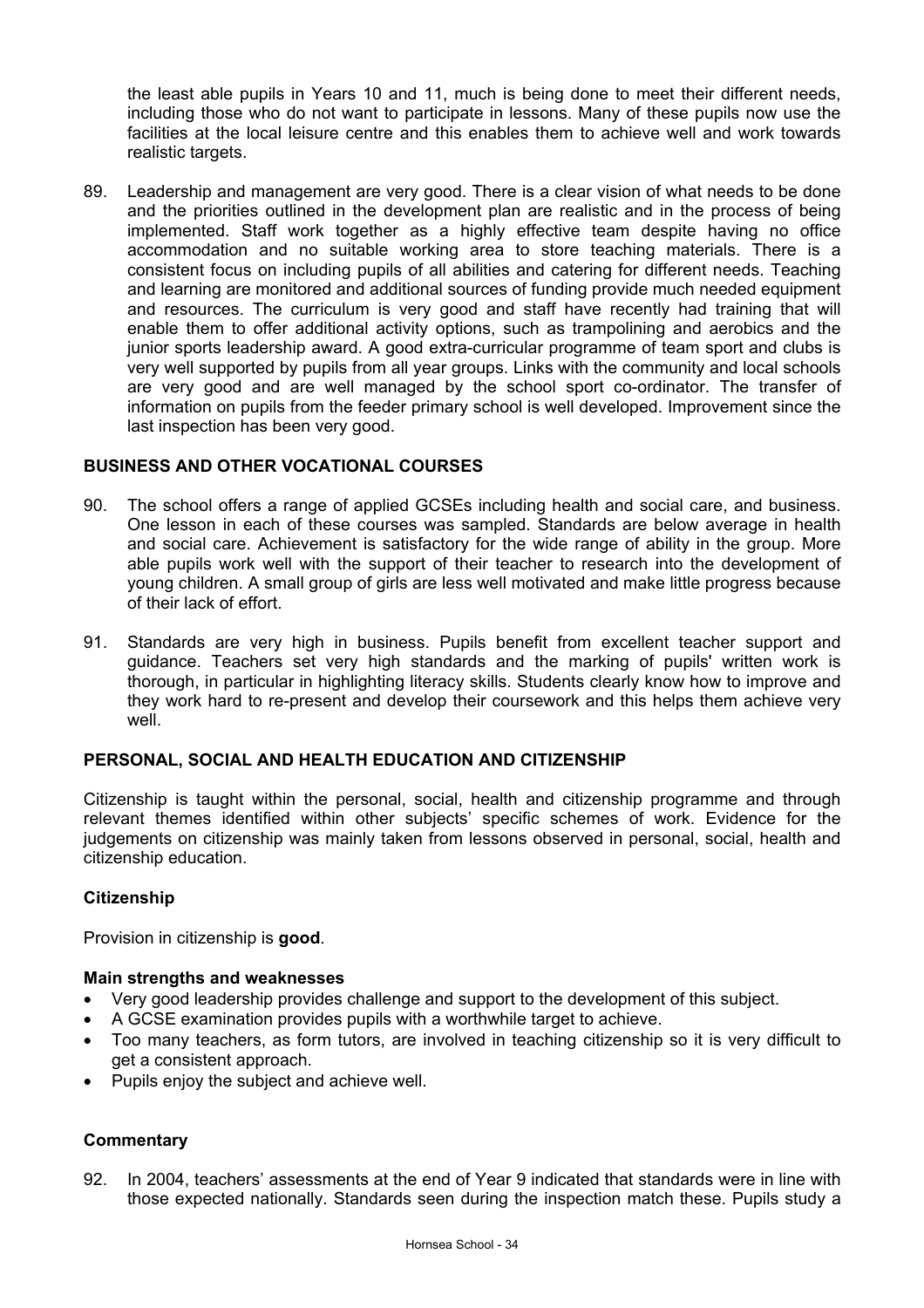the least able pupils in Years 10 and 11, much is being done to meet their different needs, including those who do not want to participate in lessons. Many of these pupils now use the facilities at the local leisure centre and this enables them to achieve well and work towards realistic targets.

89. Leadership and management are very good. There is a clear vision of what needs to be done and the priorities outlined in the development plan are realistic and in the process of being implemented. Staff work together as a highly effective team despite having no office accommodation and no suitable working area to store teaching materials. There is a consistent focus on including pupils of all abilities and catering for different needs. Teaching and learning are monitored and additional sources of funding provide much needed equipment and resources. The curriculum is very good and staff have recently had training that will enable them to offer additional activity options, such as trampolining and aerobics and the junior sports leadership award. A good extra-curricular programme of team sport and clubs is very well supported by pupils from all year groups. Links with the community and local schools are very good and are well managed by the school sport co-ordinator. The transfer of information on pupils from the feeder primary school is well developed. Improvement since the last inspection has been very good.

## BUSINESS AND OTHER VOCATIONAL COURSES

90. The school offers a range of applied GCSEs including health and social care, and business. One lesson in each of these courses was sampled. Standards are below average in health and social care. Achievement is satisfactory for the wide range of ability in the group. More able pupils work well with the support of their teacher to research into the development of young children. A small group of girls are less well motivated and make little progress because of their lack of effort.

91. Standards are very high in business. Pupils benefit from excellent teacher support and guidance. Teachers set very high standards and the marking of pupils' written work is thorough, in particular in highlighting literacy skills. Students clearly know how to improve and they work hard to re-present and develop their coursework and this helps them achieve very well.

## PERSONAL, SOCIAL AND HEALTH EDUCATION AND CITIZENSHIP

Citizenship is taught within the personal, social, health and citizenship programme and through relevant themes identified within other subjects' specific schemes of work. Evidence for the judgements on citizenship was mainly taken from lessons observed in personal, social, health and citizenship education.

### Citizenship

Provision in citizenship is **good**.

#### Main strengths and weaknesses

- Very good leadership provides challenge and support to the development of this subject.
- A GCSE examination provides pupils with a worthwhile target to achieve.
- Too many teachers, as form tutors, are involved in teaching citizenship so it is very difficult to get a consistent approach.
- Pupils enjoy the subject and achieve well.

### Commentary

92. In 2004, teachers' assessments at the end of Year 9 indicated that standards were in line with those expected nationally. Standards seen during the inspection match these. Pupils study a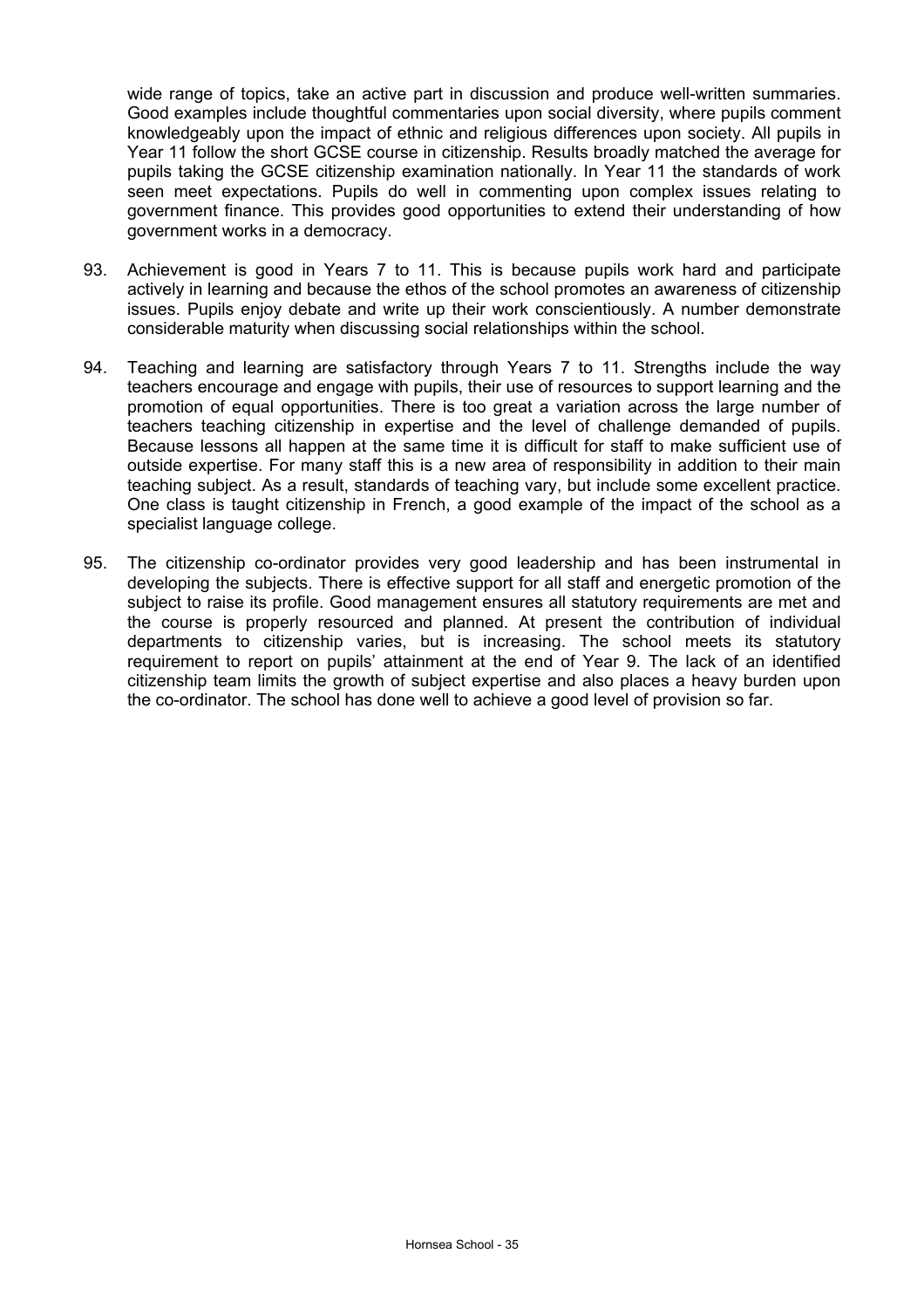wide range of topics, take an active part in discussion and produce well-written summaries. Good examples include thoughtful commentaries upon social diversity, where pupils comment knowledgeably upon the impact of ethnic and religious differences upon society. All pupils in Year 11 follow the short GCSE course in citizenship. Results broadly matched the average for pupils taking the GCSE citizenship examination nationally. In Year 11 the standards of work seen meet expectations. Pupils do well in commenting upon complex issues relating to government finance. This provides good opportunities to extend their understanding of how government works in a democracy.

93. Achievement is good in Years 7 to 11. This is because pupils work hard and participate actively in learning and because the ethos of the school promotes an awareness of citizenship issues. Pupils enjoy debate and write up their work conscientiously. A number demonstrate considerable maturity when discussing social relationships within the school.

94. Teaching and learning are satisfactory through Years 7 to 11. Strengths include the way teachers encourage and engage with pupils, their use of resources to support learning and the promotion of equal opportunities. There is too great a variation across the large number of teachers teaching citizenship in expertise and the level of challenge demanded of pupils. Because lessons all happen at the same time it is difficult for staff to make sufficient use of outside expertise. For many staff this is a new area of responsibility in addition to their main teaching subject. As a result, standards of teaching vary, but include some excellent practice. One class is taught citizenship in French, a good example of the impact of the school as a specialist language college.

95. The citizenship co-ordinator provides very good leadership and has been instrumental in developing the subjects. There is effective support for all staff and energetic promotion of the subject to raise its profile. Good management ensures all statutory requirements are met and the course is properly resourced and planned. At present the contribution of individual departments to citizenship varies, but is increasing. The school meets its statutory requirement to report on pupils' attainment at the end of Year 9. The lack of an identified citizenship team limits the growth of subject expertise and also places a heavy burden upon the co-ordinator. The school has done well to achieve a good level of provision so far.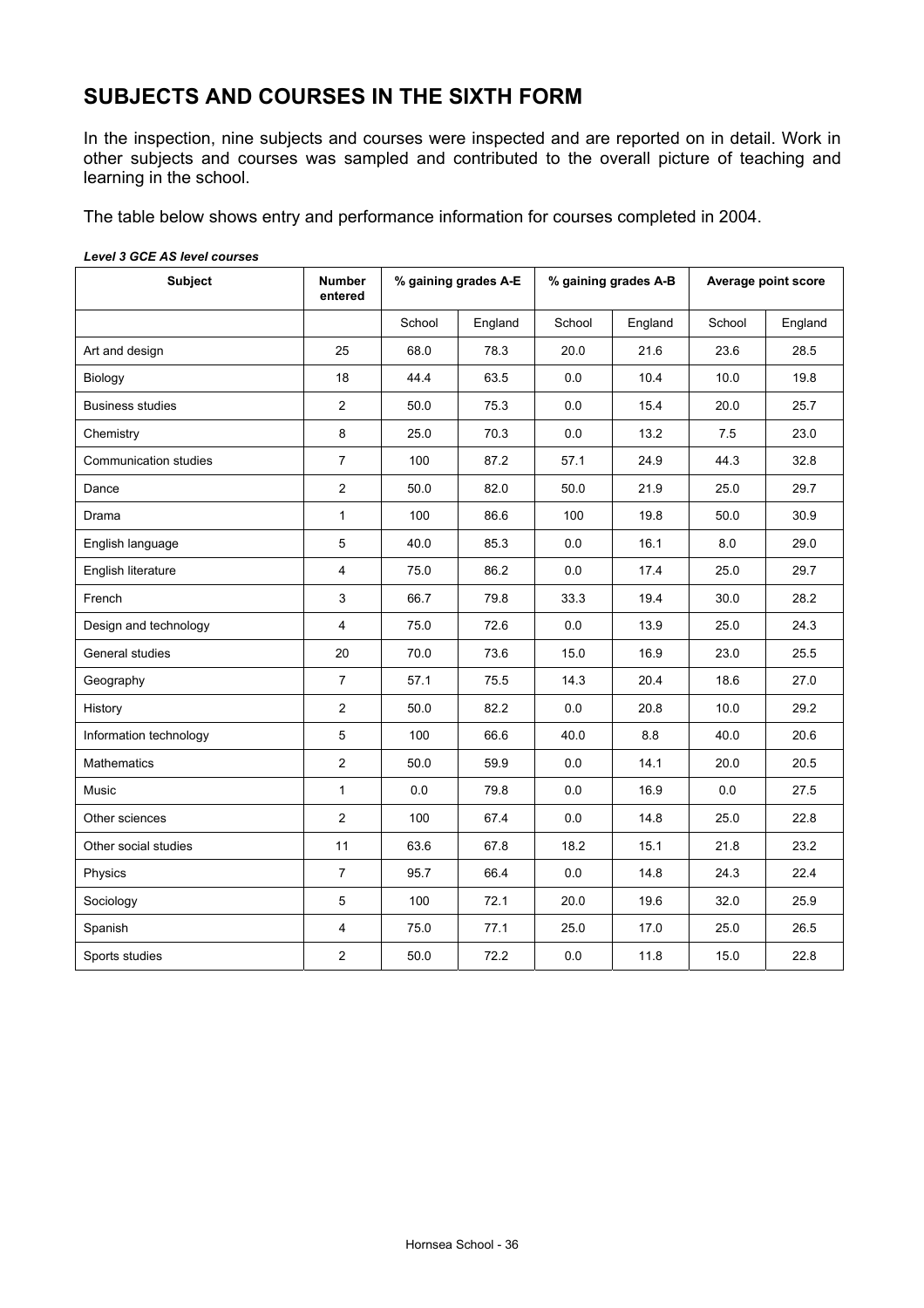# SUBJECTS AND COURSES IN THE SIXTH FORM

In the inspection, nine subjects and courses were inspected and are reported on in detail. Work in other subjects and courses was sampled and contributed to the overall picture of teaching and learning in the school.

The table below shows entry and performance information for courses completed in 2004.

***Level 3 GCE AS level courses***

| Subject | Number entered | % gaining grades A-E | | % gaining grades A-B | | Average point score | |
|---|---|---|---|---|---|---|---|
| | | School | England | School | England | School | England |
| Art and design | 25 | 68.0 | 78.3 | 20.0 | 21.6 | 23.6 | 28.5 |
| Biology | 18 | 44.4 | 63.5 | 0.0 | 10.4 | 10.0 | 19.8 |
| Business studies | 2 | 50.0 | 75.3 | 0.0 | 15.4 | 20.0 | 25.7 |
| Chemistry | 8 | 25.0 | 70.3 | 0.0 | 13.2 | 7.5 | 23.0 |
| Communication studies | 7 | 100 | 87.2 | 57.1 | 24.9 | 44.3 | 32.8 |
| Dance | 2 | 50.0 | 82.0 | 50.0 | 21.9 | 25.0 | 29.7 |
| Drama | 1 | 100 | 86.6 | 100 | 19.8 | 50.0 | 30.9 |
| English language | 5 | 40.0 | 85.3 | 0.0 | 16.1 | 8.0 | 29.0 |
| English literature | 4 | 75.0 | 86.2 | 0.0 | 17.4 | 25.0 | 29.7 |
| French | 3 | 66.7 | 79.8 | 33.3 | 19.4 | 30.0 | 28.2 |
| Design and technology | 4 | 75.0 | 72.6 | 0.0 | 13.9 | 25.0 | 24.3 |
| General studies | 20 | 70.0 | 73.6 | 15.0 | 16.9 | 23.0 | 25.5 |
| Geography | 7 | 57.1 | 75.5 | 14.3 | 20.4 | 18.6 | 27.0 |
| History | 2 | 50.0 | 82.2 | 0.0 | 20.8 | 10.0 | 29.2 |
| Information technology | 5 | 100 | 66.6 | 40.0 | 8.8 | 40.0 | 20.6 |
| Mathematics | 2 | 50.0 | 59.9 | 0.0 | 14.1 | 20.0 | 20.5 |
| Music | 1 | 0.0 | 79.8 | 0.0 | 16.9 | 0.0 | 27.5 |
| Other sciences | 2 | 100 | 67.4 | 0.0 | 14.8 | 25.0 | 22.8 |
| Other social studies | 11 | 63.6 | 67.8 | 18.2 | 15.1 | 21.8 | 23.2 |
| Physics | 7 | 95.7 | 66.4 | 0.0 | 14.8 | 24.3 | 22.4 |
| Sociology | 5 | 100 | 72.1 | 20.0 | 19.6 | 32.0 | 25.9 |
| Spanish | 4 | 75.0 | 77.1 | 25.0 | 17.0 | 25.0 | 26.5 |
| Sports studies | 2 | 50.0 | 72.2 | 0.0 | 11.8 | 15.0 | 22.8 |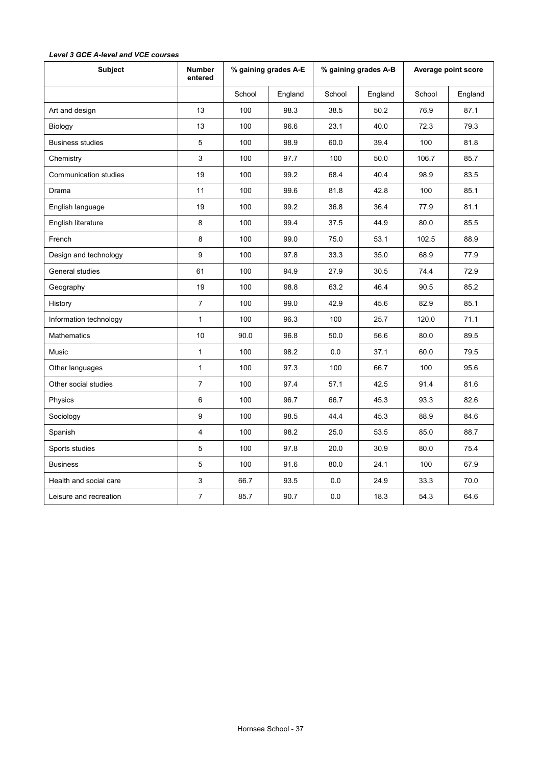***Level 3 GCE A-level and VCE courses***

| Subject | Number entered | % gaining grades A-E | | % gaining grades A-B | | Average point score | |
|---|---|---|---|---|---|---|---|
| | | School | England | School | England | School | England |
| Art and design | 13 | 100 | 98.3 | 38.5 | 50.2 | 76.9 | 87.1 |
| Biology | 13 | 100 | 96.6 | 23.1 | 40.0 | 72.3 | 79.3 |
| Business studies | 5 | 100 | 98.9 | 60.0 | 39.4 | 100 | 81.8 |
| Chemistry | 3 | 100 | 97.7 | 100 | 50.0 | 106.7 | 85.7 |
| Communication studies | 19 | 100 | 99.2 | 68.4 | 40.4 | 98.9 | 83.5 |
| Drama | 11 | 100 | 99.6 | 81.8 | 42.8 | 100 | 85.1 |
| English language | 19 | 100 | 99.2 | 36.8 | 36.4 | 77.9 | 81.1 |
| English literature | 8 | 100 | 99.4 | 37.5 | 44.9 | 80.0 | 85.5 |
| French | 8 | 100 | 99.0 | 75.0 | 53.1 | 102.5 | 88.9 |
| Design and technology | 9 | 100 | 97.8 | 33.3 | 35.0 | 68.9 | 77.9 |
| General studies | 61 | 100 | 94.9 | 27.9 | 30.5 | 74.4 | 72.9 |
| Geography | 19 | 100 | 98.8 | 63.2 | 46.4 | 90.5 | 85.2 |
| History | 7 | 100 | 99.0 | 42.9 | 45.6 | 82.9 | 85.1 |
| Information technology | 1 | 100 | 96.3 | 100 | 25.7 | 120.0 | 71.1 |
| Mathematics | 10 | 90.0 | 96.8 | 50.0 | 56.6 | 80.0 | 89.5 |
| Music | 1 | 100 | 98.2 | 0.0 | 37.1 | 60.0 | 79.5 |
| Other languages | 1 | 100 | 97.3 | 100 | 66.7 | 100 | 95.6 |
| Other social studies | 7 | 100 | 97.4 | 57.1 | 42.5 | 91.4 | 81.6 |
| Physics | 6 | 100 | 96.7 | 66.7 | 45.3 | 93.3 | 82.6 |
| Sociology | 9 | 100 | 98.5 | 44.4 | 45.3 | 88.9 | 84.6 |
| Spanish | 4 | 100 | 98.2 | 25.0 | 53.5 | 85.0 | 88.7 |
| Sports studies | 5 | 100 | 97.8 | 20.0 | 30.9 | 80.0 | 75.4 |
| Business | 5 | 100 | 91.6 | 80.0 | 24.1 | 100 | 67.9 |
| Health and social care | 3 | 66.7 | 93.5 | 0.0 | 24.9 | 33.3 | 70.0 |
| Leisure and recreation | 7 | 85.7 | 90.7 | 0.0 | 18.3 | 54.3 | 64.6 |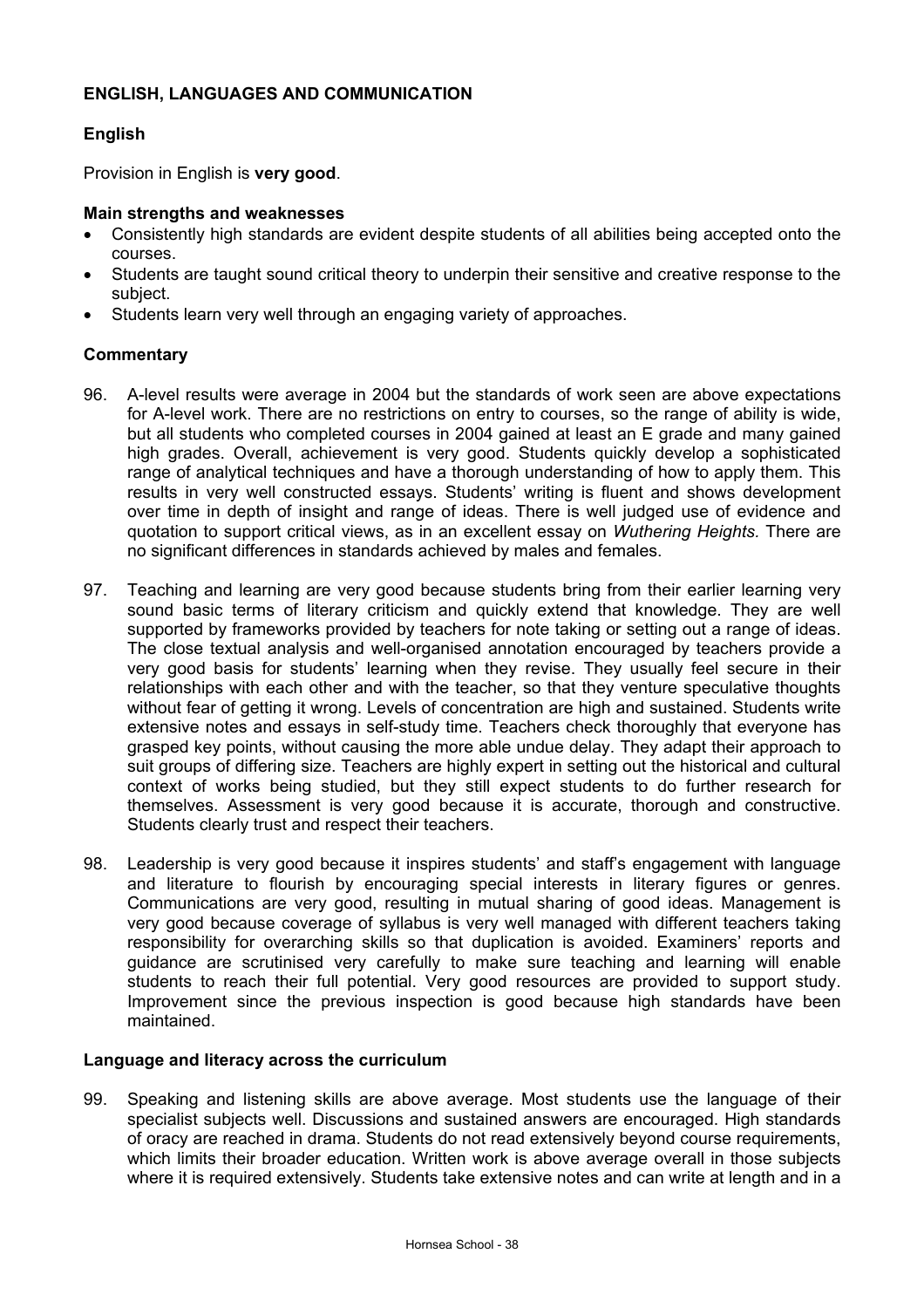## ENGLISH, LANGUAGES AND COMMUNICATION

### English

Provision in English is **very good**.

**Main strengths and weaknesses**

- Consistently high standards are evident despite students of all abilities being accepted onto the courses.
- Students are taught sound critical theory to underpin their sensitive and creative response to the subject.
- Students learn very well through an engaging variety of approaches.

**Commentary**

96. A-level results were average in 2004 but the standards of work seen are above expectations for A-level work. There are no restrictions on entry to courses, so the range of ability is wide, but all students who completed courses in 2004 gained at least an E grade and many gained high grades. Overall, achievement is very good. Students quickly develop a sophisticated range of analytical techniques and have a thorough understanding of how to apply them. This results in very well constructed essays. Students' writing is fluent and shows development over time in depth of insight and range of ideas. There is well judged use of evidence and quotation to support critical views, as in an excellent essay on *Wuthering Heights.* There are no significant differences in standards achieved by males and females.

97. Teaching and learning are very good because students bring from their earlier learning very sound basic terms of literary criticism and quickly extend that knowledge. They are well supported by frameworks provided by teachers for note taking or setting out a range of ideas. The close textual analysis and well-organised annotation encouraged by teachers provide a very good basis for students' learning when they revise. They usually feel secure in their relationships with each other and with the teacher, so that they venture speculative thoughts without fear of getting it wrong. Levels of concentration are high and sustained. Students write extensive notes and essays in self-study time. Teachers check thoroughly that everyone has grasped key points, without causing the more able undue delay. They adapt their approach to suit groups of differing size. Teachers are highly expert in setting out the historical and cultural context of works being studied, but they still expect students to do further research for themselves. Assessment is very good because it is accurate, thorough and constructive. Students clearly trust and respect their teachers.

98. Leadership is very good because it inspires students' and staff's engagement with language and literature to flourish by encouraging special interests in literary figures or genres. Communications are very good, resulting in mutual sharing of good ideas. Management is very good because coverage of syllabus is very well managed with different teachers taking responsibility for overarching skills so that duplication is avoided. Examiners' reports and guidance are scrutinised very carefully to make sure teaching and learning will enable students to reach their full potential. Very good resources are provided to support study. Improvement since the previous inspection is good because high standards have been maintained.

**Language and literacy across the curriculum**

99. Speaking and listening skills are above average. Most students use the language of their specialist subjects well. Discussions and sustained answers are encouraged. High standards of oracy are reached in drama. Students do not read extensively beyond course requirements, which limits their broader education. Written work is above average overall in those subjects where it is required extensively. Students take extensive notes and can write at length and in a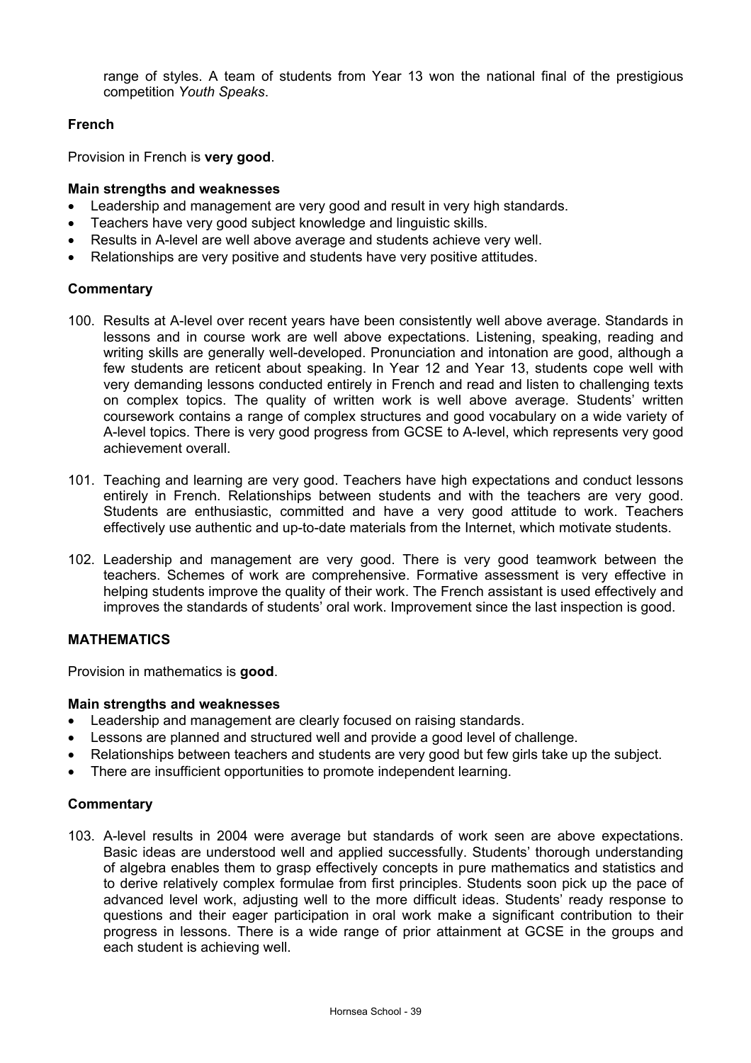range of styles. A team of students from Year 13 won the national final of the prestigious competition *Youth Speaks*.

### French

Provision in French is **very good**.

**Main strengths and weaknesses**

- Leadership and management are very good and result in very high standards.
- Teachers have very good subject knowledge and linguistic skills.
- Results in A-level are well above average and students achieve very well.
- Relationships are very positive and students have very positive attitudes.

**Commentary**

100. Results at A-level over recent years have been consistently well above average. Standards in lessons and in course work are well above expectations. Listening, speaking, reading and writing skills are generally well-developed. Pronunciation and intonation are good, although a few students are reticent about speaking. In Year 12 and Year 13, students cope well with very demanding lessons conducted entirely in French and read and listen to challenging texts on complex topics. The quality of written work is well above average. Students' written coursework contains a range of complex structures and good vocabulary on a wide variety of A-level topics. There is very good progress from GCSE to A-level, which represents very good achievement overall.

101. Teaching and learning are very good. Teachers have high expectations and conduct lessons entirely in French. Relationships between students and with the teachers are very good. Students are enthusiastic, committed and have a very good attitude to work. Teachers effectively use authentic and up-to-date materials from the Internet, which motivate students.

102. Leadership and management are very good. There is very good teamwork between the teachers. Schemes of work are comprehensive. Formative assessment is very effective in helping students improve the quality of their work. The French assistant is used effectively and improves the standards of students' oral work. Improvement since the last inspection is good.

### MATHEMATICS

Provision in mathematics is **good**.

**Main strengths and weaknesses**

- Leadership and management are clearly focused on raising standards.
- Lessons are planned and structured well and provide a good level of challenge.
- Relationships between teachers and students are very good but few girls take up the subject.
- There are insufficient opportunities to promote independent learning.

**Commentary**

103. A-level results in 2004 were average but standards of work seen are above expectations. Basic ideas are understood well and applied successfully. Students' thorough understanding of algebra enables them to grasp effectively concepts in pure mathematics and statistics and to derive relatively complex formulae from first principles. Students soon pick up the pace of advanced level work, adjusting well to the more difficult ideas. Students' ready response to questions and their eager participation in oral work make a significant contribution to their progress in lessons. There is a wide range of prior attainment at GCSE in the groups and each student is achieving well.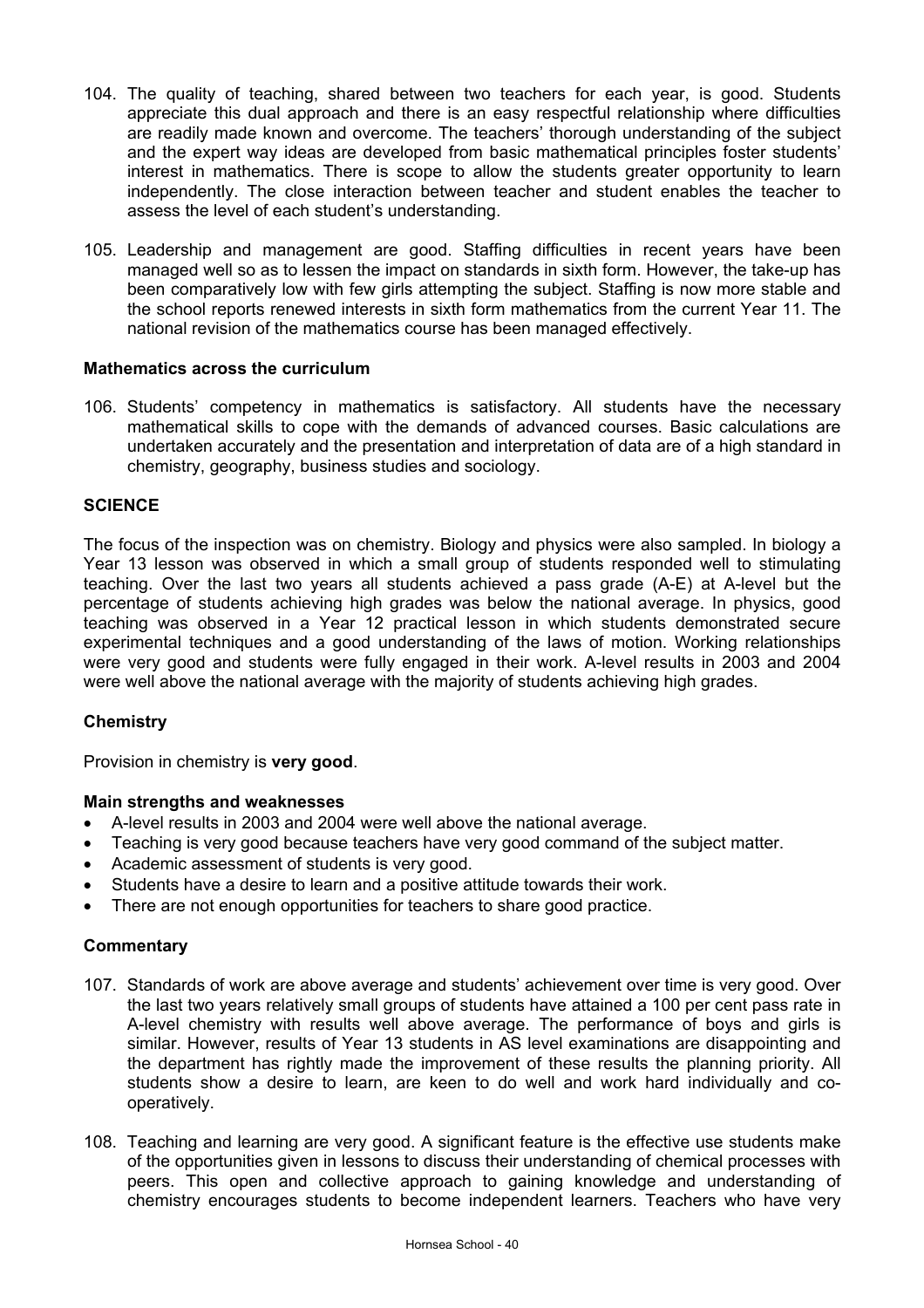104. The quality of teaching, shared between two teachers for each year, is good. Students appreciate this dual approach and there is an easy respectful relationship where difficulties are readily made known and overcome. The teachers' thorough understanding of the subject and the expert way ideas are developed from basic mathematical principles foster students' interest in mathematics. There is scope to allow the students greater opportunity to learn independently. The close interaction between teacher and student enables the teacher to assess the level of each student's understanding.

105. Leadership and management are good. Staffing difficulties in recent years have been managed well so as to lessen the impact on standards in sixth form. However, the take-up has been comparatively low with few girls attempting the subject. Staffing is now more stable and the school reports renewed interests in sixth form mathematics from the current Year 11. The national revision of the mathematics course has been managed effectively.

**Mathematics across the curriculum**

106. Students' competency in mathematics is satisfactory. All students have the necessary mathematical skills to cope with the demands of advanced courses. Basic calculations are undertaken accurately and the presentation and interpretation of data are of a high standard in chemistry, geography, business studies and sociology.

## SCIENCE

The focus of the inspection was on chemistry. Biology and physics were also sampled. In biology a Year 13 lesson was observed in which a small group of students responded well to stimulating teaching. Over the last two years all students achieved a pass grade (A-E) at A-level but the percentage of students achieving high grades was below the national average. In physics, good teaching was observed in a Year 12 practical lesson in which students demonstrated secure experimental techniques and a good understanding of the laws of motion. Working relationships were very good and students were fully engaged in their work. A-level results in 2003 and 2004 were well above the national average with the majority of students achieving high grades.

### Chemistry

Provision in chemistry is **very good**.

**Main strengths and weaknesses**

- A-level results in 2003 and 2004 were well above the national average.
- Teaching is very good because teachers have very good command of the subject matter.
- Academic assessment of students is very good.
- Students have a desire to learn and a positive attitude towards their work.
- There are not enough opportunities for teachers to share good practice.

**Commentary**

107. Standards of work are above average and students' achievement over time is very good. Over the last two years relatively small groups of students have attained a 100 per cent pass rate in A-level chemistry with results well above average. The performance of boys and girls is similar. However, results of Year 13 students in AS level examinations are disappointing and the department has rightly made the improvement of these results the planning priority. All students show a desire to learn, are keen to do well and work hard individually and co-operatively.

108. Teaching and learning are very good. A significant feature is the effective use students make of the opportunities given in lessons to discuss their understanding of chemical processes with peers. This open and collective approach to gaining knowledge and understanding of chemistry encourages students to become independent learners. Teachers who have very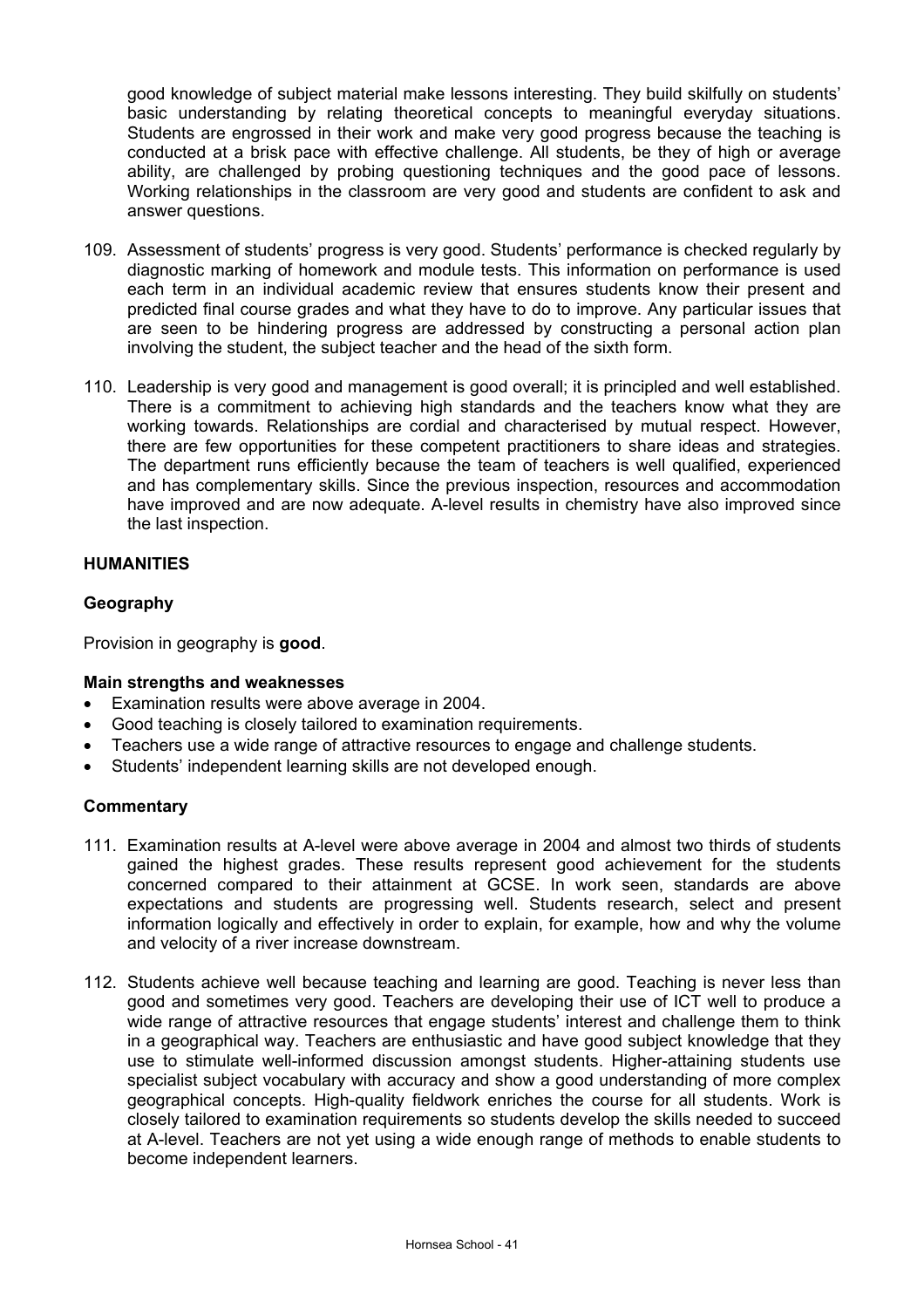good knowledge of subject material make lessons interesting. They build skilfully on students' basic understanding by relating theoretical concepts to meaningful everyday situations. Students are engrossed in their work and make very good progress because the teaching is conducted at a brisk pace with effective challenge. All students, be they of high or average ability, are challenged by probing questioning techniques and the good pace of lessons. Working relationships in the classroom are very good and students are confident to ask and answer questions.

109. Assessment of students' progress is very good. Students' performance is checked regularly by diagnostic marking of homework and module tests. This information on performance is used each term in an individual academic review that ensures students know their present and predicted final course grades and what they have to do to improve. Any particular issues that are seen to be hindering progress are addressed by constructing a personal action plan involving the student, the subject teacher and the head of the sixth form.

110. Leadership is very good and management is good overall; it is principled and well established. There is a commitment to achieving high standards and the teachers know what they are working towards. Relationships are cordial and characterised by mutual respect. However, there are few opportunities for these competent practitioners to share ideas and strategies. The department runs efficiently because the team of teachers is well qualified, experienced and has complementary skills. Since the previous inspection, resources and accommodation have improved and are now adequate. A-level results in chemistry have also improved since the last inspection.

## HUMANITIES

### Geography

Provision in geography is **good**.

#### Main strengths and weaknesses

- Examination results were above average in 2004.
- Good teaching is closely tailored to examination requirements.
- Teachers use a wide range of attractive resources to engage and challenge students.
- Students' independent learning skills are not developed enough.

#### Commentary

111. Examination results at A-level were above average in 2004 and almost two thirds of students gained the highest grades. These results represent good achievement for the students concerned compared to their attainment at GCSE. In work seen, standards are above expectations and students are progressing well. Students research, select and present information logically and effectively in order to explain, for example, how and why the volume and velocity of a river increase downstream.

112. Students achieve well because teaching and learning are good. Teaching is never less than good and sometimes very good. Teachers are developing their use of ICT well to produce a wide range of attractive resources that engage students' interest and challenge them to think in a geographical way. Teachers are enthusiastic and have good subject knowledge that they use to stimulate well-informed discussion amongst students. Higher-attaining students use specialist subject vocabulary with accuracy and show a good understanding of more complex geographical concepts. High-quality fieldwork enriches the course for all students. Work is closely tailored to examination requirements so students develop the skills needed to succeed at A-level. Teachers are not yet using a wide enough range of methods to enable students to become independent learners.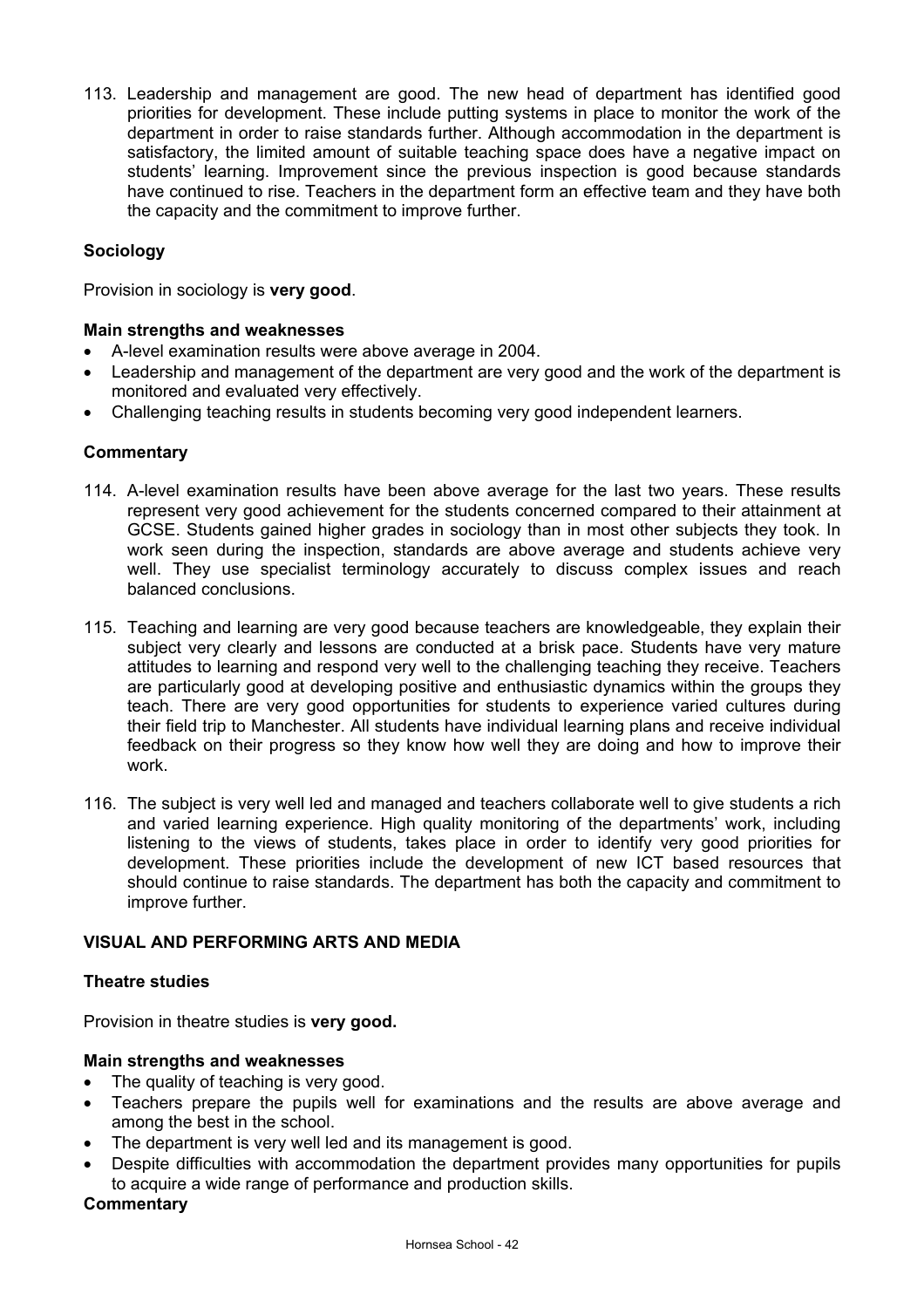113. Leadership and management are good. The new head of department has identified good priorities for development. These include putting systems in place to monitor the work of the department in order to raise standards further. Although accommodation in the department is satisfactory, the limited amount of suitable teaching space does have a negative impact on students' learning. Improvement since the previous inspection is good because standards have continued to rise. Teachers in the department form an effective team and they have both the capacity and the commitment to improve further.

### Sociology

Provision in sociology is **very good**.

#### Main strengths and weaknesses

- A-level examination results were above average in 2004.
- Leadership and management of the department are very good and the work of the department is monitored and evaluated very effectively.
- Challenging teaching results in students becoming very good independent learners.

#### Commentary

114. A-level examination results have been above average for the last two years. These results represent very good achievement for the students concerned compared to their attainment at GCSE. Students gained higher grades in sociology than in most other subjects they took. In work seen during the inspection, standards are above average and students achieve very well. They use specialist terminology accurately to discuss complex issues and reach balanced conclusions.

115. Teaching and learning are very good because teachers are knowledgeable, they explain their subject very clearly and lessons are conducted at a brisk pace. Students have very mature attitudes to learning and respond very well to the challenging teaching they receive. Teachers are particularly good at developing positive and enthusiastic dynamics within the groups they teach. There are very good opportunities for students to experience varied cultures during their field trip to Manchester. All students have individual learning plans and receive individual feedback on their progress so they know how well they are doing and how to improve their work.

116. The subject is very well led and managed and teachers collaborate well to give students a rich and varied learning experience. High quality monitoring of the departments' work, including listening to the views of students, takes place in order to identify very good priorities for development. These priorities include the development of new ICT based resources that should continue to raise standards. The department has both the capacity and commitment to improve further.

## VISUAL AND PERFORMING ARTS AND MEDIA

### Theatre studies

Provision in theatre studies is **very good.**

#### Main strengths and weaknesses

- The quality of teaching is very good.
- Teachers prepare the pupils well for examinations and the results are above average and among the best in the school.
- The department is very well led and its management is good.
- Despite difficulties with accommodation the department provides many opportunities for pupils to acquire a wide range of performance and production skills.

#### Commentary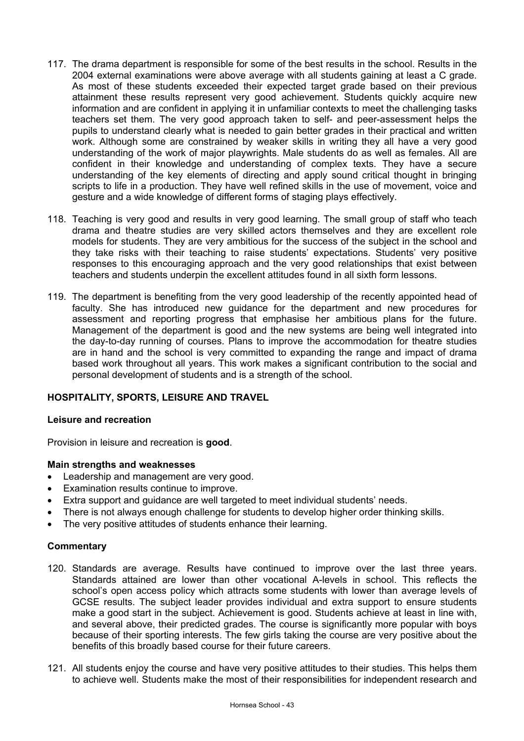117. The drama department is responsible for some of the best results in the school. Results in the 2004 external examinations were above average with all students gaining at least a C grade. As most of these students exceeded their expected target grade based on their previous attainment these results represent very good achievement. Students quickly acquire new information and are confident in applying it in unfamiliar contexts to meet the challenging tasks teachers set them. The very good approach taken to self- and peer-assessment helps the pupils to understand clearly what is needed to gain better grades in their practical and written work. Although some are constrained by weaker skills in writing they all have a very good understanding of the work of major playwrights. Male students do as well as females. All are confident in their knowledge and understanding of complex texts. They have a secure understanding of the key elements of directing and apply sound critical thought in bringing scripts to life in a production. They have well refined skills in the use of movement, voice and gesture and a wide knowledge of different forms of staging plays effectively.

118. Teaching is very good and results in very good learning. The small group of staff who teach drama and theatre studies are very skilled actors themselves and they are excellent role models for students. They are very ambitious for the success of the subject in the school and they take risks with their teaching to raise students' expectations. Students' very positive responses to this encouraging approach and the very good relationships that exist between teachers and students underpin the excellent attitudes found in all sixth form lessons.

119. The department is benefiting from the very good leadership of the recently appointed head of faculty. She has introduced new guidance for the department and new procedures for assessment and reporting progress that emphasise her ambitious plans for the future. Management of the department is good and the new systems are being well integrated into the day-to-day running of courses. Plans to improve the accommodation for theatre studies are in hand and the school is very committed to expanding the range and impact of drama based work throughout all years. This work makes a significant contribution to the social and personal development of students and is a strength of the school.

## HOSPITALITY, SPORTS, LEISURE AND TRAVEL

### Leisure and recreation

Provision in leisure and recreation is **good**.

#### Main strengths and weaknesses

- Leadership and management are very good.
- Examination results continue to improve.
- Extra support and guidance are well targeted to meet individual students' needs.
- There is not always enough challenge for students to develop higher order thinking skills.
- The very positive attitudes of students enhance their learning.

#### Commentary

120. Standards are average. Results have continued to improve over the last three years. Standards attained are lower than other vocational A-levels in school. This reflects the school's open access policy which attracts some students with lower than average levels of GCSE results. The subject leader provides individual and extra support to ensure students make a good start in the subject. Achievement is good. Students achieve at least in line with, and several above, their predicted grades. The course is significantly more popular with boys because of their sporting interests. The few girls taking the course are very positive about the benefits of this broadly based course for their future careers.

121. All students enjoy the course and have very positive attitudes to their studies. This helps them to achieve well. Students make the most of their responsibilities for independent research and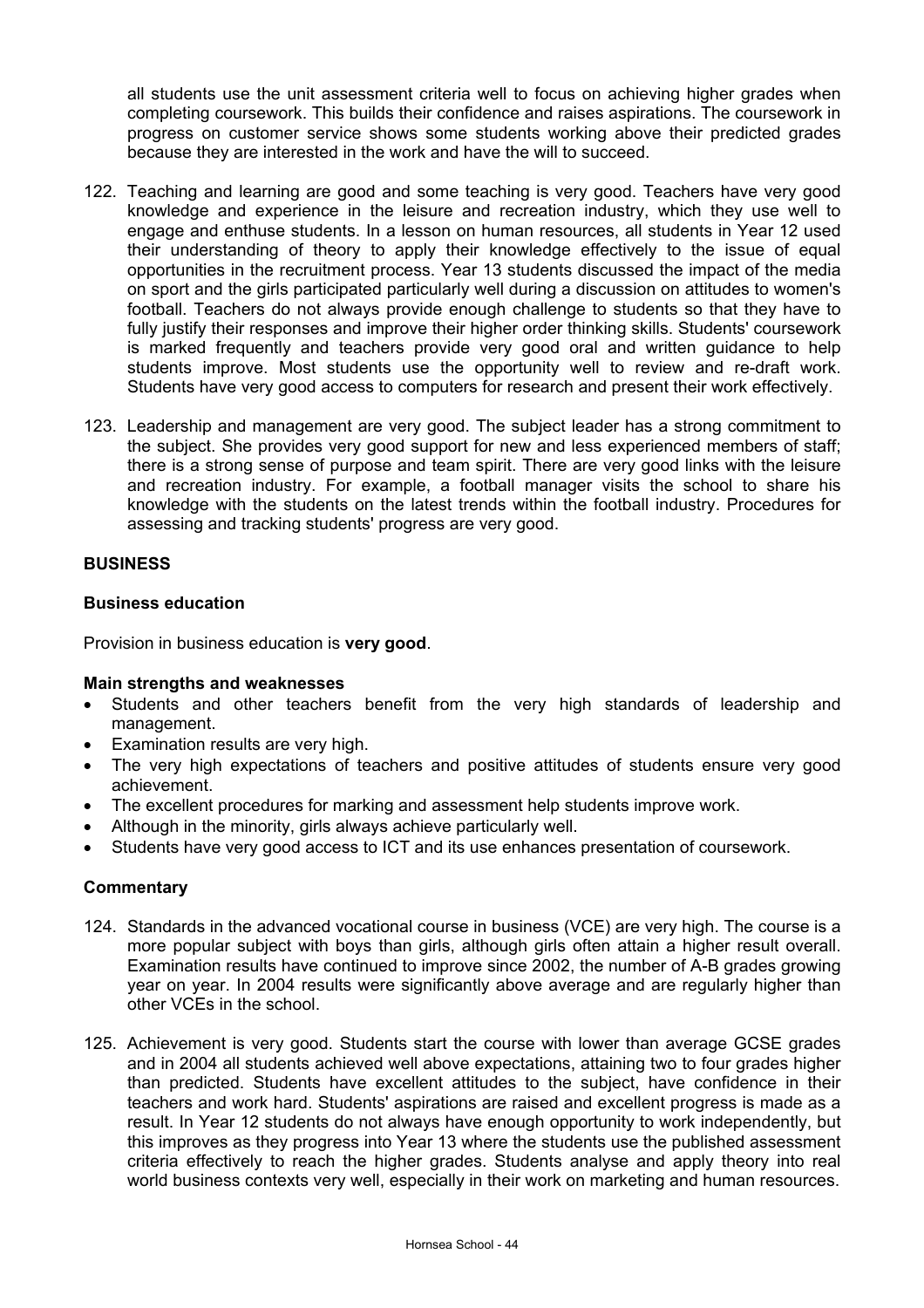all students use the unit assessment criteria well to focus on achieving higher grades when completing coursework. This builds their confidence and raises aspirations. The coursework in progress on customer service shows some students working above their predicted grades because they are interested in the work and have the will to succeed.

122. Teaching and learning are good and some teaching is very good. Teachers have very good knowledge and experience in the leisure and recreation industry, which they use well to engage and enthuse students. In a lesson on human resources, all students in Year 12 used their understanding of theory to apply their knowledge effectively to the issue of equal opportunities in the recruitment process. Year 13 students discussed the impact of the media on sport and the girls participated particularly well during a discussion on attitudes to women's football. Teachers do not always provide enough challenge to students so that they have to fully justify their responses and improve their higher order thinking skills. Students' coursework is marked frequently and teachers provide very good oral and written guidance to help students improve. Most students use the opportunity well to review and re-draft work. Students have very good access to computers for research and present their work effectively.

123. Leadership and management are very good. The subject leader has a strong commitment to the subject. She provides very good support for new and less experienced members of staff; there is a strong sense of purpose and team spirit. There are very good links with the leisure and recreation industry. For example, a football manager visits the school to share his knowledge with the students on the latest trends within the football industry. Procedures for assessing and tracking students' progress are very good.

## BUSINESS

### Business education

Provision in business education is **very good**.

#### Main strengths and weaknesses

- Students and other teachers benefit from the very high standards of leadership and management.
- Examination results are very high.
- The very high expectations of teachers and positive attitudes of students ensure very good achievement.
- The excellent procedures for marking and assessment help students improve work.
- Although in the minority, girls always achieve particularly well.
- Students have very good access to ICT and its use enhances presentation of coursework.

#### Commentary

124. Standards in the advanced vocational course in business (VCE) are very high. The course is a more popular subject with boys than girls, although girls often attain a higher result overall. Examination results have continued to improve since 2002, the number of A-B grades growing year on year. In 2004 results were significantly above average and are regularly higher than other VCEs in the school.

125. Achievement is very good. Students start the course with lower than average GCSE grades and in 2004 all students achieved well above expectations, attaining two to four grades higher than predicted. Students have excellent attitudes to the subject, have confidence in their teachers and work hard. Students' aspirations are raised and excellent progress is made as a result. In Year 12 students do not always have enough opportunity to work independently, but this improves as they progress into Year 13 where the students use the published assessment criteria effectively to reach the higher grades. Students analyse and apply theory into real world business contexts very well, especially in their work on marketing and human resources.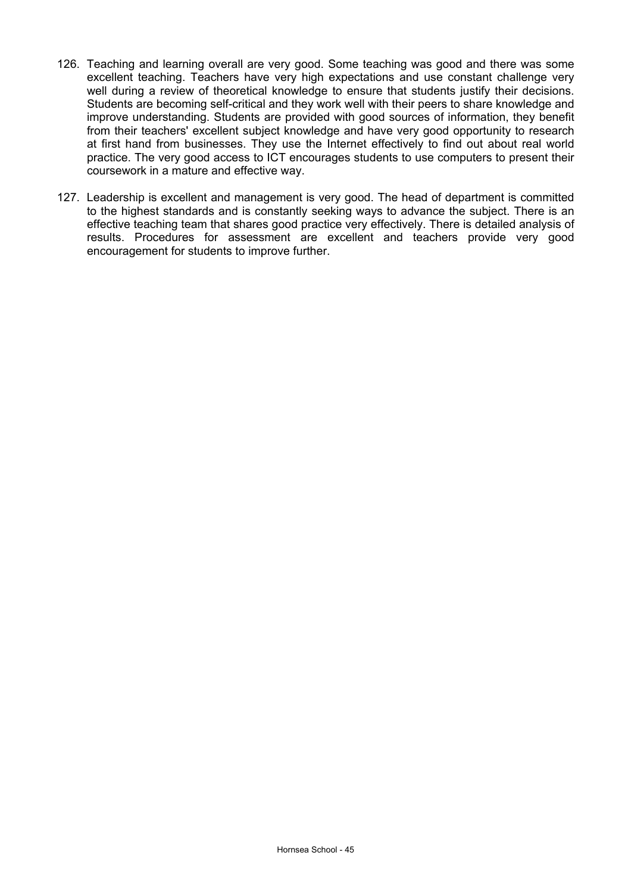126. Teaching and learning overall are very good. Some teaching was good and there was some excellent teaching. Teachers have very high expectations and use constant challenge very well during a review of theoretical knowledge to ensure that students justify their decisions. Students are becoming self-critical and they work well with their peers to share knowledge and improve understanding. Students are provided with good sources of information, they benefit from their teachers' excellent subject knowledge and have very good opportunity to research at first hand from businesses. They use the Internet effectively to find out about real world practice. The very good access to ICT encourages students to use computers to present their coursework in a mature and effective way.

127. Leadership is excellent and management is very good. The head of department is committed to the highest standards and is constantly seeking ways to advance the subject. There is an effective teaching team that shares good practice very effectively. There is detailed analysis of results. Procedures for assessment are excellent and teachers provide very good encouragement for students to improve further.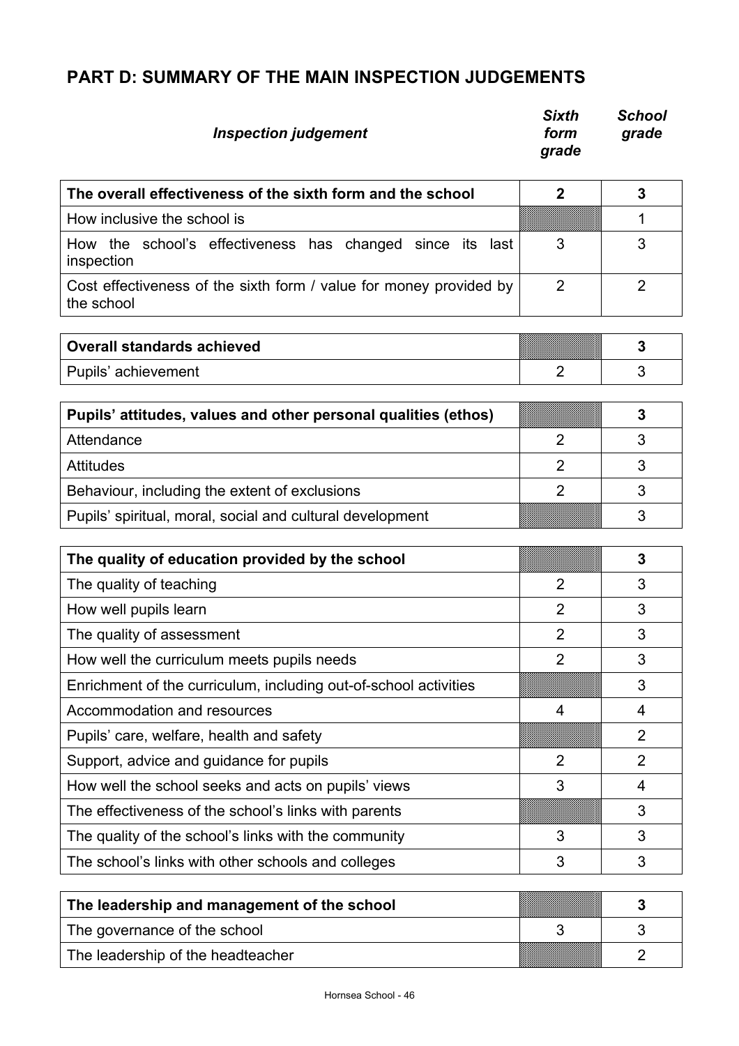## PART D: SUMMARY OF THE MAIN INSPECTION JUDGEMENTS

| *Inspection judgement* | *Sixth form grade* | *School grade* |
|---|---|---|
| **The overall effectiveness of the sixth form and the school** | **2** | **3** |
| How inclusive the school is | | 1 |
| How the school's effectiveness has changed since its last inspection | 3 | 3 |
| Cost effectiveness of the sixth form / value for money provided by the school | 2 | 2 |
| **Overall standards achieved** | | **3** |
| Pupils' achievement | 2 | 3 |
| **Pupils' attitudes, values and other personal qualities (ethos)** | | **3** |
| Attendance | 2 | 3 |
| Attitudes | 2 | 3 |
| Behaviour, including the extent of exclusions | 2 | 3 |
| Pupils' spiritual, moral, social and cultural development | | 3 |
| **The quality of education provided by the school** | | **3** |
| The quality of teaching | 2 | 3 |
| How well pupils learn | 2 | 3 |
| The quality of assessment | 2 | 3 |
| How well the curriculum meets pupils needs | 2 | 3 |
| Enrichment of the curriculum, including out-of-school activities | | 3 |
| Accommodation and resources | 4 | 4 |
| Pupils' care, welfare, health and safety | | 2 |
| Support, advice and guidance for pupils | 2 | 2 |
| How well the school seeks and acts on pupils' views | 3 | 4 |
| The effectiveness of the school's links with parents | | 3 |
| The quality of the school's links with the community | 3 | 3 |
| The school's links with other schools and colleges | 3 | 3 |
| **The leadership and management of the school** | | **3** |
| The governance of the school | 3 | 3 |
| The leadership of the headteacher | | 2 |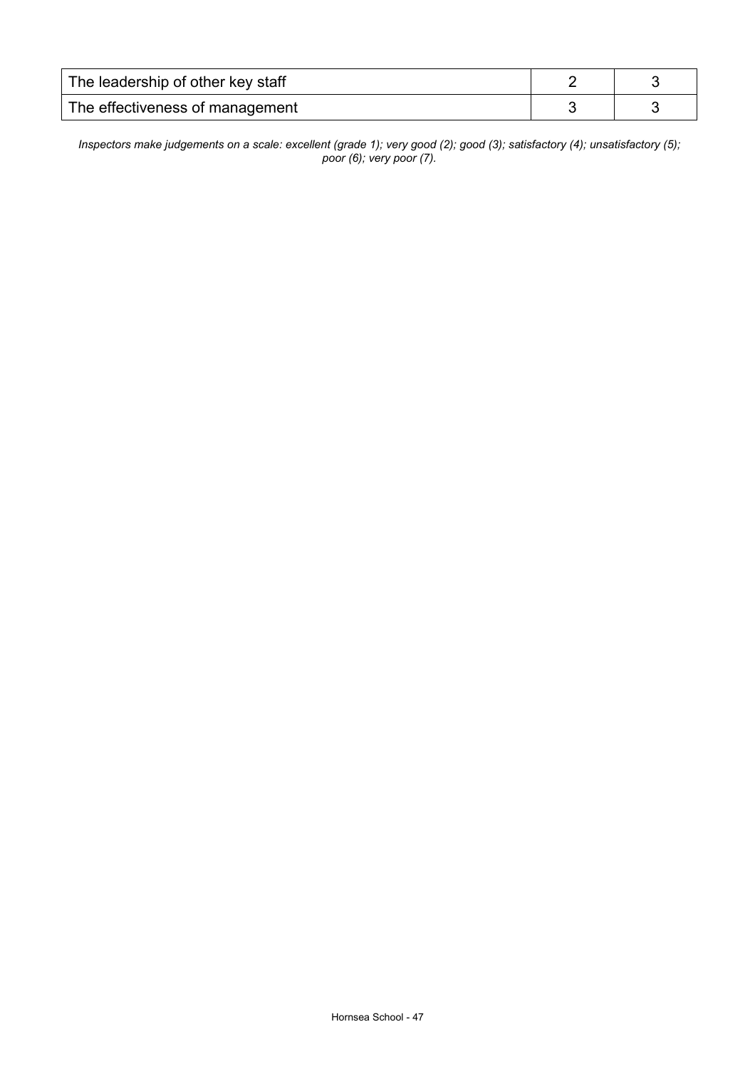| | | |
|---|---|---|
| The leadership of other key staff | 2 | 3 |
| The effectiveness of management | 3 | 3 |

*Inspectors make judgements on a scale: excellent (grade 1); very good (2); good (3); satisfactory (4); unsatisfactory (5); poor (6); very poor (7).*